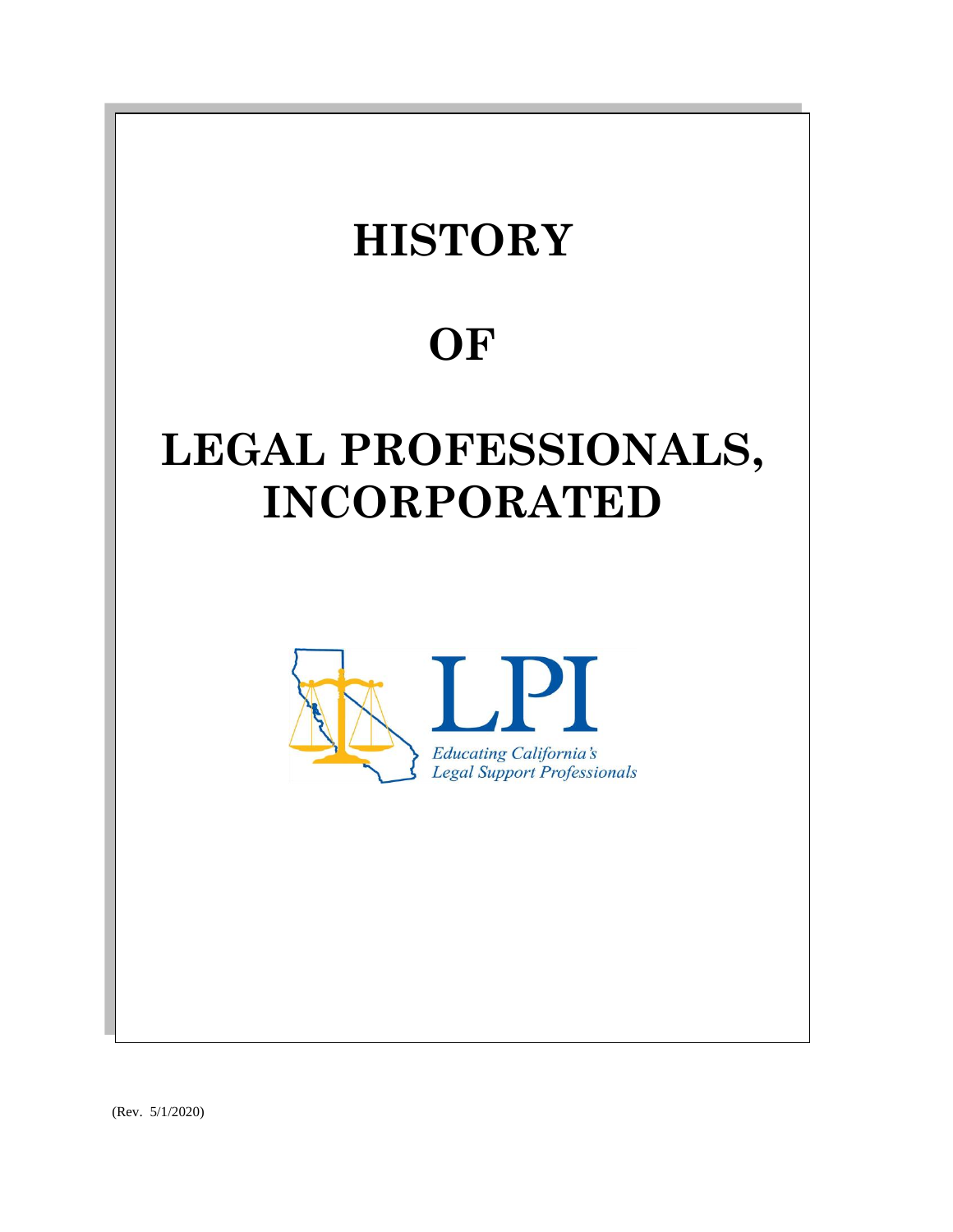# HISTORY

# OF

# LEGAL PROFESSIONALS, INCORPORATED

LPI

*Educating California's Legal Support Professionals*

(Rev. 5/1/2020)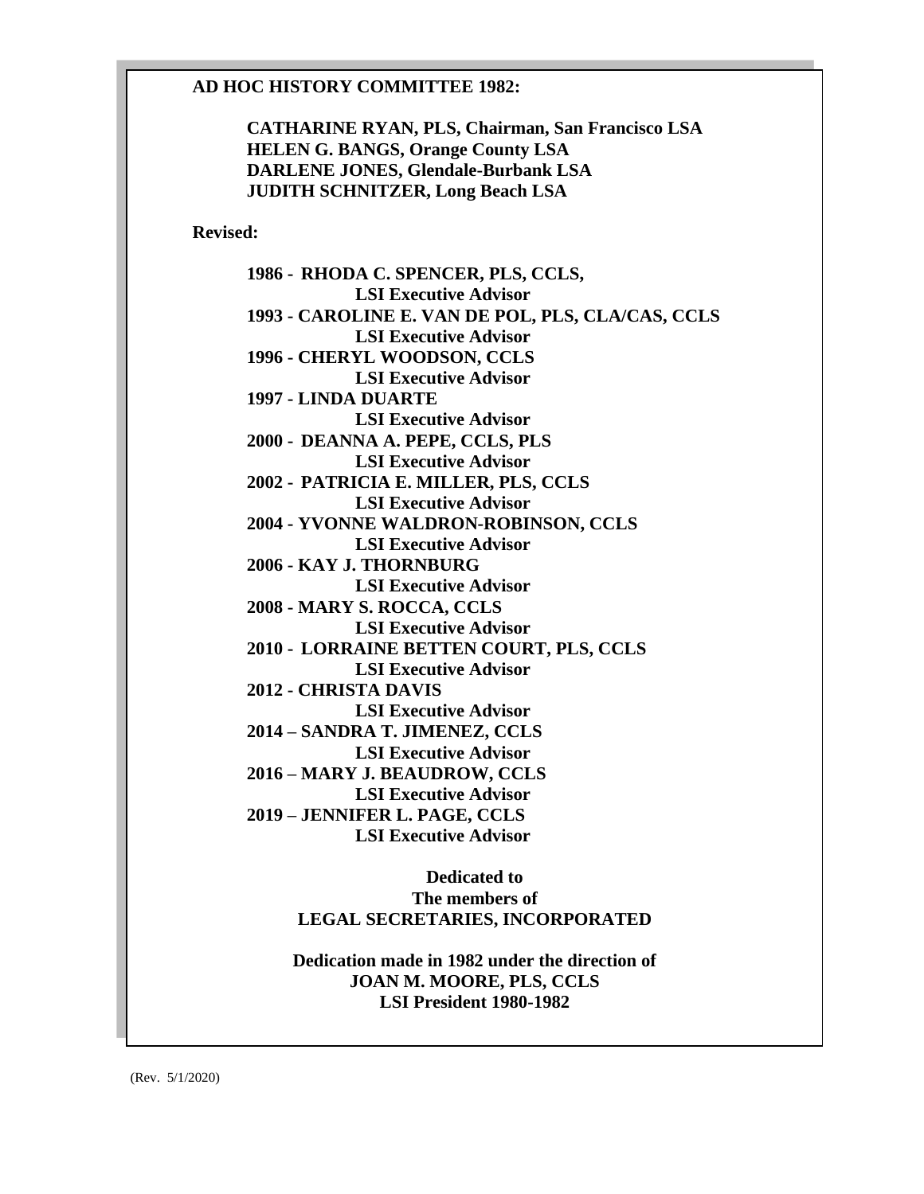**AD HOC HISTORY COMMITTEE 1982:**

**CATHARINE RYAN, PLS, Chairman, San Francisco LSA**
**HELEN G. BANGS, Orange County LSA**
**DARLENE JONES, Glendale-Burbank LSA**
**JUDITH SCHNITZER, Long Beach LSA**

**Revised:**

**1986 - RHODA C. SPENCER, PLS, CCLS,**
**LSI Executive Advisor**
**1993 - CAROLINE E. VAN DE POL, PLS, CLA/CAS, CCLS**
**LSI Executive Advisor**
**1996 - CHERYL WOODSON, CCLS**
**LSI Executive Advisor**
**1997 - LINDA DUARTE**
**LSI Executive Advisor**
**2000 - DEANNA A. PEPE, CCLS, PLS**
**LSI Executive Advisor**
**2002 - PATRICIA E. MILLER, PLS, CCLS**
**LSI Executive Advisor**
**2004 - YVONNE WALDRON-ROBINSON, CCLS**
**LSI Executive Advisor**
**2006 - KAY J. THORNBURG**
**LSI Executive Advisor**
**2008 - MARY S. ROCCA, CCLS**
**LSI Executive Advisor**
**2010 - LORRAINE BETTEN COURT, PLS, CCLS**
**LSI Executive Advisor**
**2012 - CHRISTA DAVIS**
**LSI Executive Advisor**
**2014 – SANDRA T. JIMENEZ, CCLS**
**LSI Executive Advisor**
**2016 – MARY J. BEAUDROW, CCLS**
**LSI Executive Advisor**
**2019 – JENNIFER L. PAGE, CCLS**
**LSI Executive Advisor**

**Dedicated to**
**The members of**
**LEGAL SECRETARIES, INCORPORATED**

**Dedication made in 1982 under the direction of**
**JOAN M. MOORE, PLS, CCLS**
**LSI President 1980-1982**

(Rev. 5/1/2020)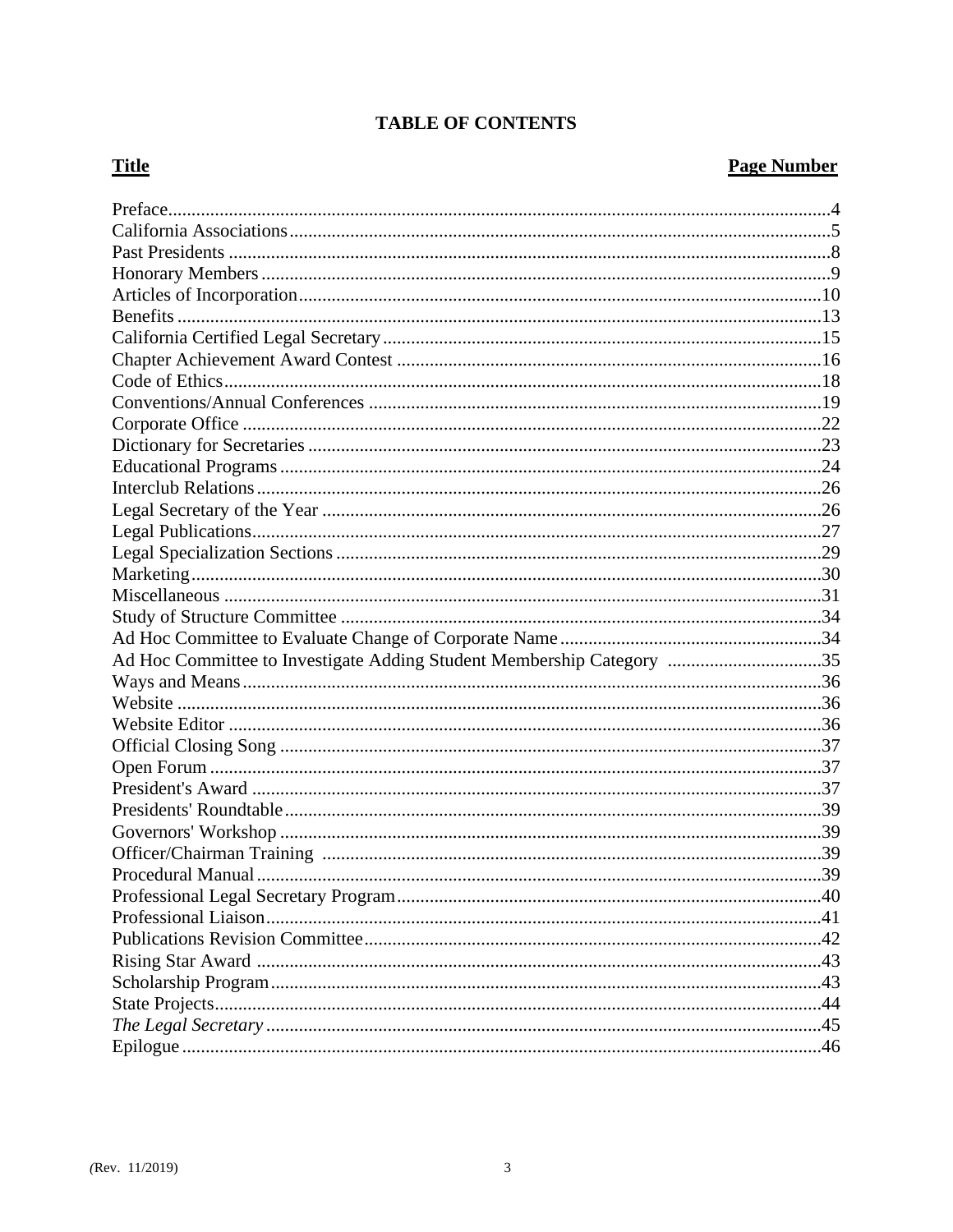# TABLE OF CONTENTS

| Title | Page Number |
|---|---|
| Preface | 4 |
| California Associations | 5 |
| Past Presidents | 8 |
| Honorary Members | 9 |
| Articles of Incorporation | 10 |
| Benefits | 13 |
| California Certified Legal Secretary | 15 |
| Chapter Achievement Award Contest | 16 |
| Code of Ethics | 18 |
| Conventions/Annual Conferences | 19 |
| Corporate Office | 22 |
| Dictionary for Secretaries | 23 |
| Educational Programs | 24 |
| Interclub Relations | 26 |
| Legal Secretary of the Year | 26 |
| Legal Publications | 27 |
| Legal Specialization Sections | 29 |
| Marketing | 30 |
| Miscellaneous | 31 |
| Study of Structure Committee | 34 |
| Ad Hoc Committee to Evaluate Change of Corporate Name | 34 |
| Ad Hoc Committee to Investigate Adding Student Membership Category | 35 |
| Ways and Means | 36 |
| Website | 36 |
| Website Editor | 36 |
| Official Closing Song | 37 |
| Open Forum | 37 |
| President's Award | 37 |
| Presidents' Roundtable | 39 |
| Governors' Workshop | 39 |
| Officer/Chairman Training | 39 |
| Procedural Manual | 39 |
| Professional Legal Secretary Program | 40 |
| Professional Liaison | 41 |
| Publications Revision Committee | 42 |
| Rising Star Award | 43 |
| Scholarship Program | 43 |
| State Projects | 44 |
| *The Legal Secretary* | 45 |
| Epilogue | 46 |

(Rev. 11/2019)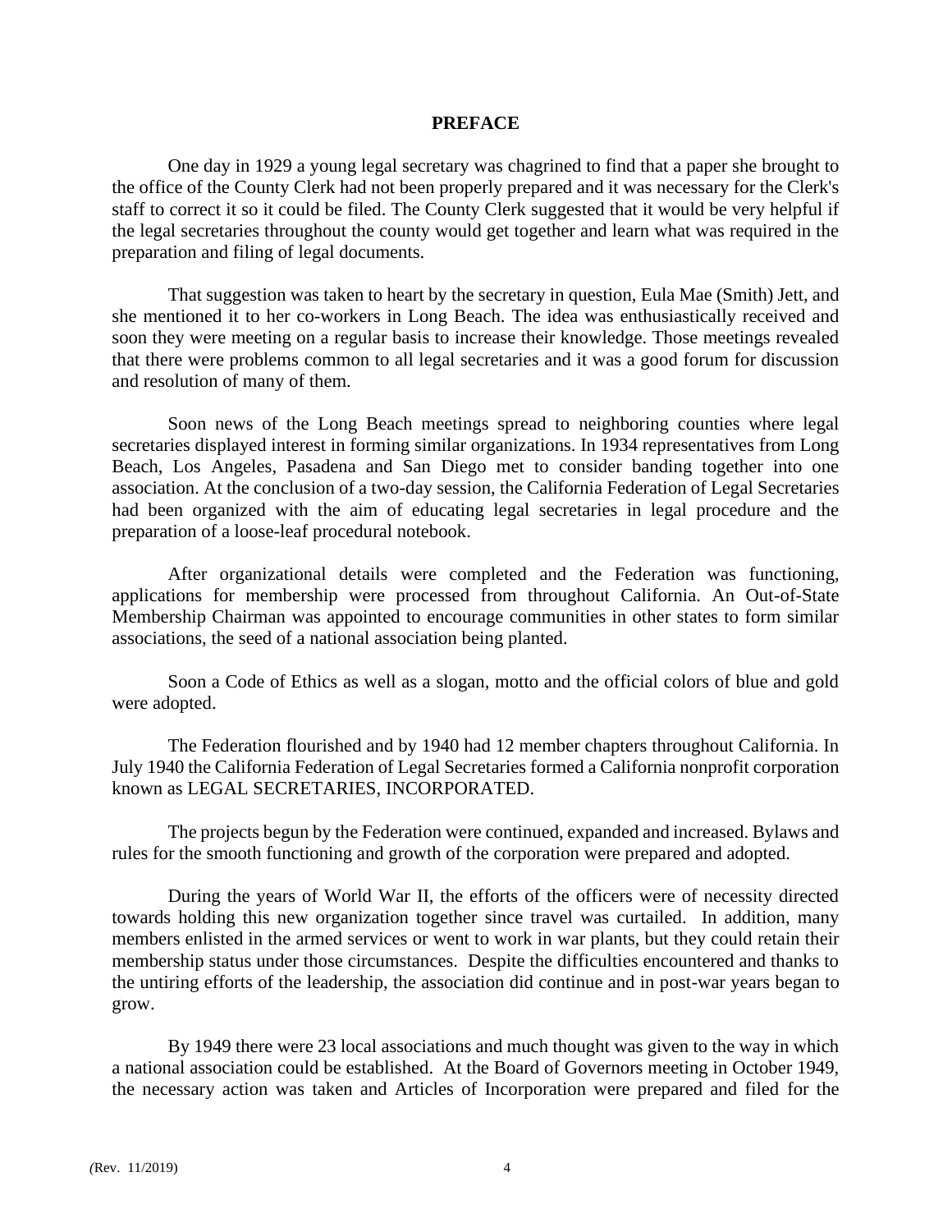# PREFACE

One day in 1929 a young legal secretary was chagrined to find that a paper she brought to the office of the County Clerk had not been properly prepared and it was necessary for the Clerk's staff to correct it so it could be filed. The County Clerk suggested that it would be very helpful if the legal secretaries throughout the county would get together and learn what was required in the preparation and filing of legal documents.

That suggestion was taken to heart by the secretary in question, Eula Mae (Smith) Jett, and she mentioned it to her co-workers in Long Beach. The idea was enthusiastically received and soon they were meeting on a regular basis to increase their knowledge. Those meetings revealed that there were problems common to all legal secretaries and it was a good forum for discussion and resolution of many of them.

Soon news of the Long Beach meetings spread to neighboring counties where legal secretaries displayed interest in forming similar organizations. In 1934 representatives from Long Beach, Los Angeles, Pasadena and San Diego met to consider banding together into one association. At the conclusion of a two-day session, the California Federation of Legal Secretaries had been organized with the aim of educating legal secretaries in legal procedure and the preparation of a loose-leaf procedural notebook.

After organizational details were completed and the Federation was functioning, applications for membership were processed from throughout California. An Out-of-State Membership Chairman was appointed to encourage communities in other states to form similar associations, the seed of a national association being planted.

Soon a Code of Ethics as well as a slogan, motto and the official colors of blue and gold were adopted.

The Federation flourished and by 1940 had 12 member chapters throughout California. In July 1940 the California Federation of Legal Secretaries formed a California nonprofit corporation known as LEGAL SECRETARIES, INCORPORATED.

The projects begun by the Federation were continued, expanded and increased. Bylaws and rules for the smooth functioning and growth of the corporation were prepared and adopted.

During the years of World War II, the efforts of the officers were of necessity directed towards holding this new organization together since travel was curtailed. In addition, many members enlisted in the armed services or went to work in war plants, but they could retain their membership status under those circumstances. Despite the difficulties encountered and thanks to the untiring efforts of the leadership, the association did continue and in post-war years began to grow.

By 1949 there were 23 local associations and much thought was given to the way in which a national association could be established. At the Board of Governors meeting in October 1949, the necessary action was taken and Articles of Incorporation were prepared and filed for the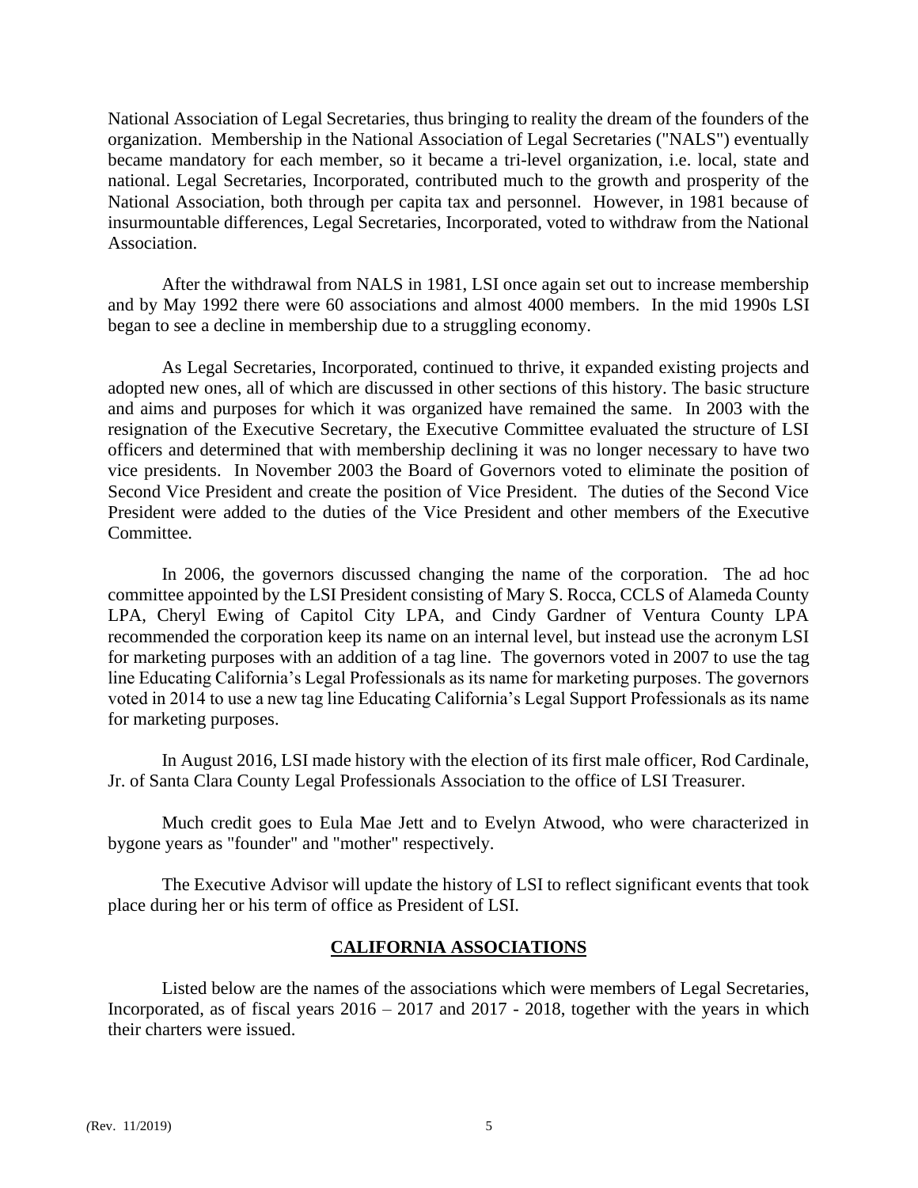National Association of Legal Secretaries, thus bringing to reality the dream of the founders of the organization. Membership in the National Association of Legal Secretaries ("NALS") eventually became mandatory for each member, so it became a tri-level organization, i.e. local, state and national. Legal Secretaries, Incorporated, contributed much to the growth and prosperity of the National Association, both through per capita tax and personnel. However, in 1981 because of insurmountable differences, Legal Secretaries, Incorporated, voted to withdraw from the National Association.

After the withdrawal from NALS in 1981, LSI once again set out to increase membership and by May 1992 there were 60 associations and almost 4000 members. In the mid 1990s LSI began to see a decline in membership due to a struggling economy.

As Legal Secretaries, Incorporated, continued to thrive, it expanded existing projects and adopted new ones, all of which are discussed in other sections of this history. The basic structure and aims and purposes for which it was organized have remained the same. In 2003 with the resignation of the Executive Secretary, the Executive Committee evaluated the structure of LSI officers and determined that with membership declining it was no longer necessary to have two vice presidents. In November 2003 the Board of Governors voted to eliminate the position of Second Vice President and create the position of Vice President. The duties of the Second Vice President were added to the duties of the Vice President and other members of the Executive Committee.

In 2006, the governors discussed changing the name of the corporation. The ad hoc committee appointed by the LSI President consisting of Mary S. Rocca, CCLS of Alameda County LPA, Cheryl Ewing of Capitol City LPA, and Cindy Gardner of Ventura County LPA recommended the corporation keep its name on an internal level, but instead use the acronym LSI for marketing purposes with an addition of a tag line. The governors voted in 2007 to use the tag line Educating California's Legal Professionals as its name for marketing purposes. The governors voted in 2014 to use a new tag line Educating California's Legal Support Professionals as its name for marketing purposes.

In August 2016, LSI made history with the election of its first male officer, Rod Cardinale, Jr. of Santa Clara County Legal Professionals Association to the office of LSI Treasurer.

Much credit goes to Eula Mae Jett and to Evelyn Atwood, who were characterized in bygone years as "founder" and "mother" respectively.

The Executive Advisor will update the history of LSI to reflect significant events that took place during her or his term of office as President of LSI.

## CALIFORNIA ASSOCIATIONS

Listed below are the names of the associations which were members of Legal Secretaries, Incorporated, as of fiscal years 2016 – 2017 and 2017 - 2018, together with the years in which their charters were issued.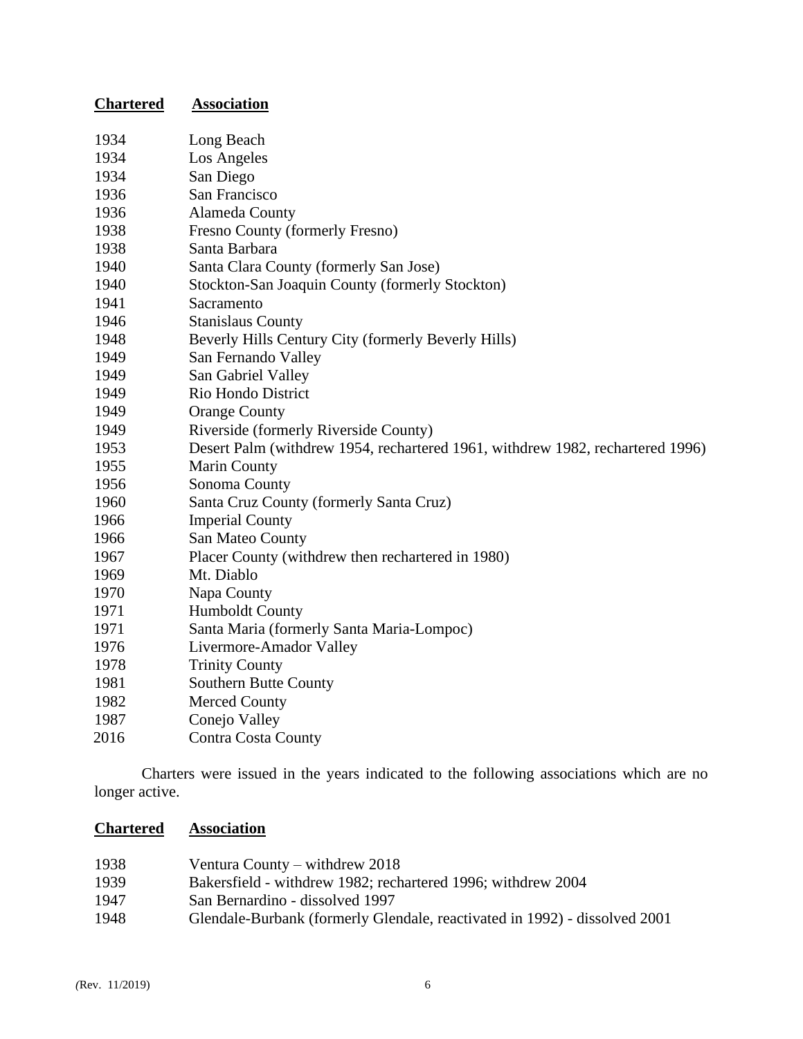| Chartered | Association |
| --- | --- |
| 1934 | Long Beach |
| 1934 | Los Angeles |
| 1934 | San Diego |
| 1936 | San Francisco |
| 1936 | Alameda County |
| 1938 | Fresno County (formerly Fresno) |
| 1938 | Santa Barbara |
| 1940 | Santa Clara County (formerly San Jose) |
| 1940 | Stockton-San Joaquin County (formerly Stockton) |
| 1941 | Sacramento |
| 1946 | Stanislaus County |
| 1948 | Beverly Hills Century City (formerly Beverly Hills) |
| 1949 | San Fernando Valley |
| 1949 | San Gabriel Valley |
| 1949 | Rio Hondo District |
| 1949 | Orange County |
| 1949 | Riverside (formerly Riverside County) |
| 1953 | Desert Palm (withdrew 1954, rechartered 1961, withdrew 1982, rechartered 1996) |
| 1955 | Marin County |
| 1956 | Sonoma County |
| 1960 | Santa Cruz County (formerly Santa Cruz) |
| 1966 | Imperial County |
| 1966 | San Mateo County |
| 1967 | Placer County (withdrew then rechartered in 1980) |
| 1969 | Mt. Diablo |
| 1970 | Napa County |
| 1971 | Humboldt County |
| 1971 | Santa Maria (formerly Santa Maria-Lompoc) |
| 1976 | Livermore-Amador Valley |
| 1978 | Trinity County |
| 1981 | Southern Butte County |
| 1982 | Merced County |
| 1987 | Conejo Valley |
| 2016 | Contra Costa County |

Charters were issued in the years indicated to the following associations which are no longer active.

| Chartered | Association |
| --- | --- |
| 1938 | Ventura County – withdrew 2018 |
| 1939 | Bakersfield - withdrew 1982; rechartered 1996; withdrew 2004 |
| 1947 | San Bernardino - dissolved 1997 |
| 1948 | Glendale-Burbank (formerly Glendale, reactivated in 1992) - dissolved 2001 |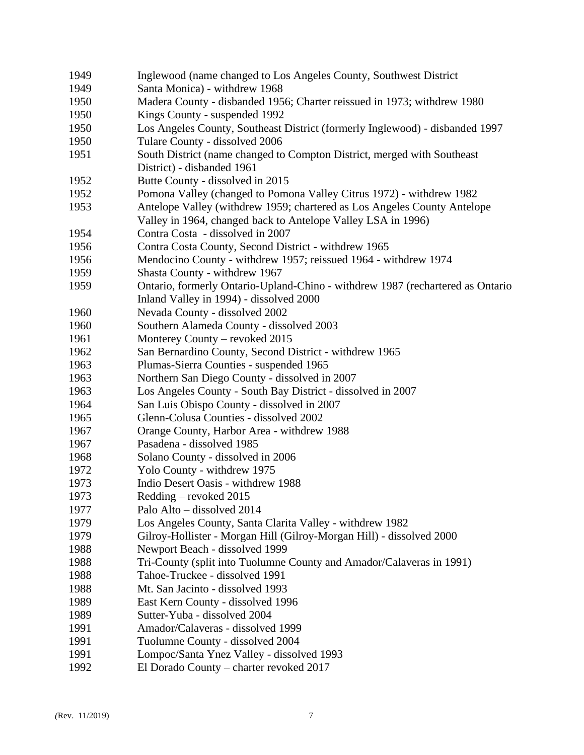| | |
|---|---|
| 1949 | Inglewood (name changed to Los Angeles County, Southwest District |
| 1949 | Santa Monica) - withdrew 1968 |
| 1950 | Madera County - disbanded 1956; Charter reissued in 1973; withdrew 1980 |
| 1950 | Kings County - suspended 1992 |
| 1950 | Los Angeles County, Southeast District (formerly Inglewood) - disbanded 1997 |
| 1950 | Tulare County - dissolved 2006 |
| 1951 | South District (name changed to Compton District, merged with Southeast District) - disbanded 1961 |
| 1952 | Butte County - dissolved in 2015 |
| 1952 | Pomona Valley (changed to Pomona Valley Citrus 1972) - withdrew 1982 |
| 1953 | Antelope Valley (withdrew 1959; chartered as Los Angeles County Antelope Valley in 1964, changed back to Antelope Valley LSA in 1996) |
| 1954 | Contra Costa - dissolved in 2007 |
| 1956 | Contra Costa County, Second District - withdrew 1965 |
| 1956 | Mendocino County - withdrew 1957; reissued 1964 - withdrew 1974 |
| 1959 | Shasta County - withdrew 1967 |
| 1959 | Ontario, formerly Ontario-Upland-Chino - withdrew 1987 (rechartered as Ontario Inland Valley in 1994) - dissolved 2000 |
| 1960 | Nevada County - dissolved 2002 |
| 1960 | Southern Alameda County - dissolved 2003 |
| 1961 | Monterey County – revoked 2015 |
| 1962 | San Bernardino County, Second District - withdrew 1965 |
| 1963 | Plumas-Sierra Counties - suspended 1965 |
| 1963 | Northern San Diego County - dissolved in 2007 |
| 1963 | Los Angeles County - South Bay District - dissolved in 2007 |
| 1964 | San Luis Obispo County - dissolved in 2007 |
| 1965 | Glenn-Colusa Counties - dissolved 2002 |
| 1967 | Orange County, Harbor Area - withdrew 1988 |
| 1967 | Pasadena - dissolved 1985 |
| 1968 | Solano County - dissolved in 2006 |
| 1972 | Yolo County - withdrew 1975 |
| 1973 | Indio Desert Oasis - withdrew 1988 |
| 1973 | Redding – revoked 2015 |
| 1977 | Palo Alto – dissolved 2014 |
| 1979 | Los Angeles County, Santa Clarita Valley - withdrew 1982 |
| 1979 | Gilroy-Hollister - Morgan Hill (Gilroy-Morgan Hill) - dissolved 2000 |
| 1988 | Newport Beach - dissolved 1999 |
| 1988 | Tri-County (split into Tuolumne County and Amador/Calaveras in 1991) |
| 1988 | Tahoe-Truckee - dissolved 1991 |
| 1988 | Mt. San Jacinto - dissolved 1993 |
| 1989 | East Kern County - dissolved 1996 |
| 1989 | Sutter-Yuba - dissolved 2004 |
| 1991 | Amador/Calaveras - dissolved 1999 |
| 1991 | Tuolumne County - dissolved 2004 |
| 1991 | Lompoc/Santa Ynez Valley - dissolved 1993 |
| 1992 | El Dorado County – charter revoked 2017 |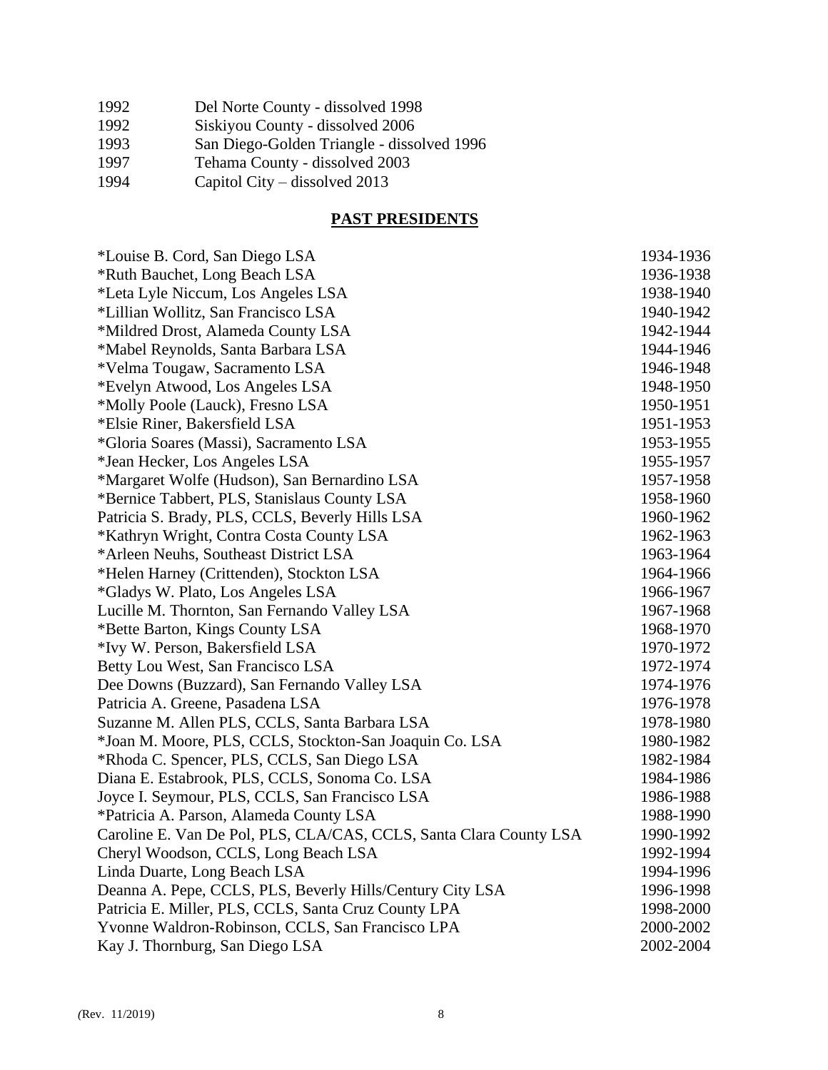| | |
|---|---|
| 1992 | Del Norte County - dissolved 1998 |
| 1992 | Siskiyou County - dissolved 2006 |
| 1993 | San Diego-Golden Triangle - dissolved 1996 |
| 1997 | Tehama County - dissolved 2003 |
| 1994 | Capitol City – dissolved 2013 |

## PAST PRESIDENTS

| | |
|---|---|
| *Louise B. Cord, San Diego LSA | 1934-1936 |
| *Ruth Bauchet, Long Beach LSA | 1936-1938 |
| *Leta Lyle Niccum, Los Angeles LSA | 1938-1940 |
| *Lillian Wollitz, San Francisco LSA | 1940-1942 |
| *Mildred Drost, Alameda County LSA | 1942-1944 |
| *Mabel Reynolds, Santa Barbara LSA | 1944-1946 |
| *Velma Tougaw, Sacramento LSA | 1946-1948 |
| *Evelyn Atwood, Los Angeles LSA | 1948-1950 |
| *Molly Poole (Lauck), Fresno LSA | 1950-1951 |
| *Elsie Riner, Bakersfield LSA | 1951-1953 |
| *Gloria Soares (Massi), Sacramento LSA | 1953-1955 |
| *Jean Hecker, Los Angeles LSA | 1955-1957 |
| *Margaret Wolfe (Hudson), San Bernardino LSA | 1957-1958 |
| *Bernice Tabbert, PLS, Stanislaus County LSA | 1958-1960 |
| Patricia S. Brady, PLS, CCLS, Beverly Hills LSA | 1960-1962 |
| *Kathryn Wright, Contra Costa County LSA | 1962-1963 |
| *Arleen Neuhs, Southeast District LSA | 1963-1964 |
| *Helen Harney (Crittenden), Stockton LSA | 1964-1966 |
| *Gladys W. Plato, Los Angeles LSA | 1966-1967 |
| Lucille M. Thornton, San Fernando Valley LSA | 1967-1968 |
| *Bette Barton, Kings County LSA | 1968-1970 |
| *Ivy W. Person, Bakersfield LSA | 1970-1972 |
| Betty Lou West, San Francisco LSA | 1972-1974 |
| Dee Downs (Buzzard), San Fernando Valley LSA | 1974-1976 |
| Patricia A. Greene, Pasadena LSA | 1976-1978 |
| Suzanne M. Allen PLS, CCLS, Santa Barbara LSA | 1978-1980 |
| *Joan M. Moore, PLS, CCLS, Stockton-San Joaquin Co. LSA | 1980-1982 |
| *Rhoda C. Spencer, PLS, CCLS, San Diego LSA | 1982-1984 |
| Diana E. Estabrook, PLS, CCLS, Sonoma Co. LSA | 1984-1986 |
| Joyce I. Seymour, PLS, CCLS, San Francisco LSA | 1986-1988 |
| *Patricia A. Parson, Alameda County LSA | 1988-1990 |
| Caroline E. Van De Pol, PLS, CLA/CAS, CCLS, Santa Clara County LSA | 1990-1992 |
| Cheryl Woodson, CCLS, Long Beach LSA | 1992-1994 |
| Linda Duarte, Long Beach LSA | 1994-1996 |
| Deanna A. Pepe, CCLS, PLS, Beverly Hills/Century City LSA | 1996-1998 |
| Patricia E. Miller, PLS, CCLS, Santa Cruz County LPA | 1998-2000 |
| Yvonne Waldron-Robinson, CCLS, San Francisco LPA | 2000-2002 |
| Kay J. Thornburg, San Diego LSA | 2002-2004 |

(Rev. 11/2019)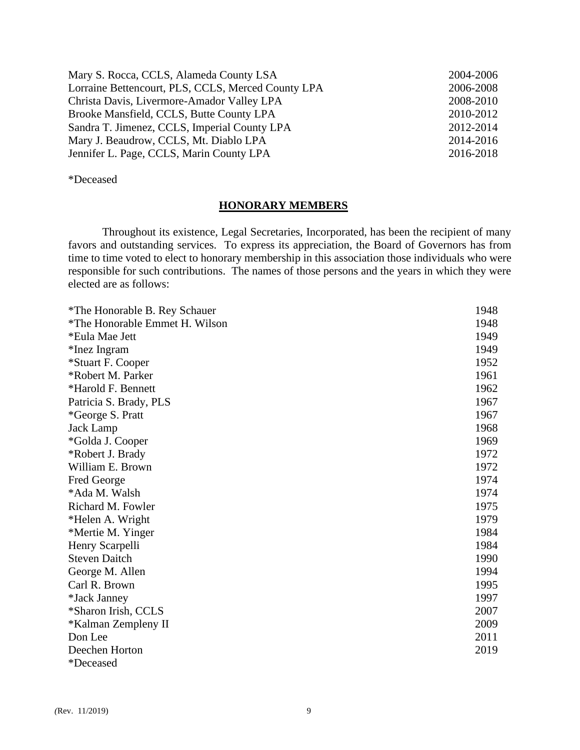| | |
|---|---|
| Mary S. Rocca, CCLS, Alameda County LSA | 2004-2006 |
| Lorraine Bettencourt, PLS, CCLS, Merced County LPA | 2006-2008 |
| Christa Davis, Livermore-Amador Valley LPA | 2008-2010 |
| Brooke Mansfield, CCLS, Butte County LPA | 2010-2012 |
| Sandra T. Jimenez, CCLS, Imperial County LPA | 2012-2014 |
| Mary J. Beaudrow, CCLS, Mt. Diablo LPA | 2014-2016 |
| Jennifer L. Page, CCLS, Marin County LPA | 2016-2018 |

*Deceased

## HONORARY MEMBERS

Throughout its existence, Legal Secretaries, Incorporated, has been the recipient of many favors and outstanding services. To express its appreciation, the Board of Governors has from time to time voted to elect to honorary membership in this association those individuals who were responsible for such contributions. The names of those persons and the years in which they were elected are as follows:

| | |
|---|---|
| *The Honorable B. Rey Schauer | 1948 |
| *The Honorable Emmet H. Wilson | 1948 |
| *Eula Mae Jett | 1949 |
| *Inez Ingram | 1949 |
| *Stuart F. Cooper | 1952 |
| *Robert M. Parker | 1961 |
| *Harold F. Bennett | 1962 |
| Patricia S. Brady, PLS | 1967 |
| *George S. Pratt | 1967 |
| Jack Lamp | 1968 |
| *Golda J. Cooper | 1969 |
| *Robert J. Brady | 1972 |
| William E. Brown | 1972 |
| Fred George | 1974 |
| *Ada M. Walsh | 1974 |
| Richard M. Fowler | 1975 |
| *Helen A. Wright | 1979 |
| *Mertie M. Yinger | 1984 |
| Henry Scarpelli | 1984 |
| Steven Daitch | 1990 |
| George M. Allen | 1994 |
| Carl R. Brown | 1995 |
| *Jack Janney | 1997 |
| *Sharon Irish, CCLS | 2007 |
| *Kalman Zempleny II | 2009 |
| Don Lee | 2011 |
| Deechen Horton | 2019 |

*Deceased

(Rev. 11/2019)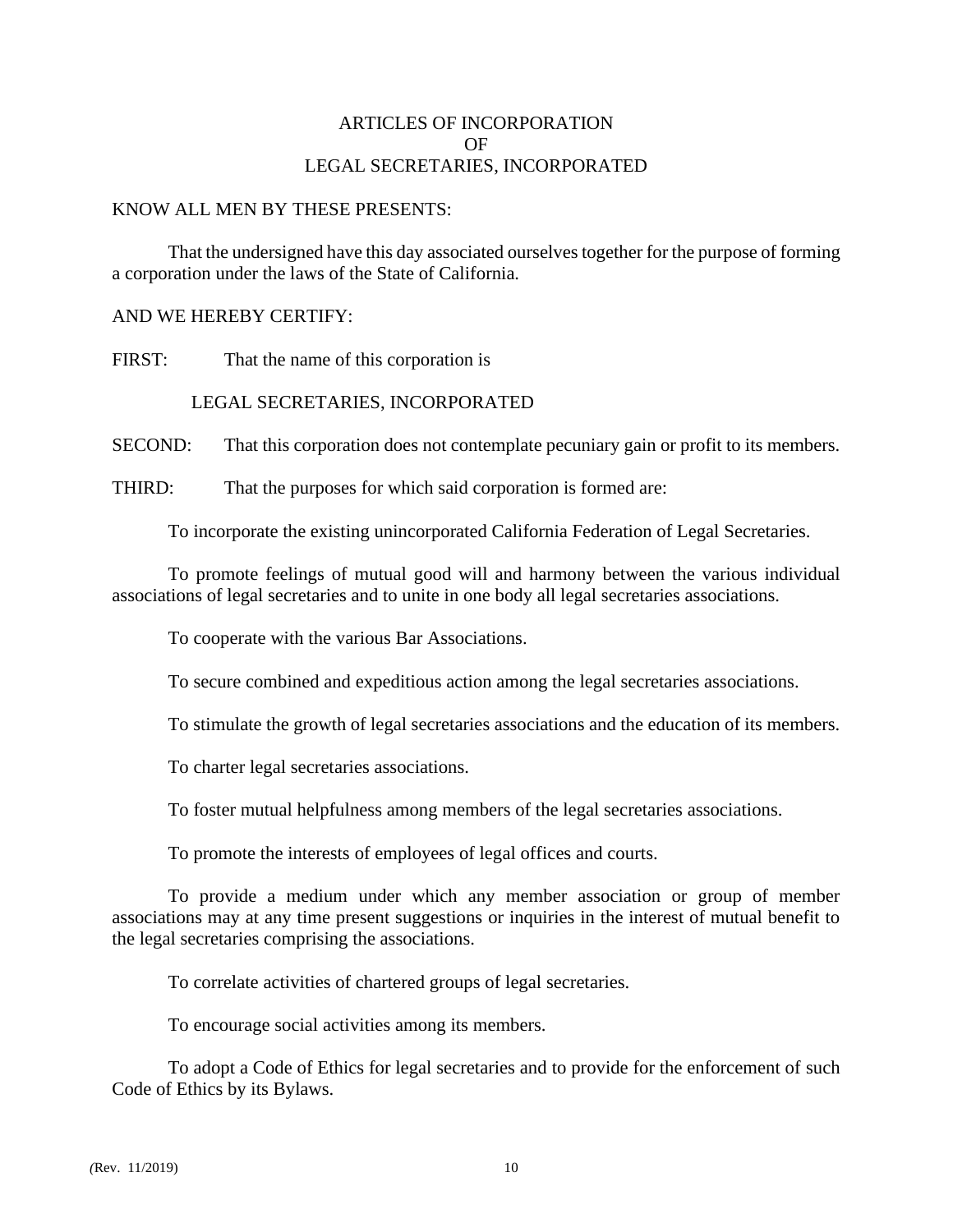# ARTICLES OF INCORPORATION
# OF
# LEGAL SECRETARIES, INCORPORATED

KNOW ALL MEN BY THESE PRESENTS:

That the undersigned have this day associated ourselves together for the purpose of forming a corporation under the laws of the State of California.

AND WE HEREBY CERTIFY:

FIRST: That the name of this corporation is

LEGAL SECRETARIES, INCORPORATED

SECOND: That this corporation does not contemplate pecuniary gain or profit to its members.

THIRD: That the purposes for which said corporation is formed are:

To incorporate the existing unincorporated California Federation of Legal Secretaries.

To promote feelings of mutual good will and harmony between the various individual associations of legal secretaries and to unite in one body all legal secretaries associations.

To cooperate with the various Bar Associations.

To secure combined and expeditious action among the legal secretaries associations.

To stimulate the growth of legal secretaries associations and the education of its members.

To charter legal secretaries associations.

To foster mutual helpfulness among members of the legal secretaries associations.

To promote the interests of employees of legal offices and courts.

To provide a medium under which any member association or group of member associations may at any time present suggestions or inquiries in the interest of mutual benefit to the legal secretaries comprising the associations.

To correlate activities of chartered groups of legal secretaries.

To encourage social activities among its members.

To adopt a Code of Ethics for legal secretaries and to provide for the enforcement of such Code of Ethics by its Bylaws.

(Rev. 11/2019)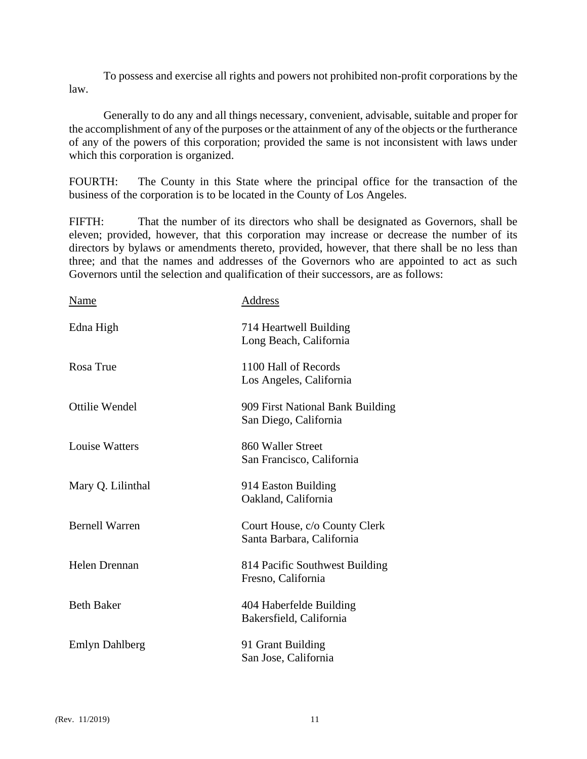To possess and exercise all rights and powers not prohibited non-profit corporations by the law.

Generally to do any and all things necessary, convenient, advisable, suitable and proper for the accomplishment of any of the purposes or the attainment of any of the objects or the furtherance of any of the powers of this corporation; provided the same is not inconsistent with laws under which this corporation is organized.

FOURTH: The County in this State where the principal office for the transaction of the business of the corporation is to be located in the County of Los Angeles.

FIFTH: That the number of its directors who shall be designated as Governors, shall be eleven; provided, however, that this corporation may increase or decrease the number of its directors by bylaws or amendments thereto, provided, however, that there shall be no less than three; and that the names and addresses of the Governors who are appointed to act as such Governors until the selection and qualification of their successors, are as follows:

| Name | Address |
|---|---|
| Edna High | 714 Heartwell Building<br>Long Beach, California |
| Rosa True | 1100 Hall of Records<br>Los Angeles, California |
| Ottilie Wendel | 909 First National Bank Building<br>San Diego, California |
| Louise Watters | 860 Waller Street<br>San Francisco, California |
| Mary Q. Lilinthal | 914 Easton Building<br>Oakland, California |
| Bernell Warren | Court House, c/o County Clerk<br>Santa Barbara, California |
| Helen Drennan | 814 Pacific Southwest Building<br>Fresno, California |
| Beth Baker | 404 Haberfelde Building<br>Bakersfield, California |
| Emlyn Dahlberg | 91 Grant Building<br>San Jose, California |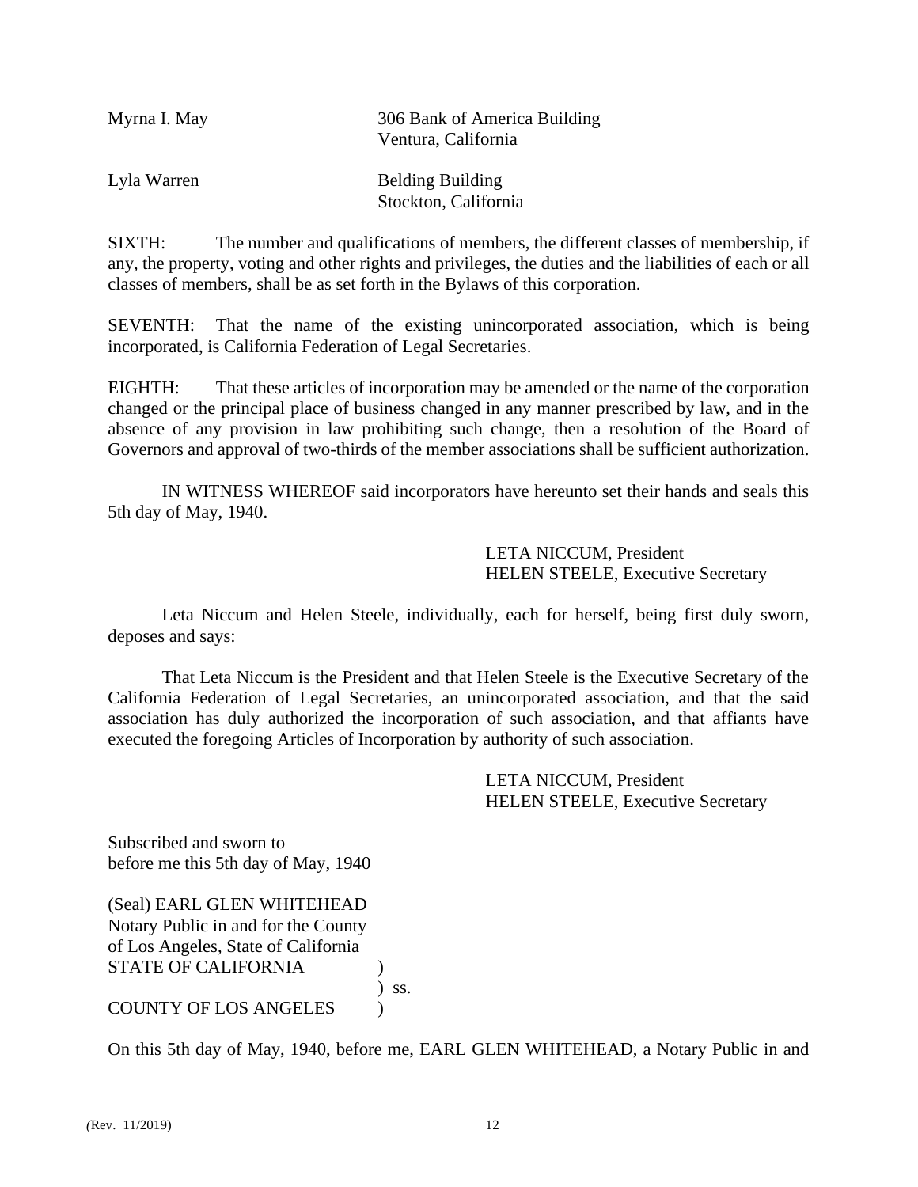| | |
|---|---|
| Myrna I. May | 306 Bank of America Building<br>Ventura, California |
| Lyla Warren | Belding Building<br>Stockton, California |

SIXTH: The number and qualifications of members, the different classes of membership, if any, the property, voting and other rights and privileges, the duties and the liabilities of each or all classes of members, shall be as set forth in the Bylaws of this corporation.

SEVENTH: That the name of the existing unincorporated association, which is being incorporated, is California Federation of Legal Secretaries.

EIGHTH: That these articles of incorporation may be amended or the name of the corporation changed or the principal place of business changed in any manner prescribed by law, and in the absence of any provision in law prohibiting such change, then a resolution of the Board of Governors and approval of two-thirds of the member associations shall be sufficient authorization.

IN WITNESS WHEREOF said incorporators have hereunto set their hands and seals this 5th day of May, 1940.

LETA NICCUM, President
HELEN STEELE, Executive Secretary

Leta Niccum and Helen Steele, individually, each for herself, being first duly sworn, deposes and says:

That Leta Niccum is the President and that Helen Steele is the Executive Secretary of the California Federation of Legal Secretaries, an unincorporated association, and that the said association has duly authorized the incorporation of such association, and that affiants have executed the foregoing Articles of Incorporation by authority of such association.

LETA NICCUM, President
HELEN STEELE, Executive Secretary

Subscribed and sworn to
before me this 5th day of May, 1940

(Seal) EARL GLEN WHITEHEAD
Notary Public in and for the County
of Los Angeles, State of California

STATE OF CALIFORNIA )
) ss.
COUNTY OF LOS ANGELES )

On this 5th day of May, 1940, before me, EARL GLEN WHITEHEAD, a Notary Public in and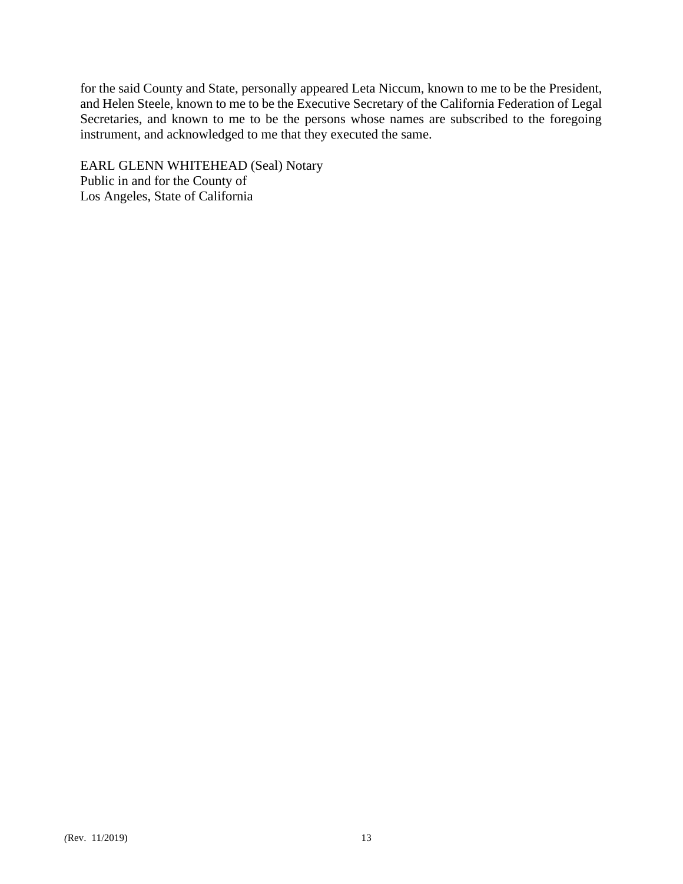for the said County and State, personally appeared Leta Niccum, known to me to be the President, and Helen Steele, known to me to be the Executive Secretary of the California Federation of Legal Secretaries, and known to me to be the persons whose names are subscribed to the foregoing instrument, and acknowledged to me that they executed the same.

EARL GLENN WHITEHEAD (Seal) Notary
Public in and for the County of
Los Angeles, State of California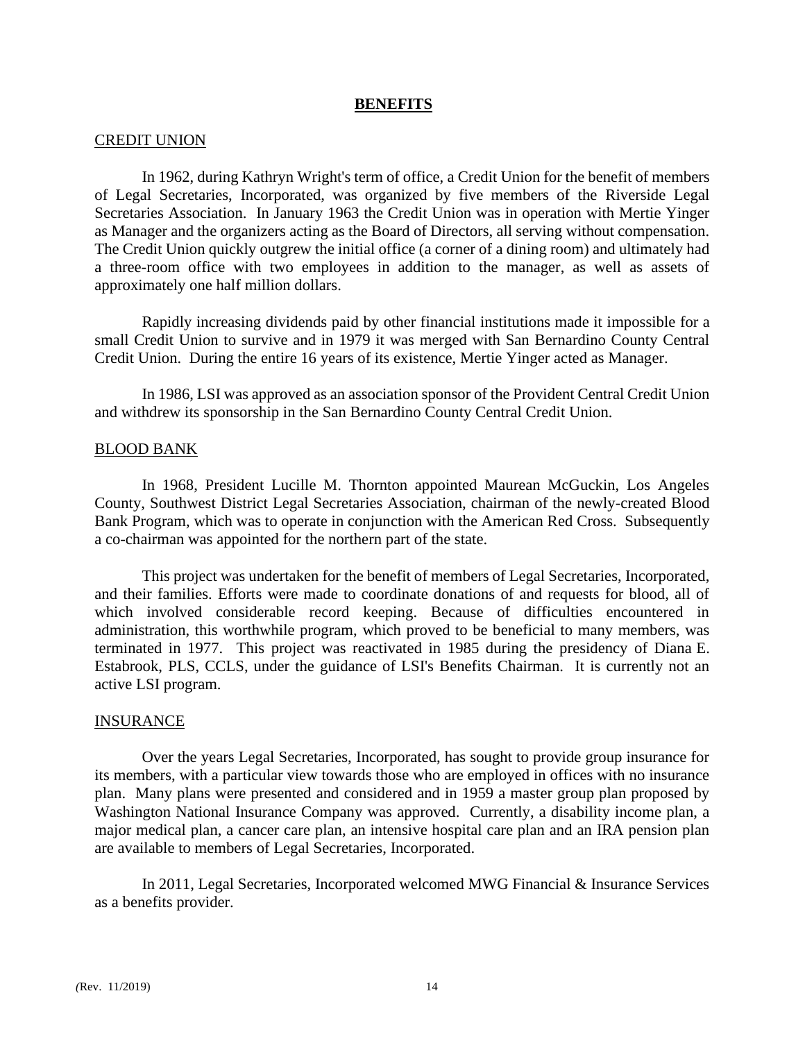## BENEFITS

### CREDIT UNION

In 1962, during Kathryn Wright's term of office, a Credit Union for the benefit of members of Legal Secretaries, Incorporated, was organized by five members of the Riverside Legal Secretaries Association. In January 1963 the Credit Union was in operation with Mertie Yinger as Manager and the organizers acting as the Board of Directors, all serving without compensation. The Credit Union quickly outgrew the initial office (a corner of a dining room) and ultimately had a three-room office with two employees in addition to the manager, as well as assets of approximately one half million dollars.

Rapidly increasing dividends paid by other financial institutions made it impossible for a small Credit Union to survive and in 1979 it was merged with San Bernardino County Central Credit Union. During the entire 16 years of its existence, Mertie Yinger acted as Manager.

In 1986, LSI was approved as an association sponsor of the Provident Central Credit Union and withdrew its sponsorship in the San Bernardino County Central Credit Union.

### BLOOD BANK

In 1968, President Lucille M. Thornton appointed Maurean McGuckin, Los Angeles County, Southwest District Legal Secretaries Association, chairman of the newly-created Blood Bank Program, which was to operate in conjunction with the American Red Cross. Subsequently a co-chairman was appointed for the northern part of the state.

This project was undertaken for the benefit of members of Legal Secretaries, Incorporated, and their families. Efforts were made to coordinate donations of and requests for blood, all of which involved considerable record keeping. Because of difficulties encountered in administration, this worthwhile program, which proved to be beneficial to many members, was terminated in 1977. This project was reactivated in 1985 during the presidency of Diana E. Estabrook, PLS, CCLS, under the guidance of LSI's Benefits Chairman. It is currently not an active LSI program.

### INSURANCE

Over the years Legal Secretaries, Incorporated, has sought to provide group insurance for its members, with a particular view towards those who are employed in offices with no insurance plan. Many plans were presented and considered and in 1959 a master group plan proposed by Washington National Insurance Company was approved. Currently, a disability income plan, a major medical plan, a cancer care plan, an intensive hospital care plan and an IRA pension plan are available to members of Legal Secretaries, Incorporated.

In 2011, Legal Secretaries, Incorporated welcomed MWG Financial & Insurance Services as a benefits provider.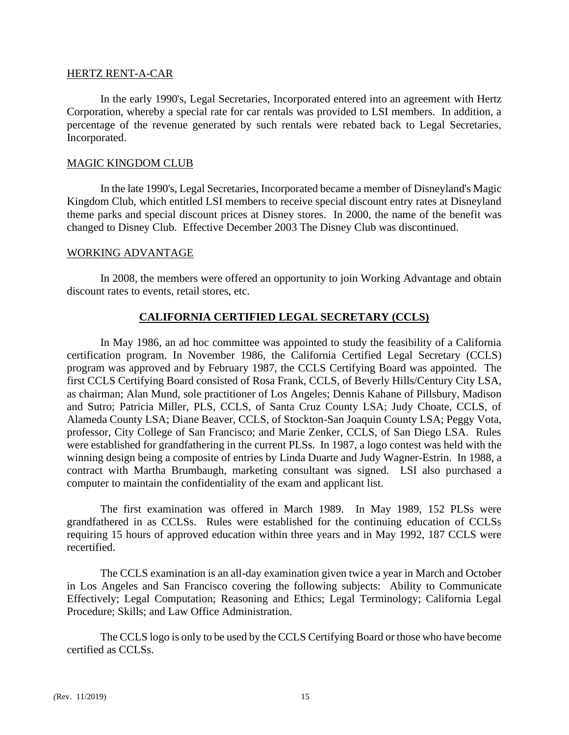HERTZ RENT-A-CAR

In the early 1990's, Legal Secretaries, Incorporated entered into an agreement with Hertz Corporation, whereby a special rate for car rentals was provided to LSI members. In addition, a percentage of the revenue generated by such rentals were rebated back to Legal Secretaries, Incorporated.

MAGIC KINGDOM CLUB

In the late 1990's, Legal Secretaries, Incorporated became a member of Disneyland's Magic Kingdom Club, which entitled LSI members to receive special discount entry rates at Disneyland theme parks and special discount prices at Disney stores. In 2000, the name of the benefit was changed to Disney Club. Effective December 2003 The Disney Club was discontinued.

WORKING ADVANTAGE

In 2008, the members were offered an opportunity to join Working Advantage and obtain discount rates to events, retail stores, etc.

## CALIFORNIA CERTIFIED LEGAL SECRETARY (CCLS)

In May 1986, an ad hoc committee was appointed to study the feasibility of a California certification program. In November 1986, the California Certified Legal Secretary (CCLS) program was approved and by February 1987, the CCLS Certifying Board was appointed. The first CCLS Certifying Board consisted of Rosa Frank, CCLS, of Beverly Hills/Century City LSA, as chairman; Alan Mund, sole practitioner of Los Angeles; Dennis Kahane of Pillsbury, Madison and Sutro; Patricia Miller, PLS, CCLS, of Santa Cruz County LSA; Judy Choate, CCLS, of Alameda County LSA; Diane Beaver, CCLS, of Stockton-San Joaquin County LSA; Peggy Vota, professor, City College of San Francisco; and Marie Zenker, CCLS, of San Diego LSA. Rules were established for grandfathering in the current PLSs. In 1987, a logo contest was held with the winning design being a composite of entries by Linda Duarte and Judy Wagner-Estrin. In 1988, a contract with Martha Brumbaugh, marketing consultant was signed. LSI also purchased a computer to maintain the confidentiality of the exam and applicant list.

The first examination was offered in March 1989. In May 1989, 152 PLSs were grandfathered in as CCLSs. Rules were established for the continuing education of CCLSs requiring 15 hours of approved education within three years and in May 1992, 187 CCLS were recertified.

The CCLS examination is an all-day examination given twice a year in March and October in Los Angeles and San Francisco covering the following subjects: Ability to Communicate Effectively; Legal Computation; Reasoning and Ethics; Legal Terminology; California Legal Procedure; Skills; and Law Office Administration.

The CCLS logo is only to be used by the CCLS Certifying Board or those who have become certified as CCLSs.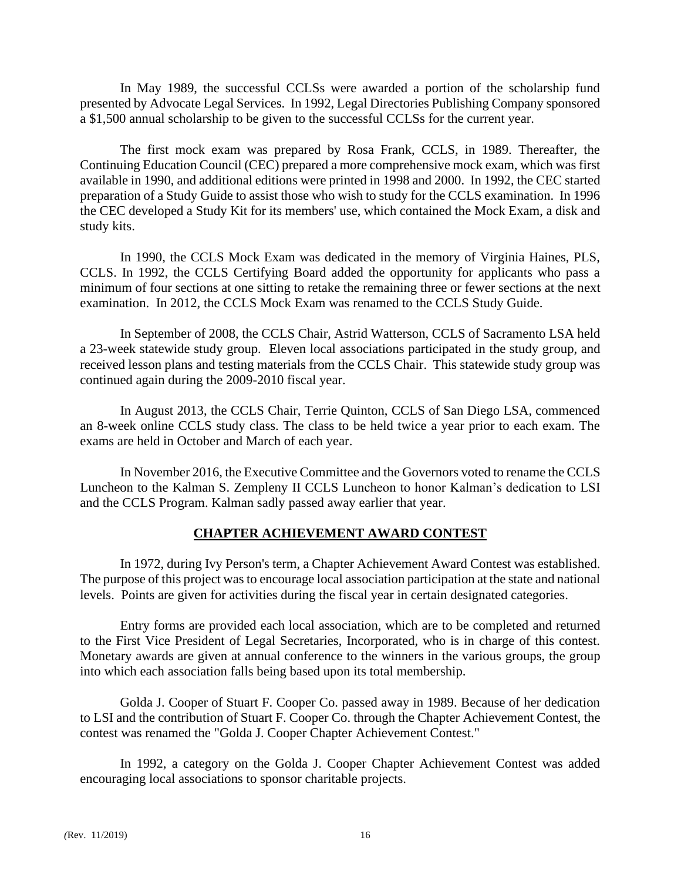In May 1989, the successful CCLSs were awarded a portion of the scholarship fund presented by Advocate Legal Services. In 1992, Legal Directories Publishing Company sponsored a $1,500 annual scholarship to be given to the successful CCLSs for the current year.

The first mock exam was prepared by Rosa Frank, CCLS, in 1989. Thereafter, the Continuing Education Council (CEC) prepared a more comprehensive mock exam, which was first available in 1990, and additional editions were printed in 1998 and 2000. In 1992, the CEC started preparation of a Study Guide to assist those who wish to study for the CCLS examination. In 1996 the CEC developed a Study Kit for its members' use, which contained the Mock Exam, a disk and study kits.

In 1990, the CCLS Mock Exam was dedicated in the memory of Virginia Haines, PLS, CCLS. In 1992, the CCLS Certifying Board added the opportunity for applicants who pass a minimum of four sections at one sitting to retake the remaining three or fewer sections at the next examination. In 2012, the CCLS Mock Exam was renamed to the CCLS Study Guide.

In September of 2008, the CCLS Chair, Astrid Watterson, CCLS of Sacramento LSA held a 23-week statewide study group. Eleven local associations participated in the study group, and received lesson plans and testing materials from the CCLS Chair. This statewide study group was continued again during the 2009-2010 fiscal year.

In August 2013, the CCLS Chair, Terrie Quinton, CCLS of San Diego LSA, commenced an 8-week online CCLS study class. The class to be held twice a year prior to each exam. The exams are held in October and March of each year.

In November 2016, the Executive Committee and the Governors voted to rename the CCLS Luncheon to the Kalman S. Zempleny II CCLS Luncheon to honor Kalman's dedication to LSI and the CCLS Program. Kalman sadly passed away earlier that year.

## CHAPTER ACHIEVEMENT AWARD CONTEST

In 1972, during Ivy Person's term, a Chapter Achievement Award Contest was established. The purpose of this project was to encourage local association participation at the state and national levels. Points are given for activities during the fiscal year in certain designated categories.

Entry forms are provided each local association, which are to be completed and returned to the First Vice President of Legal Secretaries, Incorporated, who is in charge of this contest. Monetary awards are given at annual conference to the winners in the various groups, the group into which each association falls being based upon its total membership.

Golda J. Cooper of Stuart F. Cooper Co. passed away in 1989. Because of her dedication to LSI and the contribution of Stuart F. Cooper Co. through the Chapter Achievement Contest, the contest was renamed the "Golda J. Cooper Chapter Achievement Contest."

In 1992, a category on the Golda J. Cooper Chapter Achievement Contest was added encouraging local associations to sponsor charitable projects.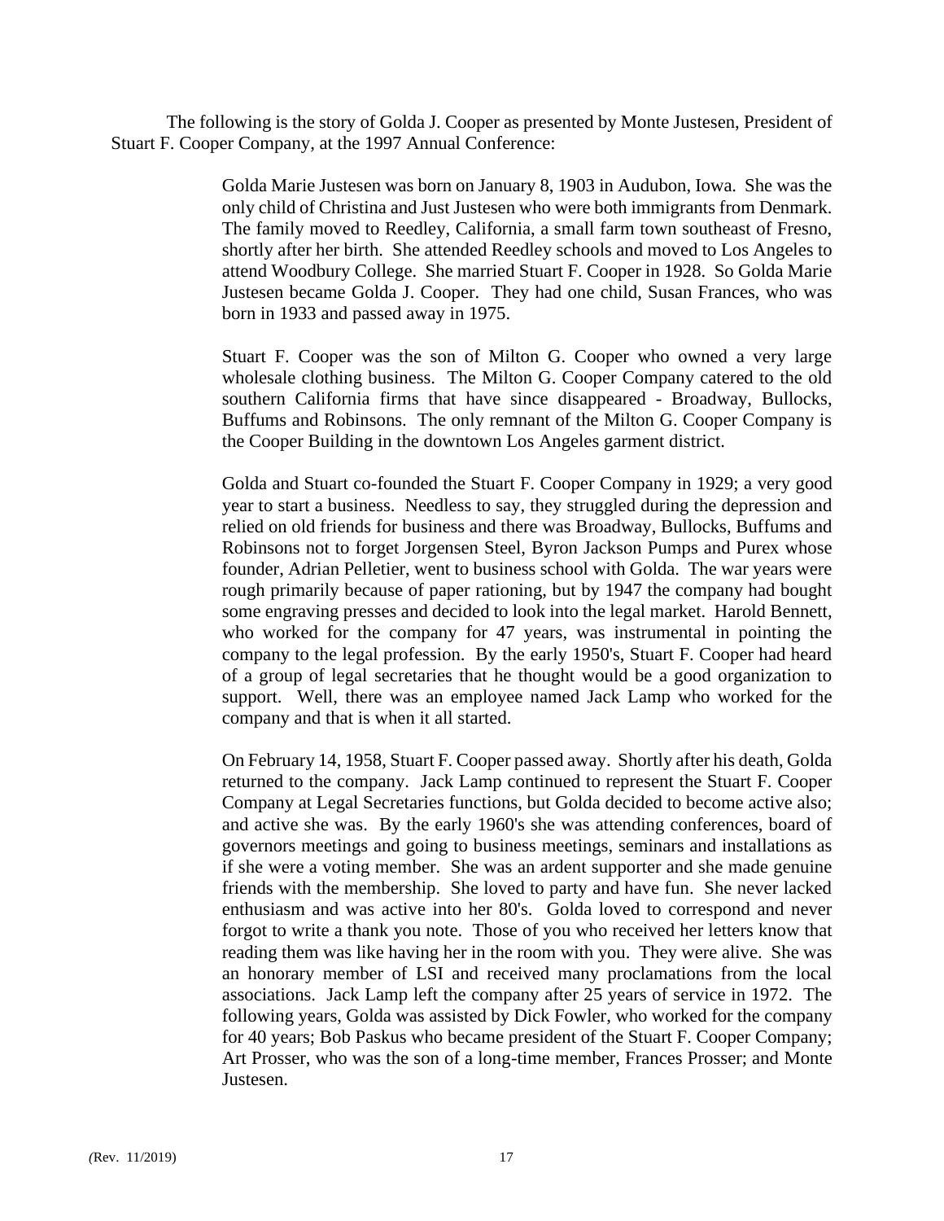The following is the story of Golda J. Cooper as presented by Monte Justesen, President of Stuart F. Cooper Company, at the 1997 Annual Conference:

> Golda Marie Justesen was born on January 8, 1903 in Audubon, Iowa. She was the only child of Christina and Just Justesen who were both immigrants from Denmark. The family moved to Reedley, California, a small farm town southeast of Fresno, shortly after her birth. She attended Reedley schools and moved to Los Angeles to attend Woodbury College. She married Stuart F. Cooper in 1928. So Golda Marie Justesen became Golda J. Cooper. They had one child, Susan Frances, who was born in 1933 and passed away in 1975.
>
> Stuart F. Cooper was the son of Milton G. Cooper who owned a very large wholesale clothing business. The Milton G. Cooper Company catered to the old southern California firms that have since disappeared - Broadway, Bullocks, Buffums and Robinsons. The only remnant of the Milton G. Cooper Company is the Cooper Building in the downtown Los Angeles garment district.
>
> Golda and Stuart co-founded the Stuart F. Cooper Company in 1929; a very good year to start a business. Needless to say, they struggled during the depression and relied on old friends for business and there was Broadway, Bullocks, Buffums and Robinsons not to forget Jorgensen Steel, Byron Jackson Pumps and Purex whose founder, Adrian Pelletier, went to business school with Golda. The war years were rough primarily because of paper rationing, but by 1947 the company had bought some engraving presses and decided to look into the legal market. Harold Bennett, who worked for the company for 47 years, was instrumental in pointing the company to the legal profession. By the early 1950's, Stuart F. Cooper had heard of a group of legal secretaries that he thought would be a good organization to support. Well, there was an employee named Jack Lamp who worked for the company and that is when it all started.
>
> On February 14, 1958, Stuart F. Cooper passed away. Shortly after his death, Golda returned to the company. Jack Lamp continued to represent the Stuart F. Cooper Company at Legal Secretaries functions, but Golda decided to become active also; and active she was. By the early 1960's she was attending conferences, board of governors meetings and going to business meetings, seminars and installations as if she were a voting member. She was an ardent supporter and she made genuine friends with the membership. She loved to party and have fun. She never lacked enthusiasm and was active into her 80's. Golda loved to correspond and never forgot to write a thank you note. Those of you who received her letters know that reading them was like having her in the room with you. They were alive. She was an honorary member of LSI and received many proclamations from the local associations. Jack Lamp left the company after 25 years of service in 1972. The following years, Golda was assisted by Dick Fowler, who worked for the company for 40 years; Bob Paskus who became president of the Stuart F. Cooper Company; Art Prosser, who was the son of a long-time member, Frances Prosser; and Monte Justesen.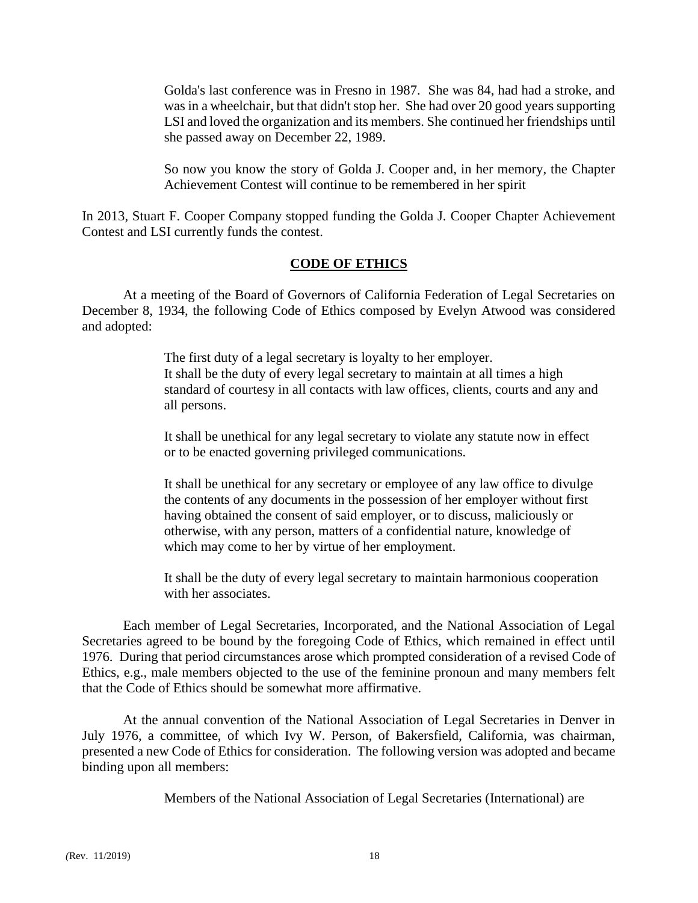> Golda's last conference was in Fresno in 1987. She was 84, had had a stroke, and was in a wheelchair, but that didn't stop her. She had over 20 good years supporting LSI and loved the organization and its members. She continued her friendships until she passed away on December 22, 1989.
>
> So now you know the story of Golda J. Cooper and, in her memory, the Chapter Achievement Contest will continue to be remembered in her spirit

In 2013, Stuart F. Cooper Company stopped funding the Golda J. Cooper Chapter Achievement Contest and LSI currently funds the contest.

## CODE OF ETHICS

At a meeting of the Board of Governors of California Federation of Legal Secretaries on December 8, 1934, the following Code of Ethics composed by Evelyn Atwood was considered and adopted:

> The first duty of a legal secretary is loyalty to her employer.
> It shall be the duty of every legal secretary to maintain at all times a high standard of courtesy in all contacts with law offices, clients, courts and any and all persons.
>
> It shall be unethical for any legal secretary to violate any statute now in effect or to be enacted governing privileged communications.
>
> It shall be unethical for any secretary or employee of any law office to divulge the contents of any documents in the possession of her employer without first having obtained the consent of said employer, or to discuss, maliciously or otherwise, with any person, matters of a confidential nature, knowledge of which may come to her by virtue of her employment.
>
> It shall be the duty of every legal secretary to maintain harmonious cooperation with her associates.

Each member of Legal Secretaries, Incorporated, and the National Association of Legal Secretaries agreed to be bound by the foregoing Code of Ethics, which remained in effect until 1976. During that period circumstances arose which prompted consideration of a revised Code of Ethics, e.g., male members objected to the use of the feminine pronoun and many members felt that the Code of Ethics should be somewhat more affirmative.

At the annual convention of the National Association of Legal Secretaries in Denver in July 1976, a committee, of which Ivy W. Person, of Bakersfield, California, was chairman, presented a new Code of Ethics for consideration. The following version was adopted and became binding upon all members:

> Members of the National Association of Legal Secretaries (International) are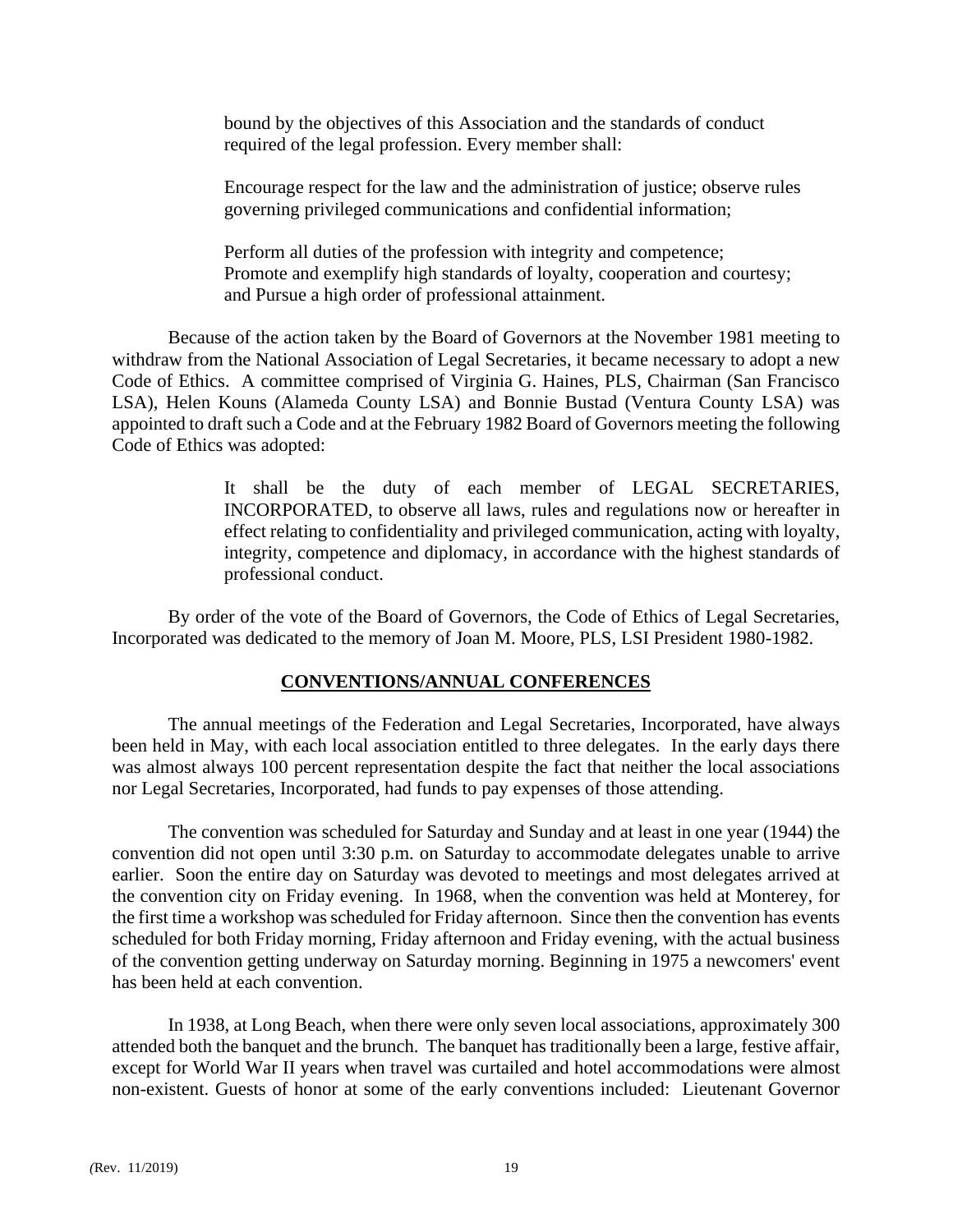> bound by the objectives of this Association and the standards of conduct required of the legal profession. Every member shall:
>
> Encourage respect for the law and the administration of justice; observe rules governing privileged communications and confidential information;
>
> Perform all duties of the profession with integrity and competence; Promote and exemplify high standards of loyalty, cooperation and courtesy; and Pursue a high order of professional attainment.

Because of the action taken by the Board of Governors at the November 1981 meeting to withdraw from the National Association of Legal Secretaries, it became necessary to adopt a new Code of Ethics. A committee comprised of Virginia G. Haines, PLS, Chairman (San Francisco LSA), Helen Kouns (Alameda County LSA) and Bonnie Bustad (Ventura County LSA) was appointed to draft such a Code and at the February 1982 Board of Governors meeting the following Code of Ethics was adopted:

> It shall be the duty of each member of LEGAL SECRETARIES, INCORPORATED, to observe all laws, rules and regulations now or hereafter in effect relating to confidentiality and privileged communication, acting with loyalty, integrity, competence and diplomacy, in accordance with the highest standards of professional conduct.

By order of the vote of the Board of Governors, the Code of Ethics of Legal Secretaries, Incorporated was dedicated to the memory of Joan M. Moore, PLS, LSI President 1980-1982.

## CONVENTIONS/ANNUAL CONFERENCES

The annual meetings of the Federation and Legal Secretaries, Incorporated, have always been held in May, with each local association entitled to three delegates. In the early days there was almost always 100 percent representation despite the fact that neither the local associations nor Legal Secretaries, Incorporated, had funds to pay expenses of those attending.

The convention was scheduled for Saturday and Sunday and at least in one year (1944) the convention did not open until 3:30 p.m. on Saturday to accommodate delegates unable to arrive earlier. Soon the entire day on Saturday was devoted to meetings and most delegates arrived at the convention city on Friday evening. In 1968, when the convention was held at Monterey, for the first time a workshop was scheduled for Friday afternoon. Since then the convention has events scheduled for both Friday morning, Friday afternoon and Friday evening, with the actual business of the convention getting underway on Saturday morning. Beginning in 1975 a newcomers' event has been held at each convention.

In 1938, at Long Beach, when there were only seven local associations, approximately 300 attended both the banquet and the brunch. The banquet has traditionally been a large, festive affair, except for World War II years when travel was curtailed and hotel accommodations were almost non-existent. Guests of honor at some of the early conventions included: Lieutenant Governor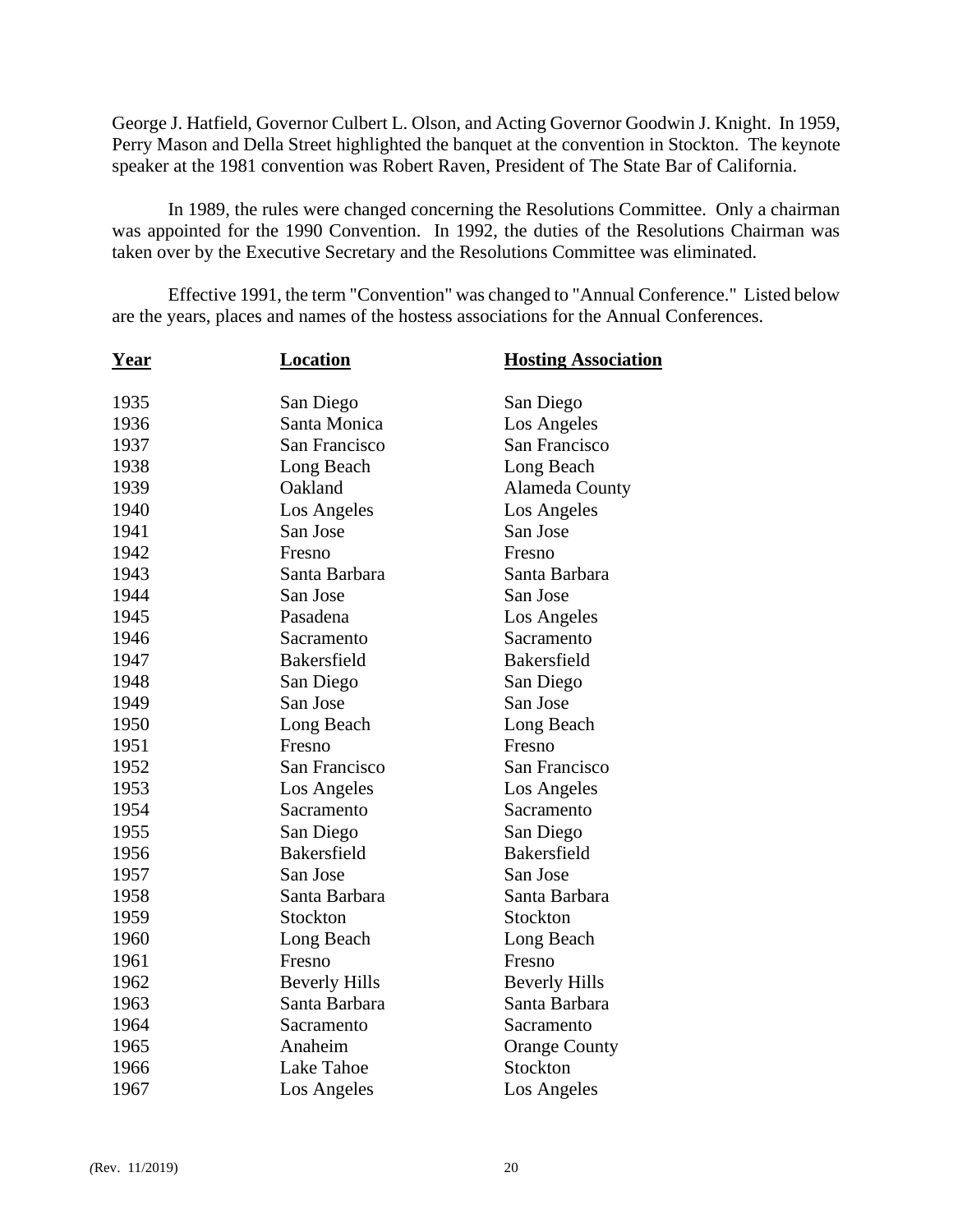George J. Hatfield, Governor Culbert L. Olson, and Acting Governor Goodwin J. Knight. In 1959, Perry Mason and Della Street highlighted the banquet at the convention in Stockton. The keynote speaker at the 1981 convention was Robert Raven, President of The State Bar of California.

In 1989, the rules were changed concerning the Resolutions Committee. Only a chairman was appointed for the 1990 Convention. In 1992, the duties of the Resolutions Chairman was taken over by the Executive Secretary and the Resolutions Committee was eliminated.

Effective 1991, the term "Convention" was changed to "Annual Conference." Listed below are the years, places and names of the hostess associations for the Annual Conferences.

| Year | Location | Hosting Association |
|---|---|---|
| 1935 | San Diego | San Diego |
| 1936 | Santa Monica | Los Angeles |
| 1937 | San Francisco | San Francisco |
| 1938 | Long Beach | Long Beach |
| 1939 | Oakland | Alameda County |
| 1940 | Los Angeles | Los Angeles |
| 1941 | San Jose | San Jose |
| 1942 | Fresno | Fresno |
| 1943 | Santa Barbara | Santa Barbara |
| 1944 | San Jose | San Jose |
| 1945 | Pasadena | Los Angeles |
| 1946 | Sacramento | Sacramento |
| 1947 | Bakersfield | Bakersfield |
| 1948 | San Diego | San Diego |
| 1949 | San Jose | San Jose |
| 1950 | Long Beach | Long Beach |
| 1951 | Fresno | Fresno |
| 1952 | San Francisco | San Francisco |
| 1953 | Los Angeles | Los Angeles |
| 1954 | Sacramento | Sacramento |
| 1955 | San Diego | San Diego |
| 1956 | Bakersfield | Bakersfield |
| 1957 | San Jose | San Jose |
| 1958 | Santa Barbara | Santa Barbara |
| 1959 | Stockton | Stockton |
| 1960 | Long Beach | Long Beach |
| 1961 | Fresno | Fresno |
| 1962 | Beverly Hills | Beverly Hills |
| 1963 | Santa Barbara | Santa Barbara |
| 1964 | Sacramento | Sacramento |
| 1965 | Anaheim | Orange County |
| 1966 | Lake Tahoe | Stockton |
| 1967 | Los Angeles | Los Angeles |

(Rev. 11/2019)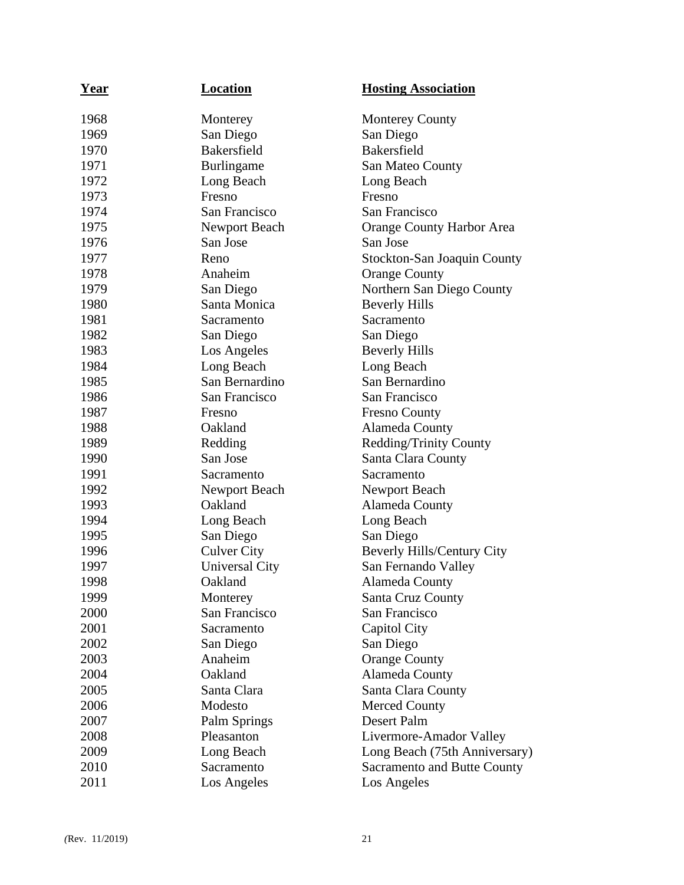| Year | Location | Hosting Association |
| --- | --- | --- |
| 1968 | Monterey | Monterey County |
| 1969 | San Diego | San Diego |
| 1970 | Bakersfield | Bakersfield |
| 1971 | Burlingame | San Mateo County |
| 1972 | Long Beach | Long Beach |
| 1973 | Fresno | Fresno |
| 1974 | San Francisco | San Francisco |
| 1975 | Newport Beach | Orange County Harbor Area |
| 1976 | San Jose | San Jose |
| 1977 | Reno | Stockton-San Joaquin County |
| 1978 | Anaheim | Orange County |
| 1979 | San Diego | Northern San Diego County |
| 1980 | Santa Monica | Beverly Hills |
| 1981 | Sacramento | Sacramento |
| 1982 | San Diego | San Diego |
| 1983 | Los Angeles | Beverly Hills |
| 1984 | Long Beach | Long Beach |
| 1985 | San Bernardino | San Bernardino |
| 1986 | San Francisco | San Francisco |
| 1987 | Fresno | Fresno County |
| 1988 | Oakland | Alameda County |
| 1989 | Redding | Redding/Trinity County |
| 1990 | San Jose | Santa Clara County |
| 1991 | Sacramento | Sacramento |
| 1992 | Newport Beach | Newport Beach |
| 1993 | Oakland | Alameda County |
| 1994 | Long Beach | Long Beach |
| 1995 | San Diego | San Diego |
| 1996 | Culver City | Beverly Hills/Century City |
| 1997 | Universal City | San Fernando Valley |
| 1998 | Oakland | Alameda County |
| 1999 | Monterey | Santa Cruz County |
| 2000 | San Francisco | San Francisco |
| 2001 | Sacramento | Capitol City |
| 2002 | San Diego | San Diego |
| 2003 | Anaheim | Orange County |
| 2004 | Oakland | Alameda County |
| 2005 | Santa Clara | Santa Clara County |
| 2006 | Modesto | Merced County |
| 2007 | Palm Springs | Desert Palm |
| 2008 | Pleasanton | Livermore-Amador Valley |
| 2009 | Long Beach | Long Beach (75th Anniversary) |
| 2010 | Sacramento | Sacramento and Butte County |
| 2011 | Los Angeles | Los Angeles |

(Rev. 11/2019)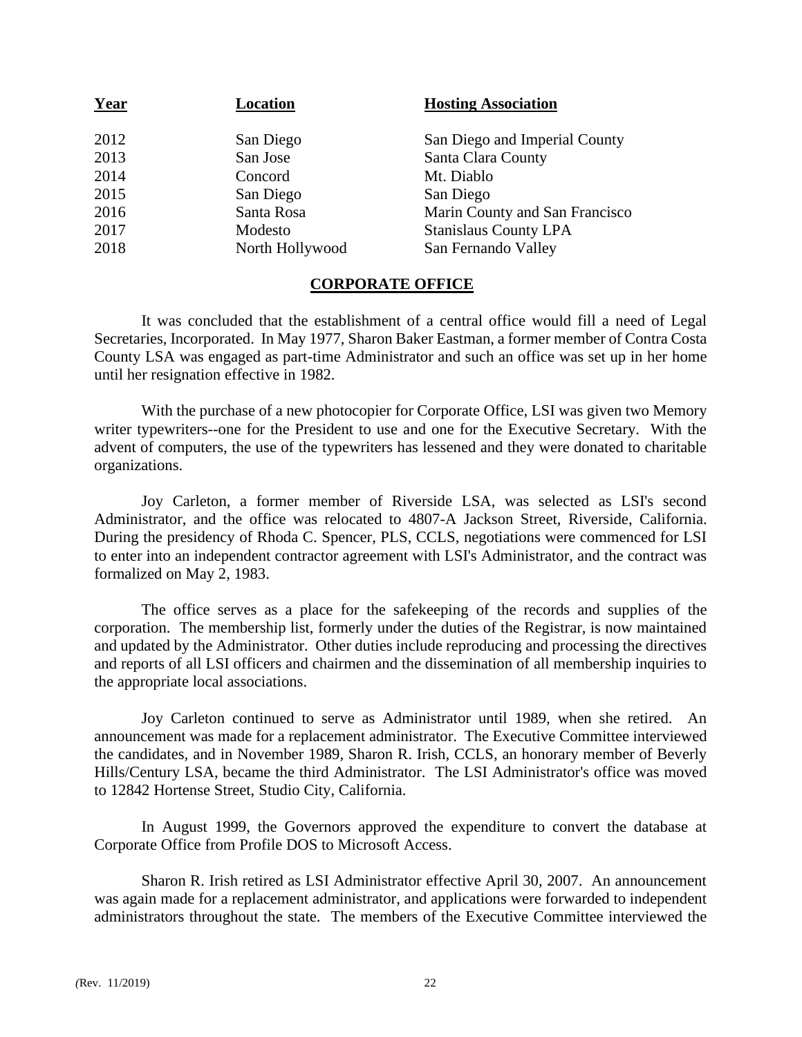| Year | Location | Hosting Association |
|---|---|---|
| 2012 | San Diego | San Diego and Imperial County |
| 2013 | San Jose | Santa Clara County |
| 2014 | Concord | Mt. Diablo |
| 2015 | San Diego | San Diego |
| 2016 | Santa Rosa | Marin County and San Francisco |
| 2017 | Modesto | Stanislaus County LPA |
| 2018 | North Hollywood | San Fernando Valley |

## CORPORATE OFFICE

It was concluded that the establishment of a central office would fill a need of Legal Secretaries, Incorporated. In May 1977, Sharon Baker Eastman, a former member of Contra Costa County LSA was engaged as part-time Administrator and such an office was set up in her home until her resignation effective in 1982.

With the purchase of a new photocopier for Corporate Office, LSI was given two Memory writer typewriters--one for the President to use and one for the Executive Secretary. With the advent of computers, the use of the typewriters has lessened and they were donated to charitable organizations.

Joy Carleton, a former member of Riverside LSA, was selected as LSI's second Administrator, and the office was relocated to 4807-A Jackson Street, Riverside, California. During the presidency of Rhoda C. Spencer, PLS, CCLS, negotiations were commenced for LSI to enter into an independent contractor agreement with LSI's Administrator, and the contract was formalized on May 2, 1983.

The office serves as a place for the safekeeping of the records and supplies of the corporation. The membership list, formerly under the duties of the Registrar, is now maintained and updated by the Administrator. Other duties include reproducing and processing the directives and reports of all LSI officers and chairmen and the dissemination of all membership inquiries to the appropriate local associations.

Joy Carleton continued to serve as Administrator until 1989, when she retired. An announcement was made for a replacement administrator. The Executive Committee interviewed the candidates, and in November 1989, Sharon R. Irish, CCLS, an honorary member of Beverly Hills/Century LSA, became the third Administrator. The LSI Administrator's office was moved to 12842 Hortense Street, Studio City, California.

In August 1999, the Governors approved the expenditure to convert the database at Corporate Office from Profile DOS to Microsoft Access.

Sharon R. Irish retired as LSI Administrator effective April 30, 2007. An announcement was again made for a replacement administrator, and applications were forwarded to independent administrators throughout the state. The members of the Executive Committee interviewed the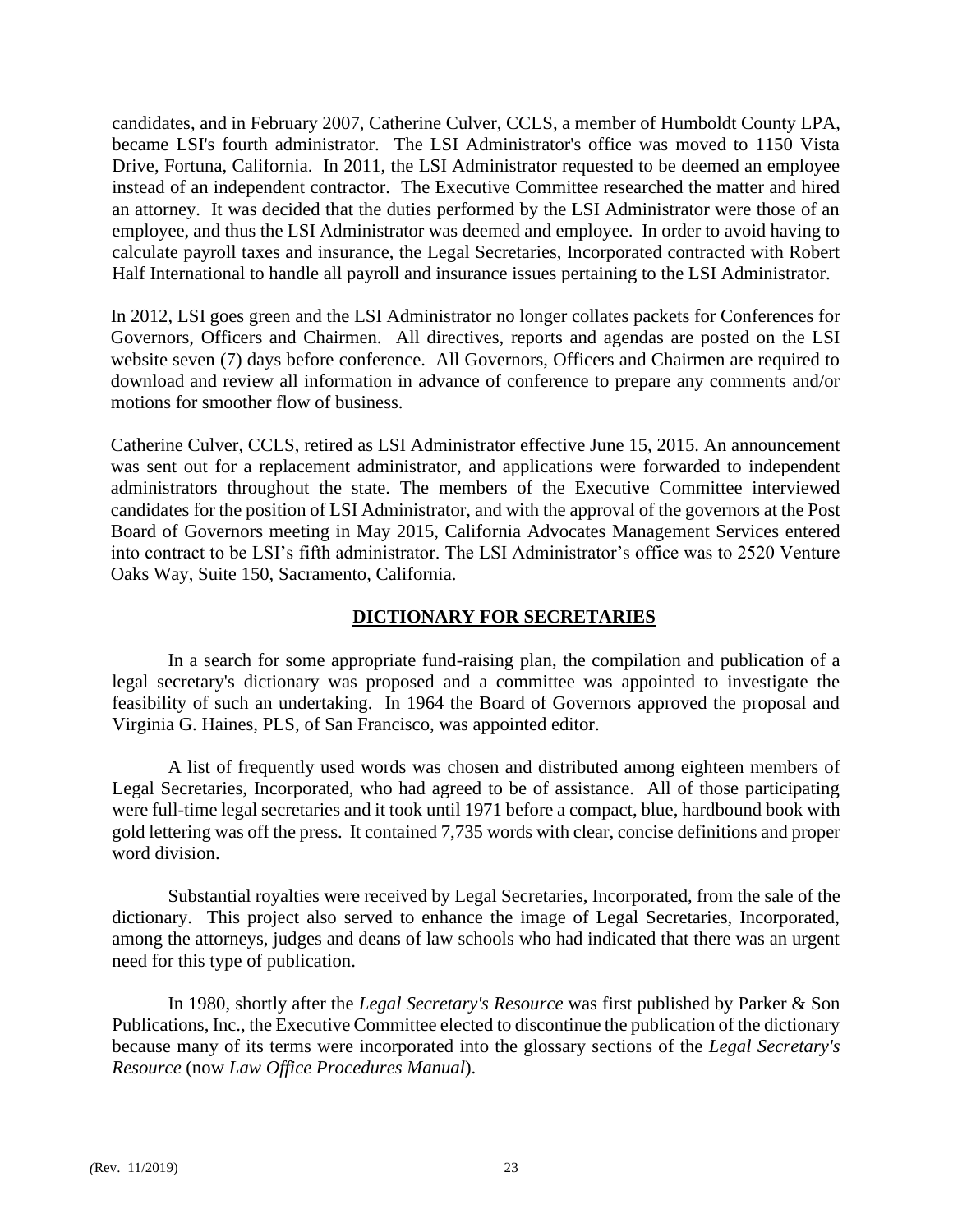candidates, and in February 2007, Catherine Culver, CCLS, a member of Humboldt County LPA, became LSI's fourth administrator. The LSI Administrator's office was moved to 1150 Vista Drive, Fortuna, California. In 2011, the LSI Administrator requested to be deemed an employee instead of an independent contractor. The Executive Committee researched the matter and hired an attorney. It was decided that the duties performed by the LSI Administrator were those of an employee, and thus the LSI Administrator was deemed and employee. In order to avoid having to calculate payroll taxes and insurance, the Legal Secretaries, Incorporated contracted with Robert Half International to handle all payroll and insurance issues pertaining to the LSI Administrator.

In 2012, LSI goes green and the LSI Administrator no longer collates packets for Conferences for Governors, Officers and Chairmen. All directives, reports and agendas are posted on the LSI website seven (7) days before conference. All Governors, Officers and Chairmen are required to download and review all information in advance of conference to prepare any comments and/or motions for smoother flow of business.

Catherine Culver, CCLS, retired as LSI Administrator effective June 15, 2015. An announcement was sent out for a replacement administrator, and applications were forwarded to independent administrators throughout the state. The members of the Executive Committee interviewed candidates for the position of LSI Administrator, and with the approval of the governors at the Post Board of Governors meeting in May 2015, California Advocates Management Services entered into contract to be LSI's fifth administrator. The LSI Administrator's office was to 2520 Venture Oaks Way, Suite 150, Sacramento, California.

## DICTIONARY FOR SECRETARIES

In a search for some appropriate fund-raising plan, the compilation and publication of a legal secretary's dictionary was proposed and a committee was appointed to investigate the feasibility of such an undertaking. In 1964 the Board of Governors approved the proposal and Virginia G. Haines, PLS, of San Francisco, was appointed editor.

A list of frequently used words was chosen and distributed among eighteen members of Legal Secretaries, Incorporated, who had agreed to be of assistance. All of those participating were full-time legal secretaries and it took until 1971 before a compact, blue, hardbound book with gold lettering was off the press. It contained 7,735 words with clear, concise definitions and proper word division.

Substantial royalties were received by Legal Secretaries, Incorporated, from the sale of the dictionary. This project also served to enhance the image of Legal Secretaries, Incorporated, among the attorneys, judges and deans of law schools who had indicated that there was an urgent need for this type of publication.

In 1980, shortly after the *Legal Secretary's Resource* was first published by Parker & Son Publications, Inc., the Executive Committee elected to discontinue the publication of the dictionary because many of its terms were incorporated into the glossary sections of the *Legal Secretary's Resource* (now *Law Office Procedures Manual*).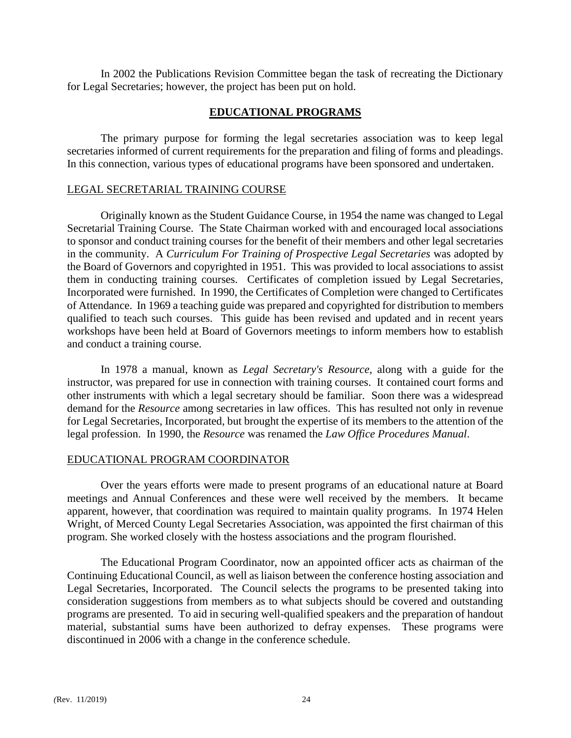In 2002 the Publications Revision Committee began the task of recreating the Dictionary for Legal Secretaries; however, the project has been put on hold.

## EDUCATIONAL PROGRAMS

The primary purpose for forming the legal secretaries association was to keep legal secretaries informed of current requirements for the preparation and filing of forms and pleadings. In this connection, various types of educational programs have been sponsored and undertaken.

### LEGAL SECRETARIAL TRAINING COURSE

Originally known as the Student Guidance Course, in 1954 the name was changed to Legal Secretarial Training Course. The State Chairman worked with and encouraged local associations to sponsor and conduct training courses for the benefit of their members and other legal secretaries in the community. A *Curriculum For Training of Prospective Legal Secretaries* was adopted by the Board of Governors and copyrighted in 1951. This was provided to local associations to assist them in conducting training courses. Certificates of completion issued by Legal Secretaries, Incorporated were furnished. In 1990, the Certificates of Completion were changed to Certificates of Attendance. In 1969 a teaching guide was prepared and copyrighted for distribution to members qualified to teach such courses. This guide has been revised and updated and in recent years workshops have been held at Board of Governors meetings to inform members how to establish and conduct a training course.

In 1978 a manual, known as *Legal Secretary's Resource*, along with a guide for the instructor, was prepared for use in connection with training courses. It contained court forms and other instruments with which a legal secretary should be familiar. Soon there was a widespread demand for the *Resource* among secretaries in law offices. This has resulted not only in revenue for Legal Secretaries, Incorporated, but brought the expertise of its members to the attention of the legal profession. In 1990, the *Resource* was renamed the *Law Office Procedures Manual*.

### EDUCATIONAL PROGRAM COORDINATOR

Over the years efforts were made to present programs of an educational nature at Board meetings and Annual Conferences and these were well received by the members. It became apparent, however, that coordination was required to maintain quality programs. In 1974 Helen Wright, of Merced County Legal Secretaries Association, was appointed the first chairman of this program. She worked closely with the hostess associations and the program flourished.

The Educational Program Coordinator, now an appointed officer acts as chairman of the Continuing Educational Council, as well as liaison between the conference hosting association and Legal Secretaries, Incorporated. The Council selects the programs to be presented taking into consideration suggestions from members as to what subjects should be covered and outstanding programs are presented. To aid in securing well-qualified speakers and the preparation of handout material, substantial sums have been authorized to defray expenses. These programs were discontinued in 2006 with a change in the conference schedule.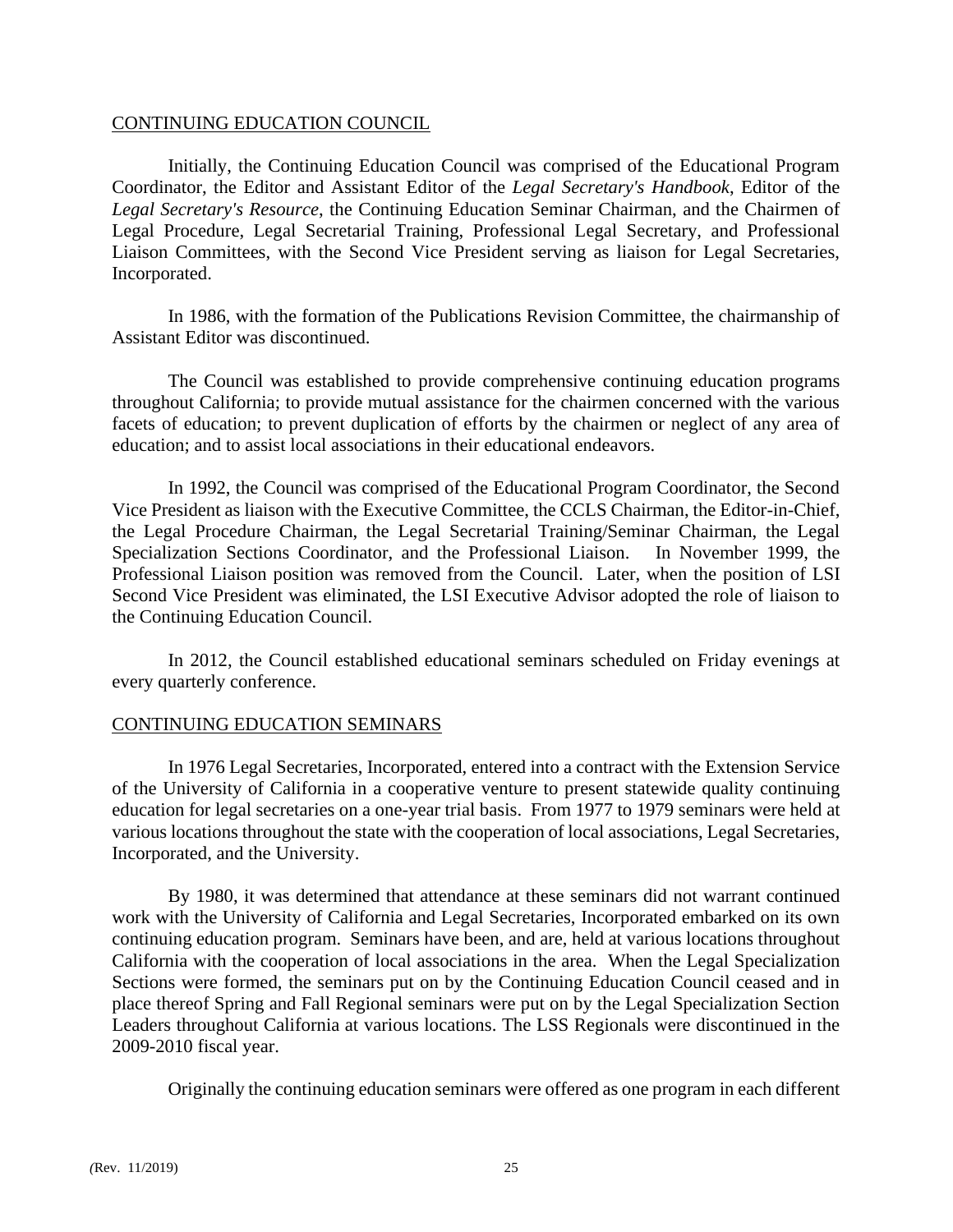## CONTINUING EDUCATION COUNCIL

Initially, the Continuing Education Council was comprised of the Educational Program Coordinator, the Editor and Assistant Editor of the *Legal Secretary's Handbook*, Editor of the *Legal Secretary's Resource*, the Continuing Education Seminar Chairman, and the Chairmen of Legal Procedure, Legal Secretarial Training, Professional Legal Secretary, and Professional Liaison Committees, with the Second Vice President serving as liaison for Legal Secretaries, Incorporated.

In 1986, with the formation of the Publications Revision Committee, the chairmanship of Assistant Editor was discontinued.

The Council was established to provide comprehensive continuing education programs throughout California; to provide mutual assistance for the chairmen concerned with the various facets of education; to prevent duplication of efforts by the chairmen or neglect of any area of education; and to assist local associations in their educational endeavors.

In 1992, the Council was comprised of the Educational Program Coordinator, the Second Vice President as liaison with the Executive Committee, the CCLS Chairman, the Editor-in-Chief, the Legal Procedure Chairman, the Legal Secretarial Training/Seminar Chairman, the Legal Specialization Sections Coordinator, and the Professional Liaison. In November 1999, the Professional Liaison position was removed from the Council. Later, when the position of LSI Second Vice President was eliminated, the LSI Executive Advisor adopted the role of liaison to the Continuing Education Council.

In 2012, the Council established educational seminars scheduled on Friday evenings at every quarterly conference.

## CONTINUING EDUCATION SEMINARS

In 1976 Legal Secretaries, Incorporated, entered into a contract with the Extension Service of the University of California in a cooperative venture to present statewide quality continuing education for legal secretaries on a one-year trial basis. From 1977 to 1979 seminars were held at various locations throughout the state with the cooperation of local associations, Legal Secretaries, Incorporated, and the University.

By 1980, it was determined that attendance at these seminars did not warrant continued work with the University of California and Legal Secretaries, Incorporated embarked on its own continuing education program. Seminars have been, and are, held at various locations throughout California with the cooperation of local associations in the area. When the Legal Specialization Sections were formed, the seminars put on by the Continuing Education Council ceased and in place thereof Spring and Fall Regional seminars were put on by the Legal Specialization Section Leaders throughout California at various locations. The LSS Regionals were discontinued in the 2009-2010 fiscal year.

Originally the continuing education seminars were offered as one program in each different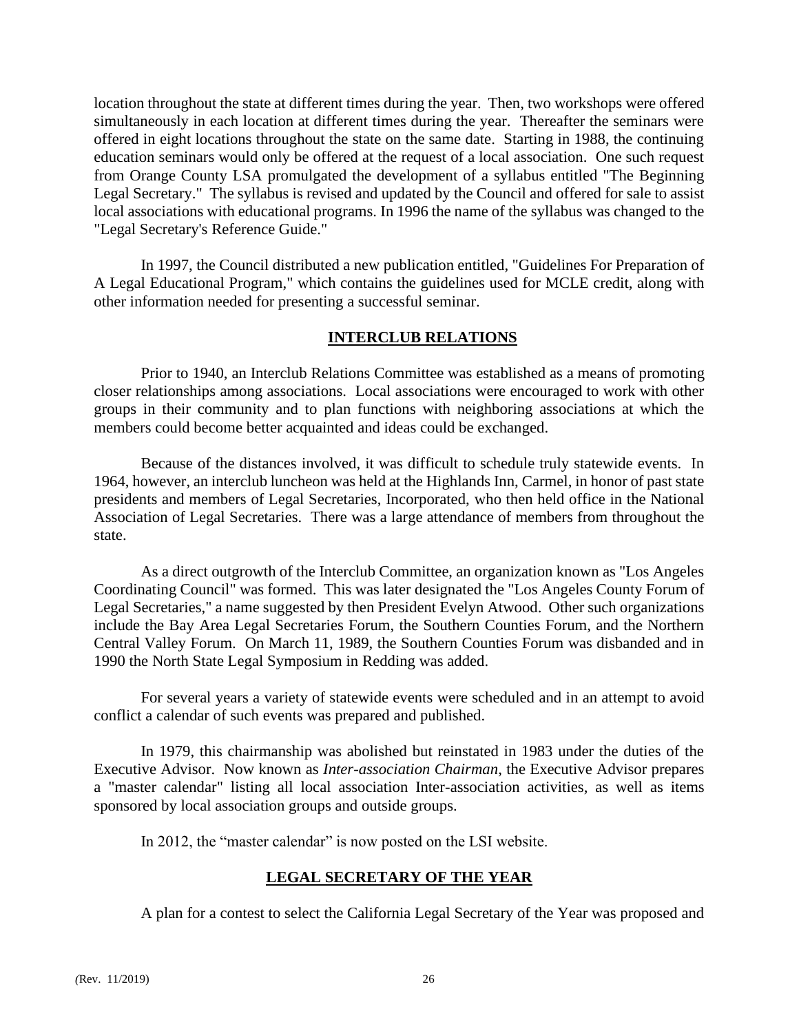location throughout the state at different times during the year. Then, two workshops were offered simultaneously in each location at different times during the year. Thereafter the seminars were offered in eight locations throughout the state on the same date. Starting in 1988, the continuing education seminars would only be offered at the request of a local association. One such request from Orange County LSA promulgated the development of a syllabus entitled "The Beginning Legal Secretary." The syllabus is revised and updated by the Council and offered for sale to assist local associations with educational programs. In 1996 the name of the syllabus was changed to the "Legal Secretary's Reference Guide."

In 1997, the Council distributed a new publication entitled, "Guidelines For Preparation of A Legal Educational Program," which contains the guidelines used for MCLE credit, along with other information needed for presenting a successful seminar.

## INTERCLUB RELATIONS

Prior to 1940, an Interclub Relations Committee was established as a means of promoting closer relationships among associations. Local associations were encouraged to work with other groups in their community and to plan functions with neighboring associations at which the members could become better acquainted and ideas could be exchanged.

Because of the distances involved, it was difficult to schedule truly statewide events. In 1964, however, an interclub luncheon was held at the Highlands Inn, Carmel, in honor of past state presidents and members of Legal Secretaries, Incorporated, who then held office in the National Association of Legal Secretaries. There was a large attendance of members from throughout the state.

As a direct outgrowth of the Interclub Committee, an organization known as "Los Angeles Coordinating Council" was formed. This was later designated the "Los Angeles County Forum of Legal Secretaries," a name suggested by then President Evelyn Atwood. Other such organizations include the Bay Area Legal Secretaries Forum, the Southern Counties Forum, and the Northern Central Valley Forum. On March 11, 1989, the Southern Counties Forum was disbanded and in 1990 the North State Legal Symposium in Redding was added.

For several years a variety of statewide events were scheduled and in an attempt to avoid conflict a calendar of such events was prepared and published.

In 1979, this chairmanship was abolished but reinstated in 1983 under the duties of the Executive Advisor. Now known as *Inter-association Chairman*, the Executive Advisor prepares a "master calendar" listing all local association Inter-association activities, as well as items sponsored by local association groups and outside groups.

In 2012, the "master calendar" is now posted on the LSI website.

## LEGAL SECRETARY OF THE YEAR

A plan for a contest to select the California Legal Secretary of the Year was proposed and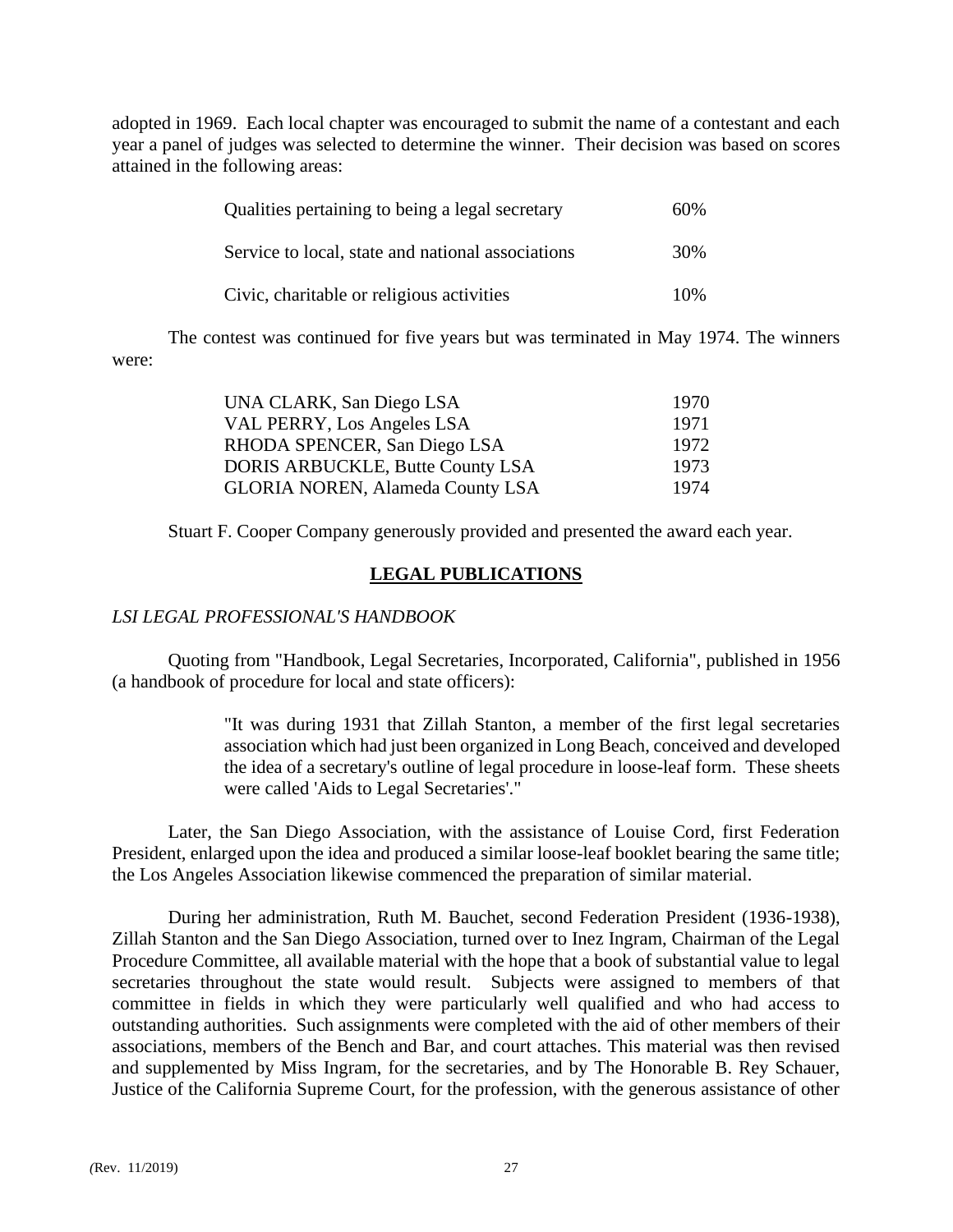adopted in 1969. Each local chapter was encouraged to submit the name of a contestant and each year a panel of judges was selected to determine the winner. Their decision was based on scores attained in the following areas:

| | |
|---|---|
| Qualities pertaining to being a legal secretary | 60% |
| Service to local, state and national associations | 30% |
| Civic, charitable or religious activities | 10% |

The contest was continued for five years but was terminated in May 1974. The winners were:

| | |
|---|---|
| UNA CLARK, San Diego LSA | 1970 |
| VAL PERRY, Los Angeles LSA | 1971 |
| RHODA SPENCER, San Diego LSA | 1972 |
| DORIS ARBUCKLE, Butte County LSA | 1973 |
| GLORIA NOREN, Alameda County LSA | 1974 |

Stuart F. Cooper Company generously provided and presented the award each year.

## LEGAL PUBLICATIONS

*LSI LEGAL PROFESSIONAL'S HANDBOOK*

Quoting from "Handbook, Legal Secretaries, Incorporated, California", published in 1956 (a handbook of procedure for local and state officers):

> "It was during 1931 that Zillah Stanton, a member of the first legal secretaries association which had just been organized in Long Beach, conceived and developed the idea of a secretary's outline of legal procedure in loose-leaf form. These sheets were called 'Aids to Legal Secretaries'."

Later, the San Diego Association, with the assistance of Louise Cord, first Federation President, enlarged upon the idea and produced a similar loose-leaf booklet bearing the same title; the Los Angeles Association likewise commenced the preparation of similar material.

During her administration, Ruth M. Bauchet, second Federation President (1936-1938), Zillah Stanton and the San Diego Association, turned over to Inez Ingram, Chairman of the Legal Procedure Committee, all available material with the hope that a book of substantial value to legal secretaries throughout the state would result. Subjects were assigned to members of that committee in fields in which they were particularly well qualified and who had access to outstanding authorities. Such assignments were completed with the aid of other members of their associations, members of the Bench and Bar, and court attaches. This material was then revised and supplemented by Miss Ingram, for the secretaries, and by The Honorable B. Rey Schauer, Justice of the California Supreme Court, for the profession, with the generous assistance of other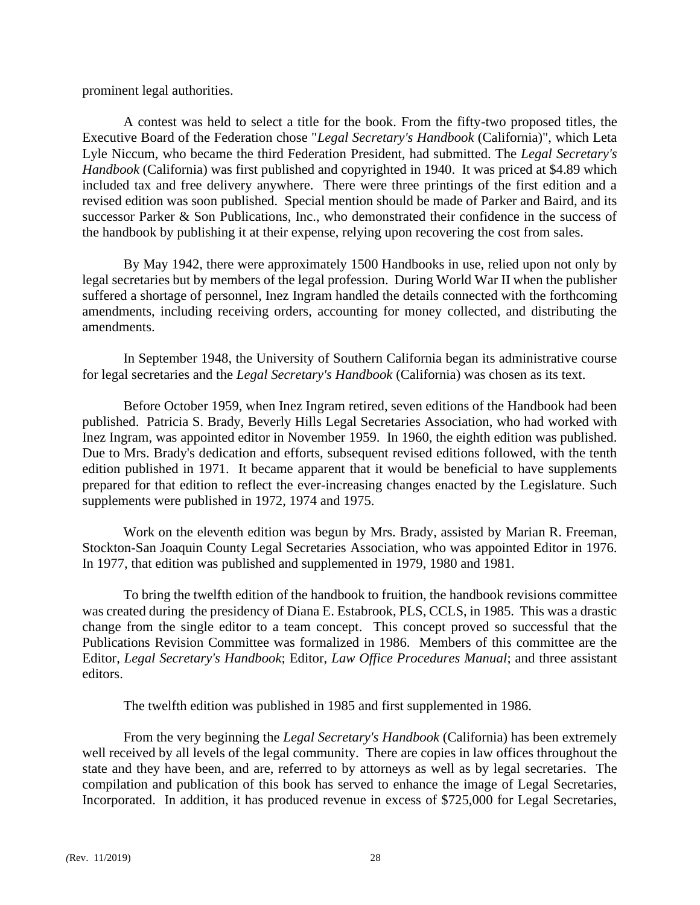prominent legal authorities.

A contest was held to select a title for the book. From the fifty-two proposed titles, the Executive Board of the Federation chose "*Legal Secretary's Handbook* (California)", which Leta Lyle Niccum, who became the third Federation President, had submitted. The *Legal Secretary's Handbook* (California) was first published and copyrighted in 1940. It was priced at $4.89 which included tax and free delivery anywhere. There were three printings of the first edition and a revised edition was soon published. Special mention should be made of Parker and Baird, and its successor Parker & Son Publications, Inc., who demonstrated their confidence in the success of the handbook by publishing it at their expense, relying upon recovering the cost from sales.

By May 1942, there were approximately 1500 Handbooks in use, relied upon not only by legal secretaries but by members of the legal profession. During World War II when the publisher suffered a shortage of personnel, Inez Ingram handled the details connected with the forthcoming amendments, including receiving orders, accounting for money collected, and distributing the amendments.

In September 1948, the University of Southern California began its administrative course for legal secretaries and the *Legal Secretary's Handbook* (California) was chosen as its text.

Before October 1959, when Inez Ingram retired, seven editions of the Handbook had been published. Patricia S. Brady, Beverly Hills Legal Secretaries Association, who had worked with Inez Ingram, was appointed editor in November 1959. In 1960, the eighth edition was published. Due to Mrs. Brady's dedication and efforts, subsequent revised editions followed, with the tenth edition published in 1971. It became apparent that it would be beneficial to have supplements prepared for that edition to reflect the ever-increasing changes enacted by the Legislature. Such supplements were published in 1972, 1974 and 1975.

Work on the eleventh edition was begun by Mrs. Brady, assisted by Marian R. Freeman, Stockton-San Joaquin County Legal Secretaries Association, who was appointed Editor in 1976. In 1977, that edition was published and supplemented in 1979, 1980 and 1981.

To bring the twelfth edition of the handbook to fruition, the handbook revisions committee was created during the presidency of Diana E. Estabrook, PLS, CCLS, in 1985. This was a drastic change from the single editor to a team concept. This concept proved so successful that the Publications Revision Committee was formalized in 1986. Members of this committee are the Editor, *Legal Secretary's Handbook*; Editor, *Law Office Procedures Manual*; and three assistant editors.

The twelfth edition was published in 1985 and first supplemented in 1986.

From the very beginning the *Legal Secretary's Handbook* (California) has been extremely well received by all levels of the legal community. There are copies in law offices throughout the state and they have been, and are, referred to by attorneys as well as by legal secretaries. The compilation and publication of this book has served to enhance the image of Legal Secretaries, Incorporated. In addition, it has produced revenue in excess of $725,000 for Legal Secretaries,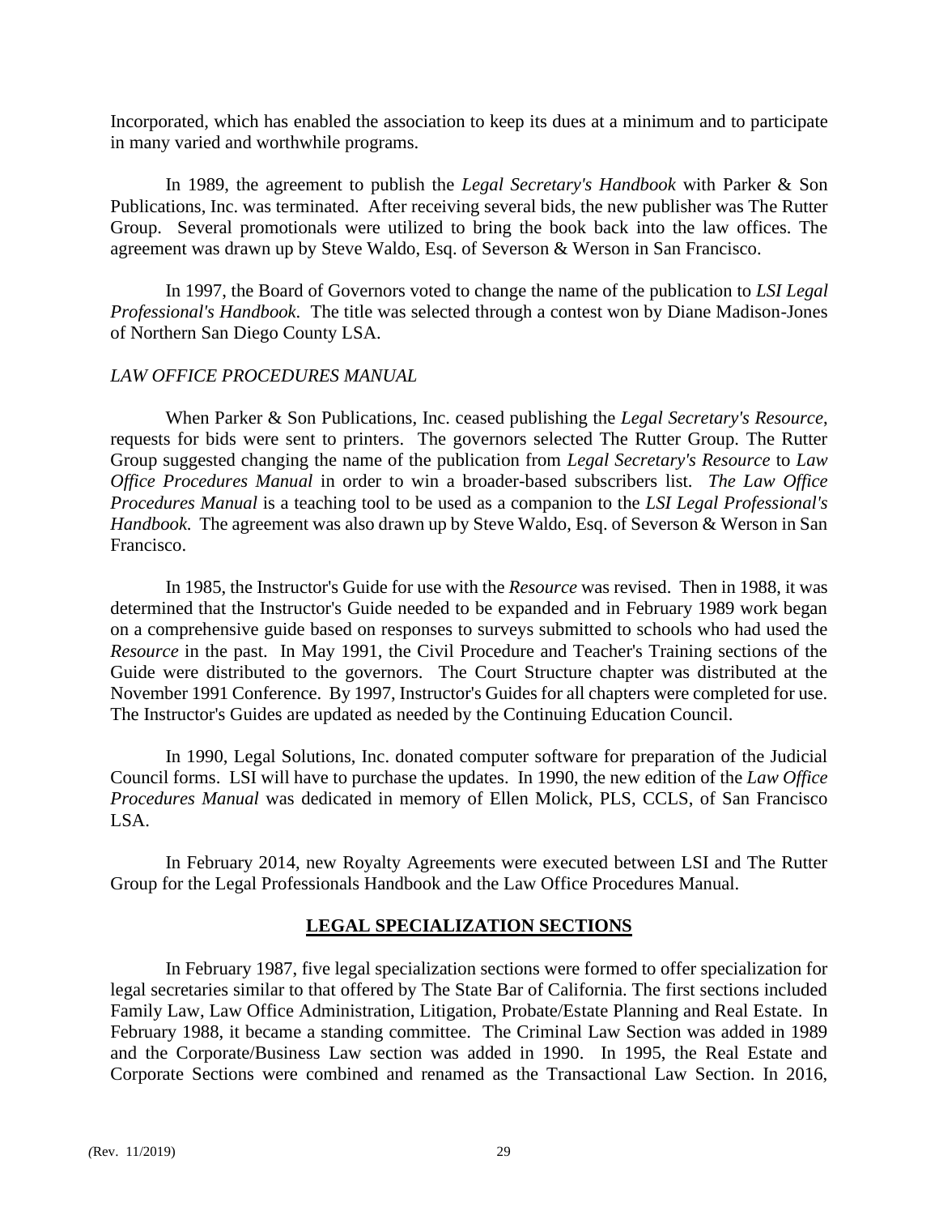Incorporated, which has enabled the association to keep its dues at a minimum and to participate in many varied and worthwhile programs.

In 1989, the agreement to publish the *Legal Secretary's Handbook* with Parker & Son Publications, Inc. was terminated. After receiving several bids, the new publisher was The Rutter Group. Several promotionals were utilized to bring the book back into the law offices. The agreement was drawn up by Steve Waldo, Esq. of Severson & Werson in San Francisco.

In 1997, the Board of Governors voted to change the name of the publication to *LSI Legal Professional's Handbook.* The title was selected through a contest won by Diane Madison-Jones of Northern San Diego County LSA.

*LAW OFFICE PROCEDURES MANUAL*

When Parker & Son Publications, Inc. ceased publishing the *Legal Secretary's Resource*, requests for bids were sent to printers. The governors selected The Rutter Group. The Rutter Group suggested changing the name of the publication from *Legal Secretary's Resource* to *Law Office Procedures Manual* in order to win a broader-based subscribers list. *The Law Office Procedures Manual* is a teaching tool to be used as a companion to the *LSI Legal Professional's Handbook.* The agreement was also drawn up by Steve Waldo, Esq. of Severson & Werson in San Francisco.

In 1985, the Instructor's Guide for use with the *Resource* was revised. Then in 1988, it was determined that the Instructor's Guide needed to be expanded and in February 1989 work began on a comprehensive guide based on responses to surveys submitted to schools who had used the *Resource* in the past. In May 1991, the Civil Procedure and Teacher's Training sections of the Guide were distributed to the governors. The Court Structure chapter was distributed at the November 1991 Conference. By 1997, Instructor's Guides for all chapters were completed for use. The Instructor's Guides are updated as needed by the Continuing Education Council.

In 1990, Legal Solutions, Inc. donated computer software for preparation of the Judicial Council forms. LSI will have to purchase the updates. In 1990, the new edition of the *Law Office Procedures Manual* was dedicated in memory of Ellen Molick, PLS, CCLS, of San Francisco LSA.

In February 2014, new Royalty Agreements were executed between LSI and The Rutter Group for the Legal Professionals Handbook and the Law Office Procedures Manual.

## LEGAL SPECIALIZATION SECTIONS

In February 1987, five legal specialization sections were formed to offer specialization for legal secretaries similar to that offered by The State Bar of California. The first sections included Family Law, Law Office Administration, Litigation, Probate/Estate Planning and Real Estate. In February 1988, it became a standing committee. The Criminal Law Section was added in 1989 and the Corporate/Business Law section was added in 1990. In 1995, the Real Estate and Corporate Sections were combined and renamed as the Transactional Law Section. In 2016,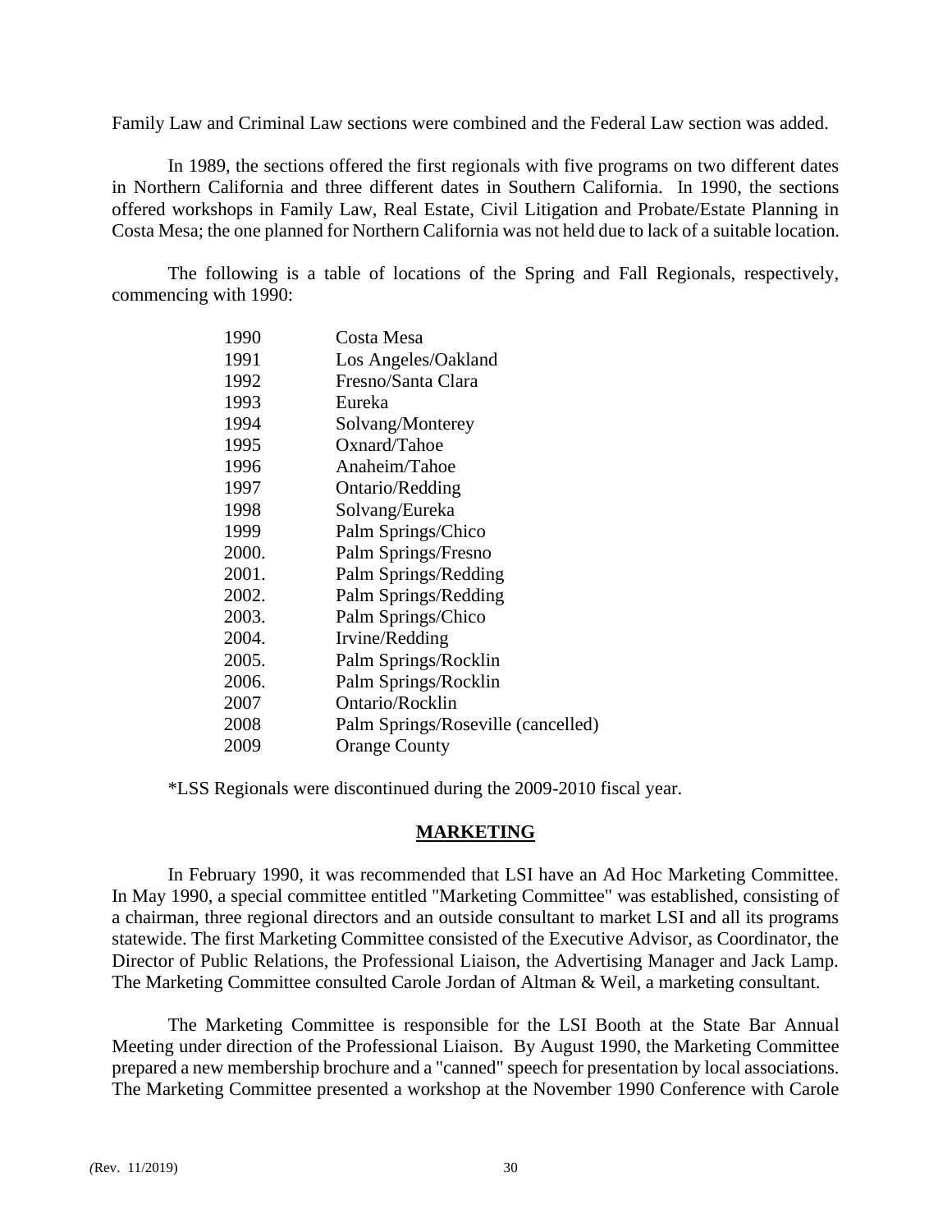Family Law and Criminal Law sections were combined and the Federal Law section was added.

In 1989, the sections offered the first regionals with five programs on two different dates in Northern California and three different dates in Southern California. In 1990, the sections offered workshops in Family Law, Real Estate, Civil Litigation and Probate/Estate Planning in Costa Mesa; the one planned for Northern California was not held due to lack of a suitable location.

The following is a table of locations of the Spring and Fall Regionals, respectively, commencing with 1990:

| | |
|---|---|
| 1990 | Costa Mesa |
| 1991 | Los Angeles/Oakland |
| 1992 | Fresno/Santa Clara |
| 1993 | Eureka |
| 1994 | Solvang/Monterey |
| 1995 | Oxnard/Tahoe |
| 1996 | Anaheim/Tahoe |
| 1997 | Ontario/Redding |
| 1998 | Solvang/Eureka |
| 1999 | Palm Springs/Chico |
| 2000. | Palm Springs/Fresno |
| 2001. | Palm Springs/Redding |
| 2002. | Palm Springs/Redding |
| 2003. | Palm Springs/Chico |
| 2004. | Irvine/Redding |
| 2005. | Palm Springs/Rocklin |
| 2006. | Palm Springs/Rocklin |
| 2007 | Ontario/Rocklin |
| 2008 | Palm Springs/Roseville (cancelled) |
| 2009 | Orange County |

*LSS Regionals were discontinued during the 2009-2010 fiscal year.

## MARKETING

In February 1990, it was recommended that LSI have an Ad Hoc Marketing Committee. In May 1990, a special committee entitled "Marketing Committee" was established, consisting of a chairman, three regional directors and an outside consultant to market LSI and all its programs statewide. The first Marketing Committee consisted of the Executive Advisor, as Coordinator, the Director of Public Relations, the Professional Liaison, the Advertising Manager and Jack Lamp. The Marketing Committee consulted Carole Jordan of Altman & Weil, a marketing consultant.

The Marketing Committee is responsible for the LSI Booth at the State Bar Annual Meeting under direction of the Professional Liaison. By August 1990, the Marketing Committee prepared a new membership brochure and a "canned" speech for presentation by local associations. The Marketing Committee presented a workshop at the November 1990 Conference with Carole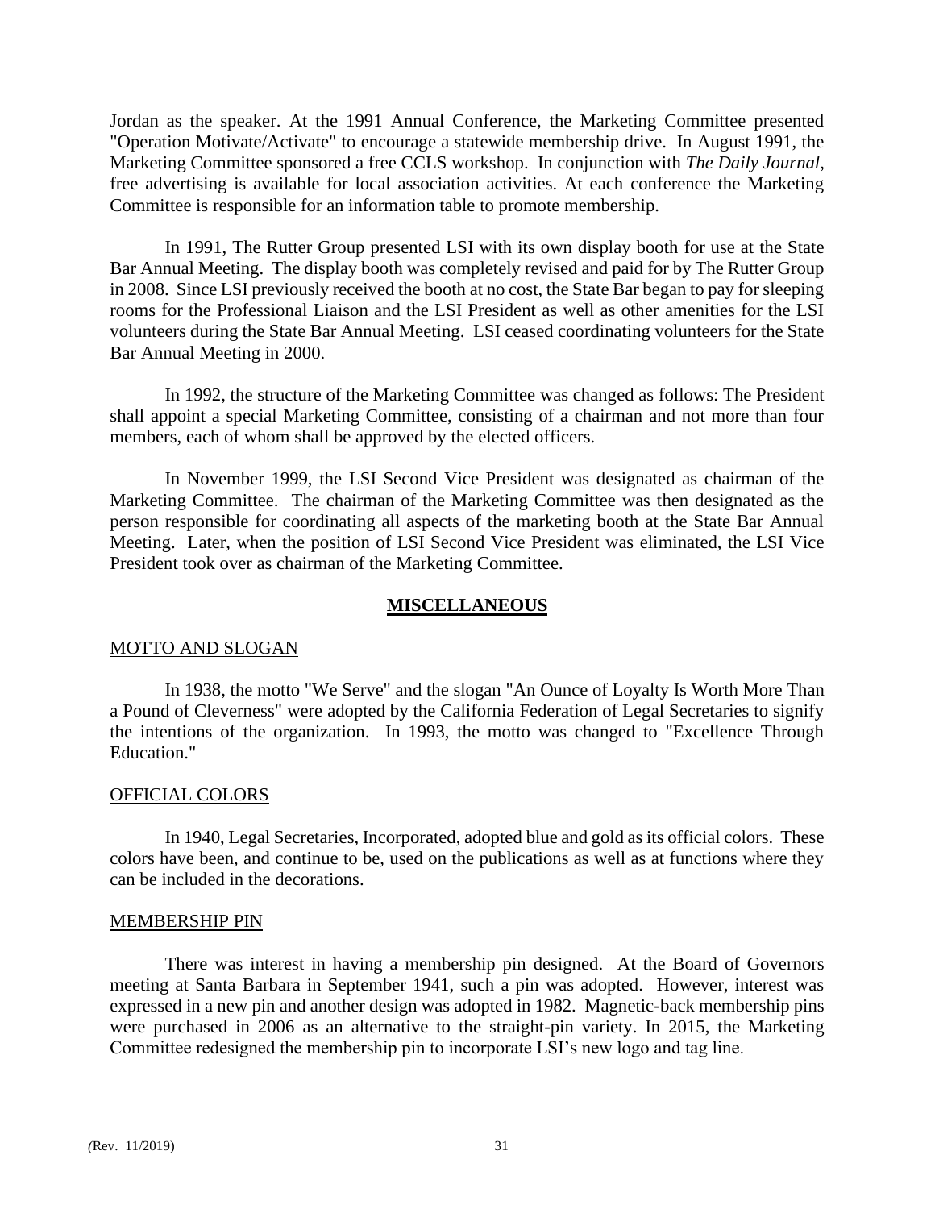Jordan as the speaker. At the 1991 Annual Conference, the Marketing Committee presented "Operation Motivate/Activate" to encourage a statewide membership drive. In August 1991, the Marketing Committee sponsored a free CCLS workshop. In conjunction with *The Daily Journal*, free advertising is available for local association activities. At each conference the Marketing Committee is responsible for an information table to promote membership.

In 1991, The Rutter Group presented LSI with its own display booth for use at the State Bar Annual Meeting. The display booth was completely revised and paid for by The Rutter Group in 2008. Since LSI previously received the booth at no cost, the State Bar began to pay for sleeping rooms for the Professional Liaison and the LSI President as well as other amenities for the LSI volunteers during the State Bar Annual Meeting. LSI ceased coordinating volunteers for the State Bar Annual Meeting in 2000.

In 1992, the structure of the Marketing Committee was changed as follows: The President shall appoint a special Marketing Committee, consisting of a chairman and not more than four members, each of whom shall be approved by the elected officers.

In November 1999, the LSI Second Vice President was designated as chairman of the Marketing Committee. The chairman of the Marketing Committee was then designated as the person responsible for coordinating all aspects of the marketing booth at the State Bar Annual Meeting. Later, when the position of LSI Second Vice President was eliminated, the LSI Vice President took over as chairman of the Marketing Committee.

## MISCELLANEOUS

### MOTTO AND SLOGAN

In 1938, the motto "We Serve" and the slogan "An Ounce of Loyalty Is Worth More Than a Pound of Cleverness" were adopted by the California Federation of Legal Secretaries to signify the intentions of the organization. In 1993, the motto was changed to "Excellence Through Education."

### OFFICIAL COLORS

In 1940, Legal Secretaries, Incorporated, adopted blue and gold as its official colors. These colors have been, and continue to be, used on the publications as well as at functions where they can be included in the decorations.

### MEMBERSHIP PIN

There was interest in having a membership pin designed. At the Board of Governors meeting at Santa Barbara in September 1941, such a pin was adopted. However, interest was expressed in a new pin and another design was adopted in 1982. Magnetic-back membership pins were purchased in 2006 as an alternative to the straight-pin variety. In 2015, the Marketing Committee redesigned the membership pin to incorporate LSI's new logo and tag line.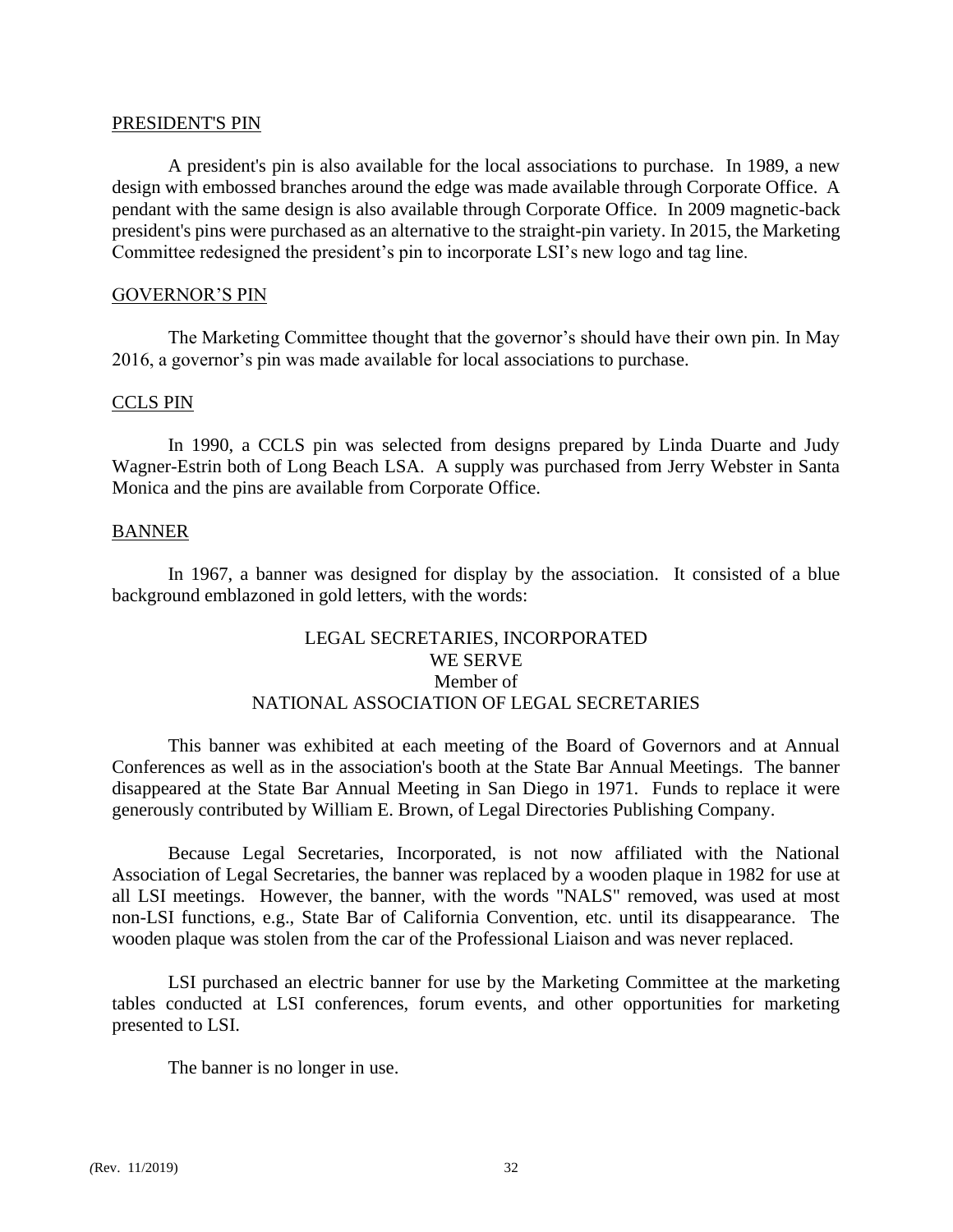## PRESIDENT'S PIN

A president's pin is also available for the local associations to purchase. In 1989, a new design with embossed branches around the edge was made available through Corporate Office. A pendant with the same design is also available through Corporate Office. In 2009 magnetic-back president's pins were purchased as an alternative to the straight-pin variety. In 2015, the Marketing Committee redesigned the president's pin to incorporate LSI's new logo and tag line.

## GOVERNOR'S PIN

The Marketing Committee thought that the governor's should have their own pin. In May 2016, a governor's pin was made available for local associations to purchase.

## CCLS PIN

In 1990, a CCLS pin was selected from designs prepared by Linda Duarte and Judy Wagner-Estrin both of Long Beach LSA. A supply was purchased from Jerry Webster in Santa Monica and the pins are available from Corporate Office.

## BANNER

In 1967, a banner was designed for display by the association. It consisted of a blue background emblazoned in gold letters, with the words:

LEGAL SECRETARIES, INCORPORATED
WE SERVE
Member of
NATIONAL ASSOCIATION OF LEGAL SECRETARIES

This banner was exhibited at each meeting of the Board of Governors and at Annual Conferences as well as in the association's booth at the State Bar Annual Meetings. The banner disappeared at the State Bar Annual Meeting in San Diego in 1971. Funds to replace it were generously contributed by William E. Brown, of Legal Directories Publishing Company.

Because Legal Secretaries, Incorporated, is not now affiliated with the National Association of Legal Secretaries, the banner was replaced by a wooden plaque in 1982 for use at all LSI meetings. However, the banner, with the words "NALS" removed, was used at most non-LSI functions, e.g., State Bar of California Convention, etc. until its disappearance. The wooden plaque was stolen from the car of the Professional Liaison and was never replaced.

LSI purchased an electric banner for use by the Marketing Committee at the marketing tables conducted at LSI conferences, forum events, and other opportunities for marketing presented to LSI.

The banner is no longer in use.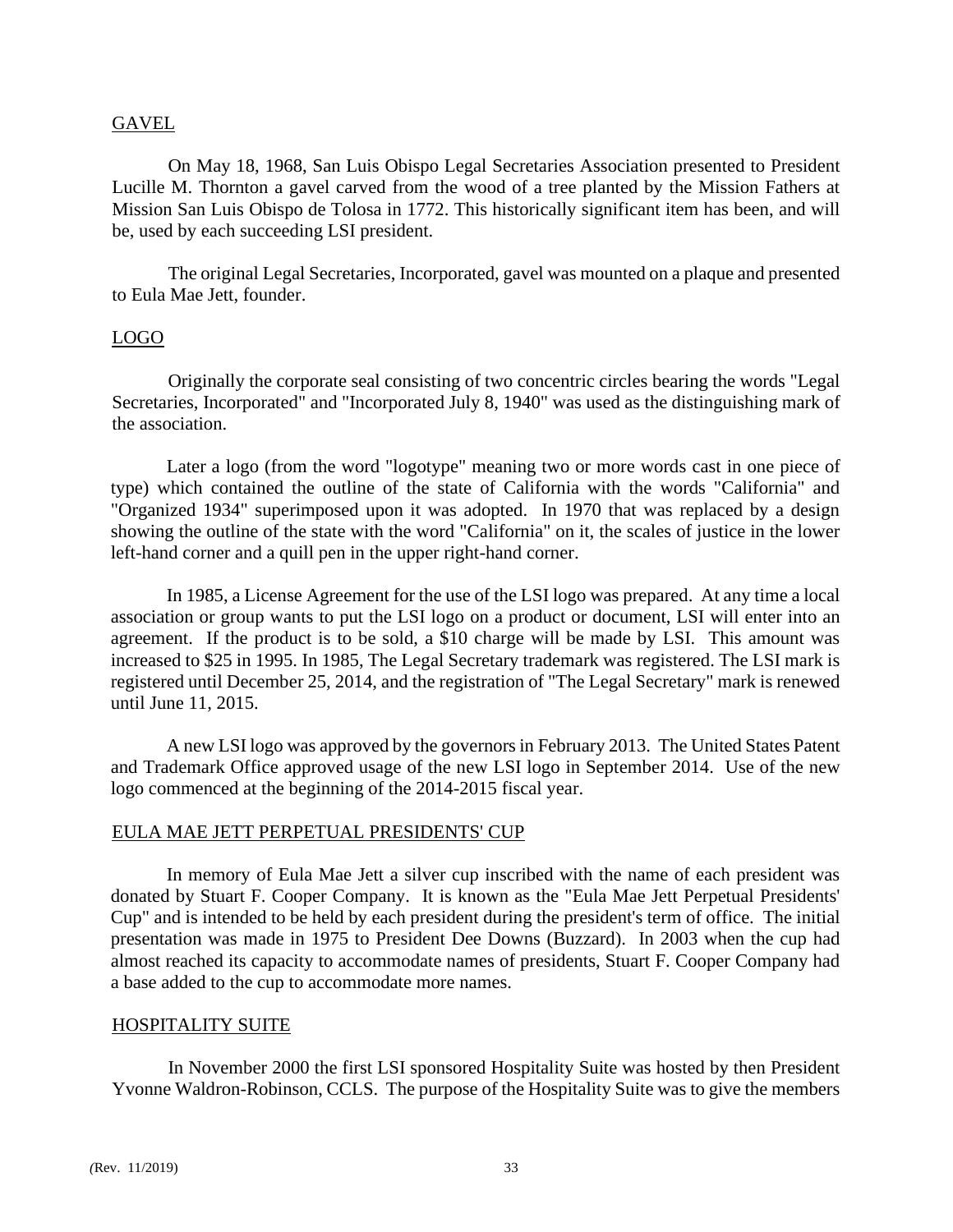## GAVEL

On May 18, 1968, San Luis Obispo Legal Secretaries Association presented to President Lucille M. Thornton a gavel carved from the wood of a tree planted by the Mission Fathers at Mission San Luis Obispo de Tolosa in 1772. This historically significant item has been, and will be, used by each succeeding LSI president.

The original Legal Secretaries, Incorporated, gavel was mounted on a plaque and presented to Eula Mae Jett, founder.

## LOGO

Originally the corporate seal consisting of two concentric circles bearing the words "Legal Secretaries, Incorporated" and "Incorporated July 8, 1940" was used as the distinguishing mark of the association.

Later a logo (from the word "logotype" meaning two or more words cast in one piece of type) which contained the outline of the state of California with the words "California" and "Organized 1934" superimposed upon it was adopted. In 1970 that was replaced by a design showing the outline of the state with the word "California" on it, the scales of justice in the lower left-hand corner and a quill pen in the upper right-hand corner.

In 1985, a License Agreement for the use of the LSI logo was prepared. At any time a local association or group wants to put the LSI logo on a product or document, LSI will enter into an agreement. If the product is to be sold, a $10 charge will be made by LSI. This amount was increased to $25 in 1995. In 1985, The Legal Secretary trademark was registered. The LSI mark is registered until December 25, 2014, and the registration of "The Legal Secretary" mark is renewed until June 11, 2015.

A new LSI logo was approved by the governors in February 2013. The United States Patent and Trademark Office approved usage of the new LSI logo in September 2014. Use of the new logo commenced at the beginning of the 2014-2015 fiscal year.

## EULA MAE JETT PERPETUAL PRESIDENTS' CUP

In memory of Eula Mae Jett a silver cup inscribed with the name of each president was donated by Stuart F. Cooper Company. It is known as the "Eula Mae Jett Perpetual Presidents' Cup" and is intended to be held by each president during the president's term of office. The initial presentation was made in 1975 to President Dee Downs (Buzzard). In 2003 when the cup had almost reached its capacity to accommodate names of presidents, Stuart F. Cooper Company had a base added to the cup to accommodate more names.

## HOSPITALITY SUITE

In November 2000 the first LSI sponsored Hospitality Suite was hosted by then President Yvonne Waldron-Robinson, CCLS. The purpose of the Hospitality Suite was to give the members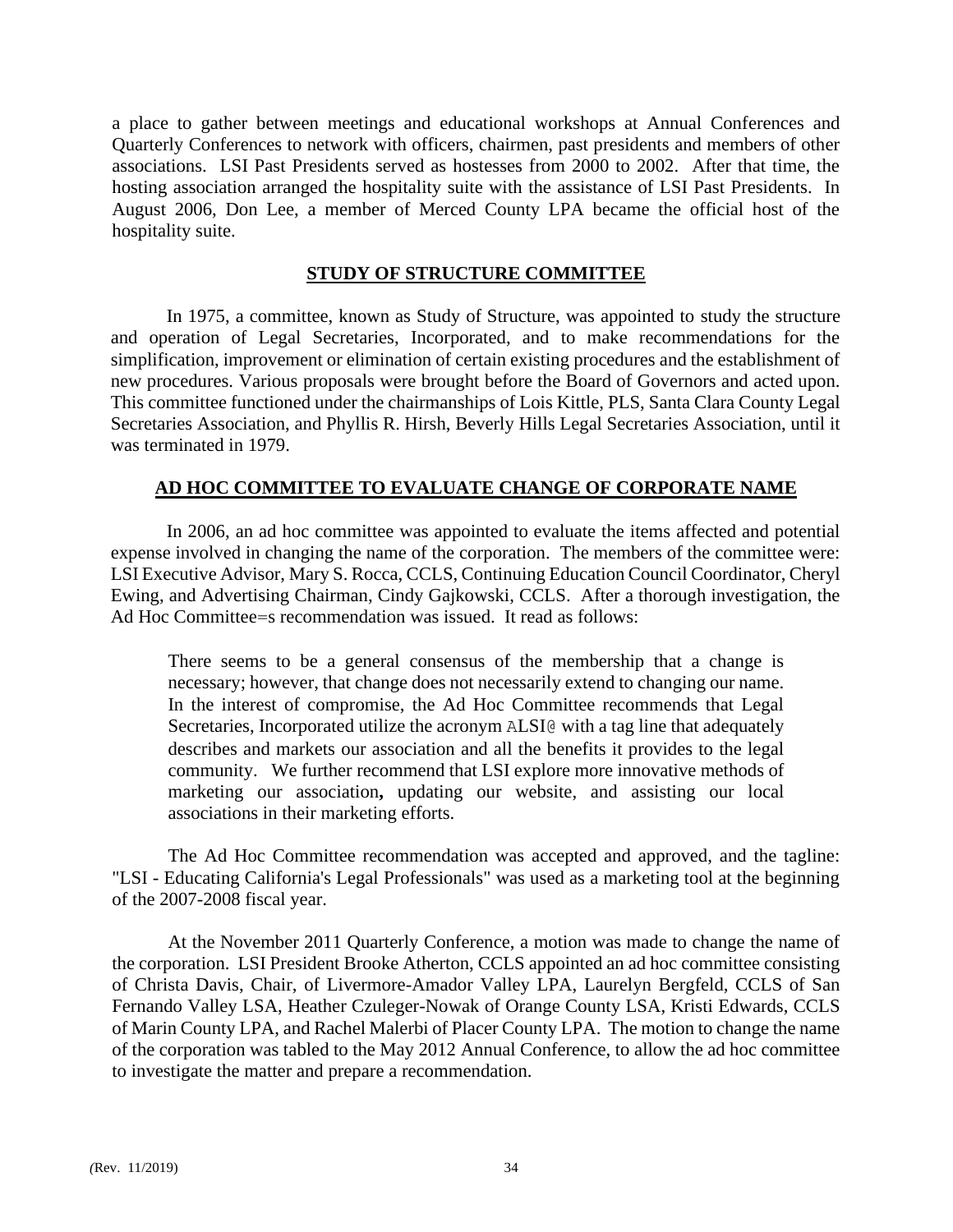a place to gather between meetings and educational workshops at Annual Conferences and Quarterly Conferences to network with officers, chairmen, past presidents and members of other associations. LSI Past Presidents served as hostesses from 2000 to 2002. After that time, the hosting association arranged the hospitality suite with the assistance of LSI Past Presidents. In August 2006, Don Lee, a member of Merced County LPA became the official host of the hospitality suite.

## STUDY OF STRUCTURE COMMITTEE

In 1975, a committee, known as Study of Structure, was appointed to study the structure and operation of Legal Secretaries, Incorporated, and to make recommendations for the simplification, improvement or elimination of certain existing procedures and the establishment of new procedures. Various proposals were brought before the Board of Governors and acted upon. This committee functioned under the chairmanships of Lois Kittle, PLS, Santa Clara County Legal Secretaries Association, and Phyllis R. Hirsh, Beverly Hills Legal Secretaries Association, until it was terminated in 1979.

## AD HOC COMMITTEE TO EVALUATE CHANGE OF CORPORATE NAME

In 2006, an ad hoc committee was appointed to evaluate the items affected and potential expense involved in changing the name of the corporation. The members of the committee were: LSI Executive Advisor, Mary S. Rocca, CCLS, Continuing Education Council Coordinator, Cheryl Ewing, and Advertising Chairman, Cindy Gajkowski, CCLS. After a thorough investigation, the Ad Hoc Committee=s recommendation was issued. It read as follows:

> There seems to be a general consensus of the membership that a change is necessary; however, that change does not necessarily extend to changing our name. In the interest of compromise, the Ad Hoc Committee recommends that Legal Secretaries, Incorporated utilize the acronym ALSI@ with a tag line that adequately describes and markets our association and all the benefits it provides to the legal community. We further recommend that LSI explore more innovative methods of marketing our association**,** updating our website, and assisting our local associations in their marketing efforts.

The Ad Hoc Committee recommendation was accepted and approved, and the tagline: "LSI - Educating California's Legal Professionals" was used as a marketing tool at the beginning of the 2007-2008 fiscal year.

At the November 2011 Quarterly Conference, a motion was made to change the name of the corporation. LSI President Brooke Atherton, CCLS appointed an ad hoc committee consisting of Christa Davis, Chair, of Livermore-Amador Valley LPA, Laurelyn Bergfeld, CCLS of San Fernando Valley LSA, Heather Czuleger-Nowak of Orange County LSA, Kristi Edwards, CCLS of Marin County LPA, and Rachel Malerbi of Placer County LPA. The motion to change the name of the corporation was tabled to the May 2012 Annual Conference, to allow the ad hoc committee to investigate the matter and prepare a recommendation.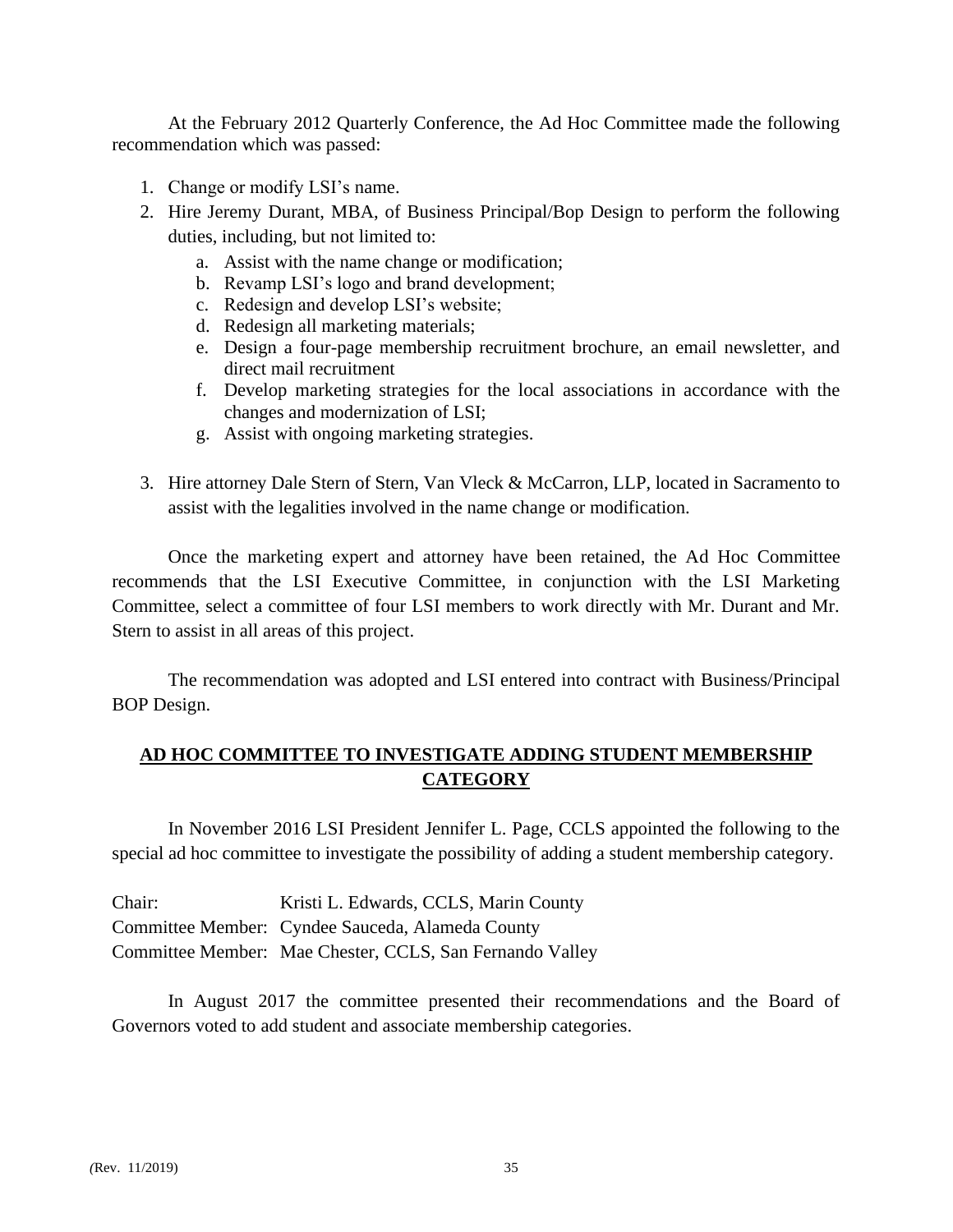At the February 2012 Quarterly Conference, the Ad Hoc Committee made the following recommendation which was passed:

1. Change or modify LSI's name.
2. Hire Jeremy Durant, MBA, of Business Principal/Bop Design to perform the following duties, including, but not limited to:
   a. Assist with the name change or modification;
   b. Revamp LSI's logo and brand development;
   c. Redesign and develop LSI's website;
   d. Redesign all marketing materials;
   e. Design a four-page membership recruitment brochure, an email newsletter, and direct mail recruitment
   f. Develop marketing strategies for the local associations in accordance with the changes and modernization of LSI;
   g. Assist with ongoing marketing strategies.
3. Hire attorney Dale Stern of Stern, Van Vleck & McCarron, LLP, located in Sacramento to assist with the legalities involved in the name change or modification.

Once the marketing expert and attorney have been retained, the Ad Hoc Committee recommends that the LSI Executive Committee, in conjunction with the LSI Marketing Committee, select a committee of four LSI members to work directly with Mr. Durant and Mr. Stern to assist in all areas of this project.

The recommendation was adopted and LSI entered into contract with Business/Principal BOP Design.

## AD HOC COMMITTEE TO INVESTIGATE ADDING STUDENT MEMBERSHIP CATEGORY

In November 2016 LSI President Jennifer L. Page, CCLS appointed the following to the special ad hoc committee to investigate the possibility of adding a student membership category.

Chair: Kristi L. Edwards, CCLS, Marin County
Committee Member: Cyndee Sauceda, Alameda County
Committee Member: Mae Chester, CCLS, San Fernando Valley

In August 2017 the committee presented their recommendations and the Board of Governors voted to add student and associate membership categories.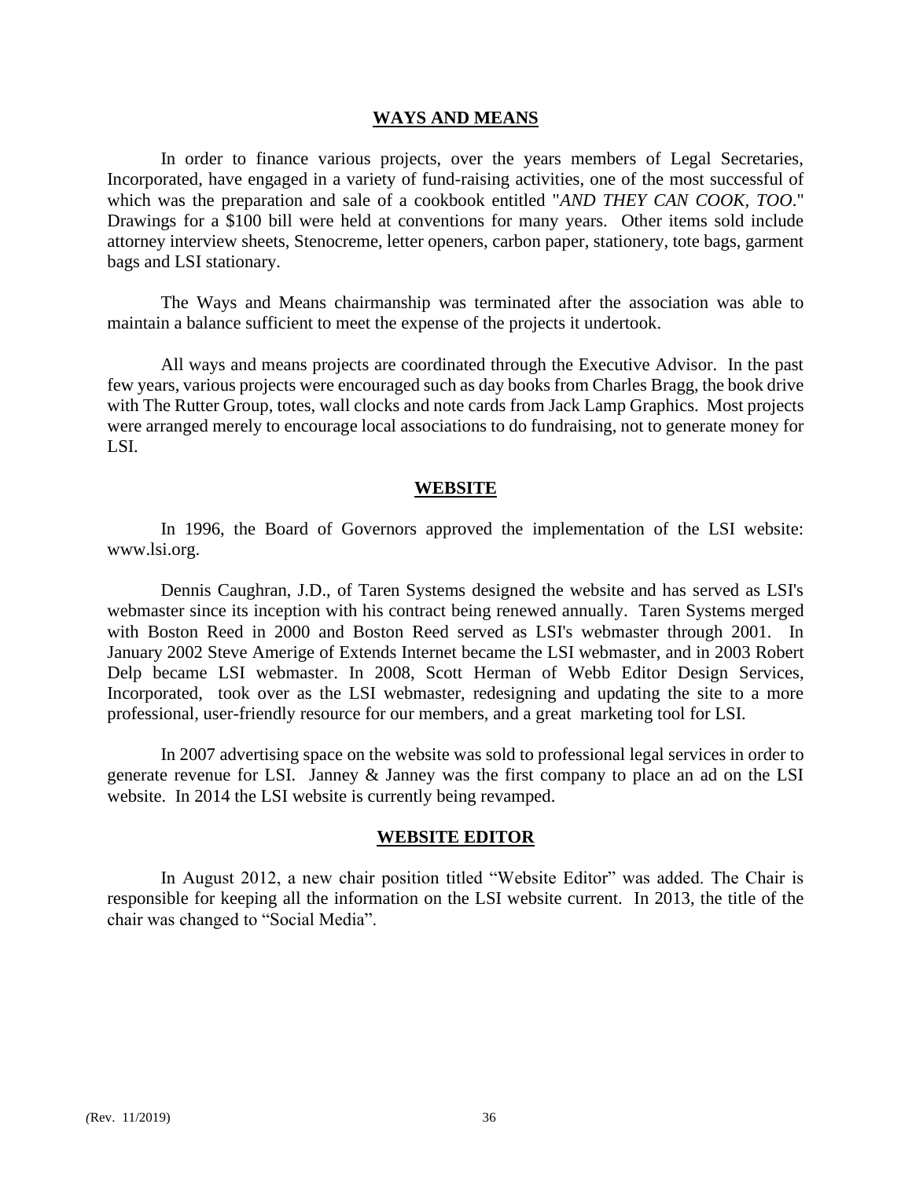## WAYS AND MEANS

In order to finance various projects, over the years members of Legal Secretaries, Incorporated, have engaged in a variety of fund-raising activities, one of the most successful of which was the preparation and sale of a cookbook entitled "*AND THEY CAN COOK, TOO*." Drawings for a $100 bill were held at conventions for many years. Other items sold include attorney interview sheets, Stenocreme, letter openers, carbon paper, stationery, tote bags, garment bags and LSI stationary.

The Ways and Means chairmanship was terminated after the association was able to maintain a balance sufficient to meet the expense of the projects it undertook.

All ways and means projects are coordinated through the Executive Advisor. In the past few years, various projects were encouraged such as day books from Charles Bragg, the book drive with The Rutter Group, totes, wall clocks and note cards from Jack Lamp Graphics. Most projects were arranged merely to encourage local associations to do fundraising, not to generate money for LSI.

## WEBSITE

In 1996, the Board of Governors approved the implementation of the LSI website: www.lsi.org.

Dennis Caughran, J.D., of Taren Systems designed the website and has served as LSI's webmaster since its inception with his contract being renewed annually. Taren Systems merged with Boston Reed in 2000 and Boston Reed served as LSI's webmaster through 2001. In January 2002 Steve Amerige of Extends Internet became the LSI webmaster, and in 2003 Robert Delp became LSI webmaster. In 2008, Scott Herman of Webb Editor Design Services, Incorporated, took over as the LSI webmaster, redesigning and updating the site to a more professional, user-friendly resource for our members, and a great marketing tool for LSI.

In 2007 advertising space on the website was sold to professional legal services in order to generate revenue for LSI. Janney & Janney was the first company to place an ad on the LSI website. In 2014 the LSI website is currently being revamped.

## WEBSITE EDITOR

In August 2012, a new chair position titled "Website Editor" was added. The Chair is responsible for keeping all the information on the LSI website current. In 2013, the title of the chair was changed to "Social Media".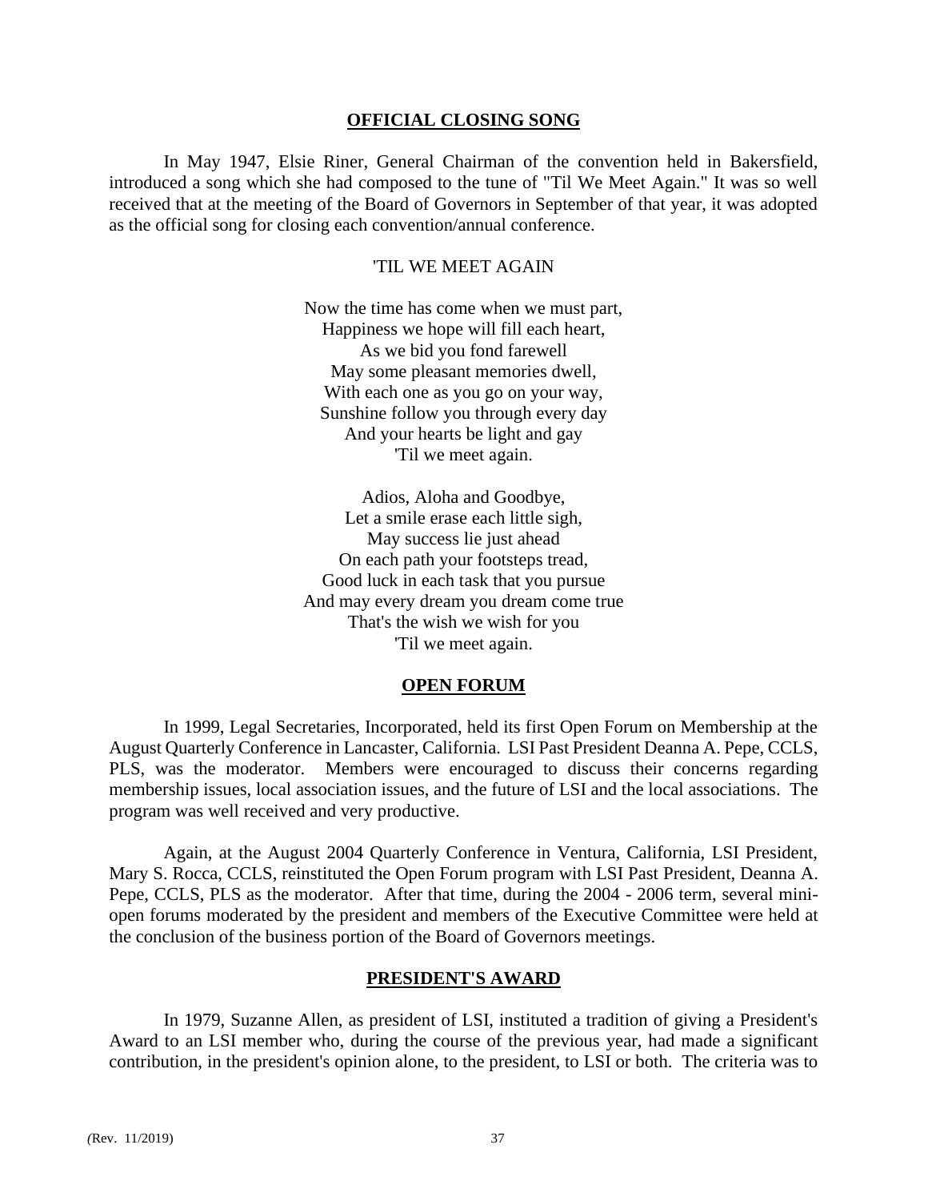## OFFICIAL CLOSING SONG

In May 1947, Elsie Riner, General Chairman of the convention held in Bakersfield, introduced a song which she had composed to the tune of "Til We Meet Again." It was so well received that at the meeting of the Board of Governors in September of that year, it was adopted as the official song for closing each convention/annual conference.

'TIL WE MEET AGAIN

Now the time has come when we must part,  
Happiness we hope will fill each heart,  
As we bid you fond farewell  
May some pleasant memories dwell,  
With each one as you go on your way,  
Sunshine follow you through every day  
And your hearts be light and gay  
'Til we meet again.

Adios, Aloha and Goodbye,  
Let a smile erase each little sigh,  
May success lie just ahead  
On each path your footsteps tread,  
Good luck in each task that you pursue  
And may every dream you dream come true  
That's the wish we wish for you  
'Til we meet again.

## OPEN FORUM

In 1999, Legal Secretaries, Incorporated, held its first Open Forum on Membership at the August Quarterly Conference in Lancaster, California. LSI Past President Deanna A. Pepe, CCLS, PLS, was the moderator. Members were encouraged to discuss their concerns regarding membership issues, local association issues, and the future of LSI and the local associations. The program was well received and very productive.

Again, at the August 2004 Quarterly Conference in Ventura, California, LSI President, Mary S. Rocca, CCLS, reinstituted the Open Forum program with LSI Past President, Deanna A. Pepe, CCLS, PLS as the moderator. After that time, during the 2004 - 2006 term, several mini-open forums moderated by the president and members of the Executive Committee were held at the conclusion of the business portion of the Board of Governors meetings.

## PRESIDENT'S AWARD

In 1979, Suzanne Allen, as president of LSI, instituted a tradition of giving a President's Award to an LSI member who, during the course of the previous year, had made a significant contribution, in the president's opinion alone, to the president, to LSI or both. The criteria was to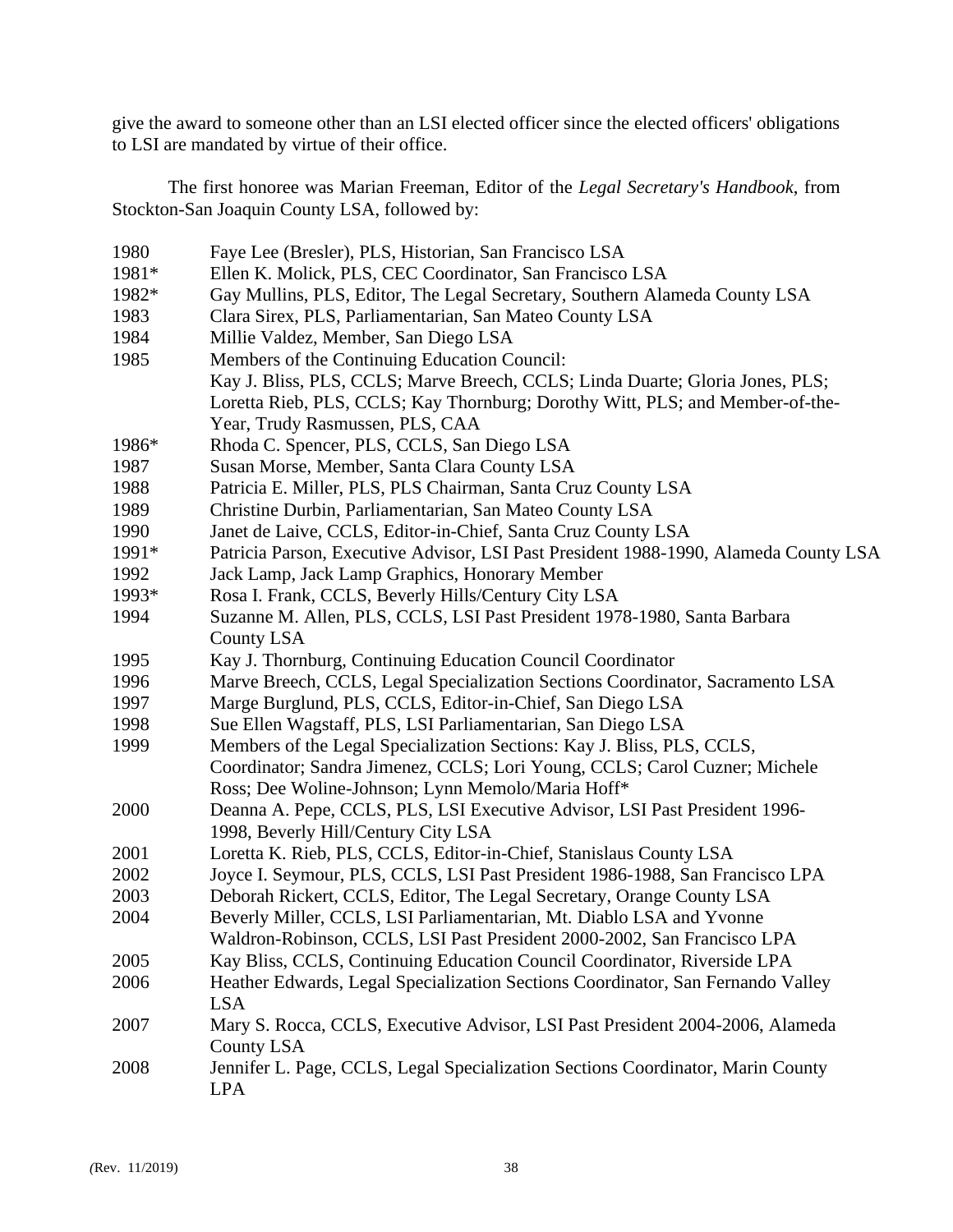give the award to someone other than an LSI elected officer since the elected officers' obligations to LSI are mandated by virtue of their office.

The first honoree was Marian Freeman, Editor of the *Legal Secretary's Handbook*, from Stockton-San Joaquin County LSA, followed by:

| | |
|---|---|
| 1980 | Faye Lee (Bresler), PLS, Historian, San Francisco LSA |
| 1981* | Ellen K. Molick, PLS, CEC Coordinator, San Francisco LSA |
| 1982* | Gay Mullins, PLS, Editor, The Legal Secretary, Southern Alameda County LSA |
| 1983 | Clara Sirex, PLS, Parliamentarian, San Mateo County LSA |
| 1984 | Millie Valdez, Member, San Diego LSA |
| 1985 | Members of the Continuing Education Council: Kay J. Bliss, PLS, CCLS; Marve Breech, CCLS; Linda Duarte; Gloria Jones, PLS; Loretta Rieb, PLS, CCLS; Kay Thornburg; Dorothy Witt, PLS; and Member-of-the-Year, Trudy Rasmussen, PLS, CAA |
| 1986* | Rhoda C. Spencer, PLS, CCLS, San Diego LSA |
| 1987 | Susan Morse, Member, Santa Clara County LSA |
| 1988 | Patricia E. Miller, PLS, PLS Chairman, Santa Cruz County LSA |
| 1989 | Christine Durbin, Parliamentarian, San Mateo County LSA |
| 1990 | Janet de Laive, CCLS, Editor-in-Chief, Santa Cruz County LSA |
| 1991* | Patricia Parson, Executive Advisor, LSI Past President 1988-1990, Alameda County LSA |
| 1992 | Jack Lamp, Jack Lamp Graphics, Honorary Member |
| 1993* | Rosa I. Frank, CCLS, Beverly Hills/Century City LSA |
| 1994 | Suzanne M. Allen, PLS, CCLS, LSI Past President 1978-1980, Santa Barbara County LSA |
| 1995 | Kay J. Thornburg, Continuing Education Council Coordinator |
| 1996 | Marve Breech, CCLS, Legal Specialization Sections Coordinator, Sacramento LSA |
| 1997 | Marge Burglund, PLS, CCLS, Editor-in-Chief, San Diego LSA |
| 1998 | Sue Ellen Wagstaff, PLS, LSI Parliamentarian, San Diego LSA |
| 1999 | Members of the Legal Specialization Sections: Kay J. Bliss, PLS, CCLS, Coordinator; Sandra Jimenez, CCLS; Lori Young, CCLS; Carol Cuzner; Michele Ross; Dee Woline-Johnson; Lynn Memolo/Maria Hoff* |
| 2000 | Deanna A. Pepe, CCLS, PLS, LSI Executive Advisor, LSI Past President 1996-1998, Beverly Hill/Century City LSA |
| 2001 | Loretta K. Rieb, PLS, CCLS, Editor-in-Chief, Stanislaus County LSA |
| 2002 | Joyce I. Seymour, PLS, CCLS, LSI Past President 1986-1988, San Francisco LPA |
| 2003 | Deborah Rickert, CCLS, Editor, The Legal Secretary, Orange County LSA |
| 2004 | Beverly Miller, CCLS, LSI Parliamentarian, Mt. Diablo LSA and Yvonne Waldron-Robinson, CCLS, LSI Past President 2000-2002, San Francisco LPA |
| 2005 | Kay Bliss, CCLS, Continuing Education Council Coordinator, Riverside LPA |
| 2006 | Heather Edwards, Legal Specialization Sections Coordinator, San Fernando Valley LSA |
| 2007 | Mary S. Rocca, CCLS, Executive Advisor, LSI Past President 2004-2006, Alameda County LSA |
| 2008 | Jennifer L. Page, CCLS, Legal Specialization Sections Coordinator, Marin County LPA |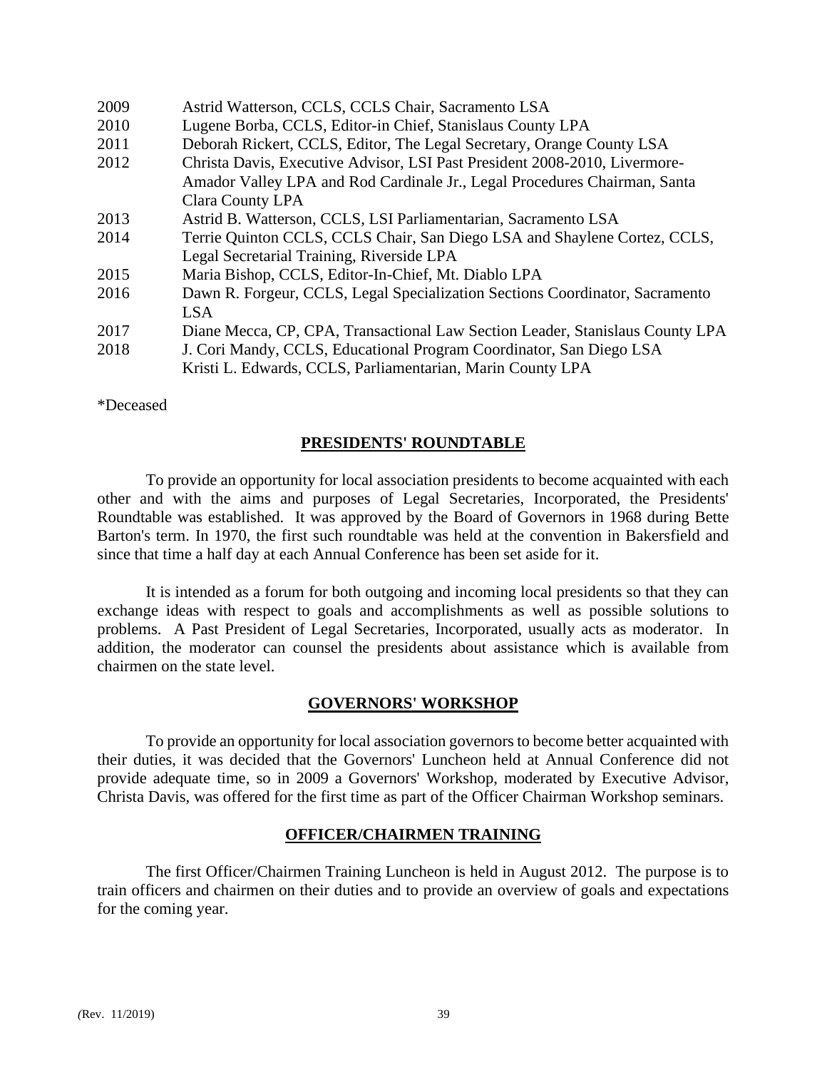| | |
|---|---|
| 2009 | Astrid Watterson, CCLS, CCLS Chair, Sacramento LSA |
| 2010 | Lugene Borba, CCLS, Editor-in Chief, Stanislaus County LPA |
| 2011 | Deborah Rickert, CCLS, Editor, The Legal Secretary, Orange County LSA |
| 2012 | Christa Davis, Executive Advisor, LSI Past President 2008-2010, Livermore-Amador Valley LPA and Rod Cardinale Jr., Legal Procedures Chairman, Santa Clara County LPA |
| 2013 | Astrid B. Watterson, CCLS, LSI Parliamentarian, Sacramento LSA |
| 2014 | Terrie Quinton CCLS, CCLS Chair, San Diego LSA and Shaylene Cortez, CCLS, Legal Secretarial Training, Riverside LPA |
| 2015 | Maria Bishop, CCLS, Editor-In-Chief, Mt. Diablo LPA |
| 2016 | Dawn R. Forgeur, CCLS, Legal Specialization Sections Coordinator, Sacramento LSA |
| 2017 | Diane Mecca, CP, CPA, Transactional Law Section Leader, Stanislaus County LPA |
| 2018 | J. Cori Mandy, CCLS, Educational Program Coordinator, San Diego LSA<br>Kristi L. Edwards, CCLS, Parliamentarian, Marin County LPA |

*Deceased

## PRESIDENTS' ROUNDTABLE

To provide an opportunity for local association presidents to become acquainted with each other and with the aims and purposes of Legal Secretaries, Incorporated, the Presidents' Roundtable was established. It was approved by the Board of Governors in 1968 during Bette Barton's term. In 1970, the first such roundtable was held at the convention in Bakersfield and since that time a half day at each Annual Conference has been set aside for it.

It is intended as a forum for both outgoing and incoming local presidents so that they can exchange ideas with respect to goals and accomplishments as well as possible solutions to problems. A Past President of Legal Secretaries, Incorporated, usually acts as moderator. In addition, the moderator can counsel the presidents about assistance which is available from chairmen on the state level.

## GOVERNORS' WORKSHOP

To provide an opportunity for local association governors to become better acquainted with their duties, it was decided that the Governors' Luncheon held at Annual Conference did not provide adequate time, so in 2009 a Governors' Workshop, moderated by Executive Advisor, Christa Davis, was offered for the first time as part of the Officer Chairman Workshop seminars.

## OFFICER/CHAIRMEN TRAINING

The first Officer/Chairmen Training Luncheon is held in August 2012. The purpose is to train officers and chairmen on their duties and to provide an overview of goals and expectations for the coming year.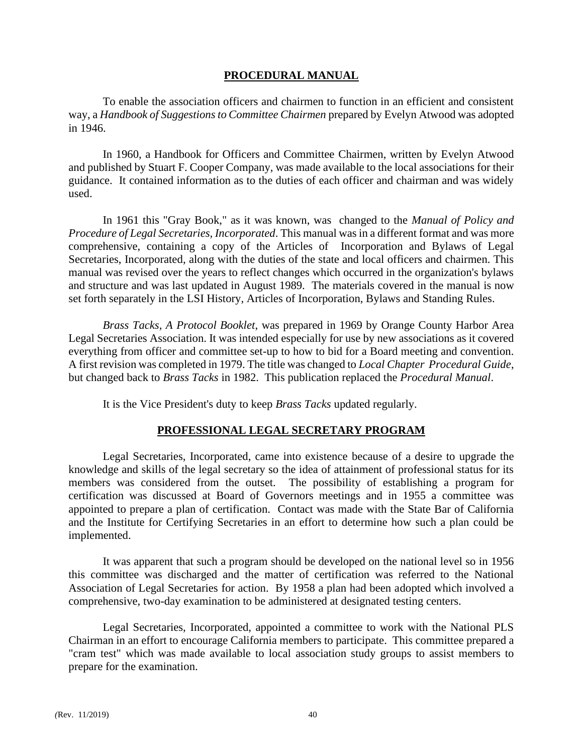## PROCEDURAL MANUAL

To enable the association officers and chairmen to function in an efficient and consistent way, a *Handbook of Suggestions to Committee Chairmen* prepared by Evelyn Atwood was adopted in 1946.

In 1960, a Handbook for Officers and Committee Chairmen, written by Evelyn Atwood and published by Stuart F. Cooper Company, was made available to the local associations for their guidance. It contained information as to the duties of each officer and chairman and was widely used.

In 1961 this "Gray Book," as it was known, was changed to the *Manual of Policy and Procedure of Legal Secretaries, Incorporated*. This manual was in a different format and was more comprehensive, containing a copy of the Articles of Incorporation and Bylaws of Legal Secretaries, Incorporated, along with the duties of the state and local officers and chairmen. This manual was revised over the years to reflect changes which occurred in the organization's bylaws and structure and was last updated in August 1989. The materials covered in the manual is now set forth separately in the LSI History, Articles of Incorporation, Bylaws and Standing Rules.

*Brass Tacks*, *A Protocol Booklet*, was prepared in 1969 by Orange County Harbor Area Legal Secretaries Association. It was intended especially for use by new associations as it covered everything from officer and committee set-up to how to bid for a Board meeting and convention. A first revision was completed in 1979. The title was changed to *Local Chapter Procedural Guide*, but changed back to *Brass Tacks* in 1982. This publication replaced the *Procedural Manual*.

It is the Vice President's duty to keep *Brass Tacks* updated regularly.

## PROFESSIONAL LEGAL SECRETARY PROGRAM

Legal Secretaries, Incorporated, came into existence because of a desire to upgrade the knowledge and skills of the legal secretary so the idea of attainment of professional status for its members was considered from the outset. The possibility of establishing a program for certification was discussed at Board of Governors meetings and in 1955 a committee was appointed to prepare a plan of certification. Contact was made with the State Bar of California and the Institute for Certifying Secretaries in an effort to determine how such a plan could be implemented.

It was apparent that such a program should be developed on the national level so in 1956 this committee was discharged and the matter of certification was referred to the National Association of Legal Secretaries for action. By 1958 a plan had been adopted which involved a comprehensive, two-day examination to be administered at designated testing centers.

Legal Secretaries, Incorporated, appointed a committee to work with the National PLS Chairman in an effort to encourage California members to participate. This committee prepared a "cram test" which was made available to local association study groups to assist members to prepare for the examination.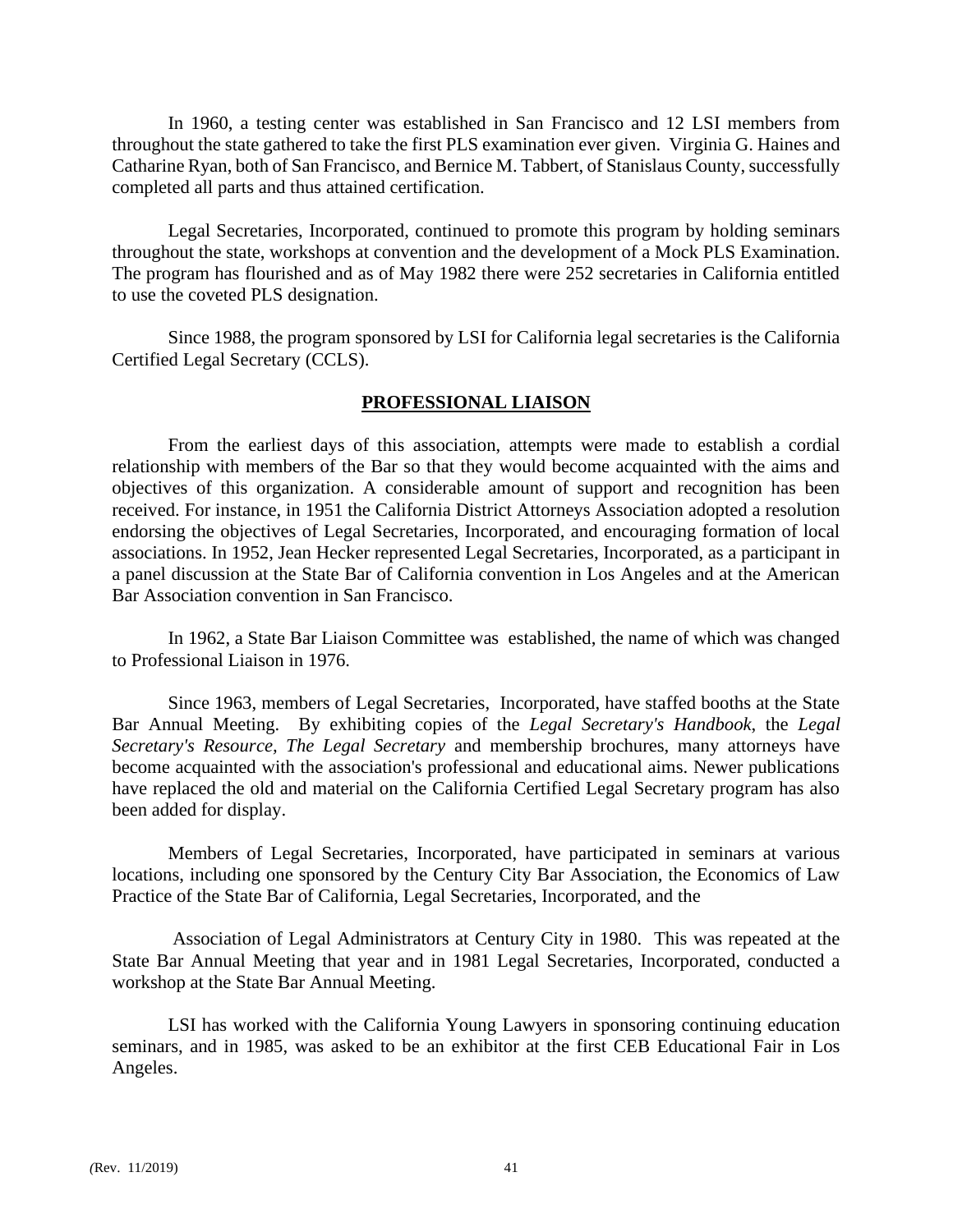In 1960, a testing center was established in San Francisco and 12 LSI members from throughout the state gathered to take the first PLS examination ever given. Virginia G. Haines and Catharine Ryan, both of San Francisco, and Bernice M. Tabbert, of Stanislaus County, successfully completed all parts and thus attained certification.

Legal Secretaries, Incorporated, continued to promote this program by holding seminars throughout the state, workshops at convention and the development of a Mock PLS Examination. The program has flourished and as of May 1982 there were 252 secretaries in California entitled to use the coveted PLS designation.

Since 1988, the program sponsored by LSI for California legal secretaries is the California Certified Legal Secretary (CCLS).

## PROFESSIONAL LIAISON

From the earliest days of this association, attempts were made to establish a cordial relationship with members of the Bar so that they would become acquainted with the aims and objectives of this organization. A considerable amount of support and recognition has been received. For instance, in 1951 the California District Attorneys Association adopted a resolution endorsing the objectives of Legal Secretaries, Incorporated, and encouraging formation of local associations. In 1952, Jean Hecker represented Legal Secretaries, Incorporated, as a participant in a panel discussion at the State Bar of California convention in Los Angeles and at the American Bar Association convention in San Francisco.

In 1962, a State Bar Liaison Committee was established, the name of which was changed to Professional Liaison in 1976.

Since 1963, members of Legal Secretaries, Incorporated, have staffed booths at the State Bar Annual Meeting. By exhibiting copies of the *Legal Secretary's Handbook*, the *Legal Secretary's Resource, The Legal Secretary* and membership brochures, many attorneys have become acquainted with the association's professional and educational aims. Newer publications have replaced the old and material on the California Certified Legal Secretary program has also been added for display.

Members of Legal Secretaries, Incorporated, have participated in seminars at various locations, including one sponsored by the Century City Bar Association, the Economics of Law Practice of the State Bar of California, Legal Secretaries, Incorporated, and the Association of Legal Administrators at Century City in 1980. This was repeated at the State Bar Annual Meeting that year and in 1981 Legal Secretaries, Incorporated, conducted a workshop at the State Bar Annual Meeting.

LSI has worked with the California Young Lawyers in sponsoring continuing education seminars, and in 1985, was asked to be an exhibitor at the first CEB Educational Fair in Los Angeles.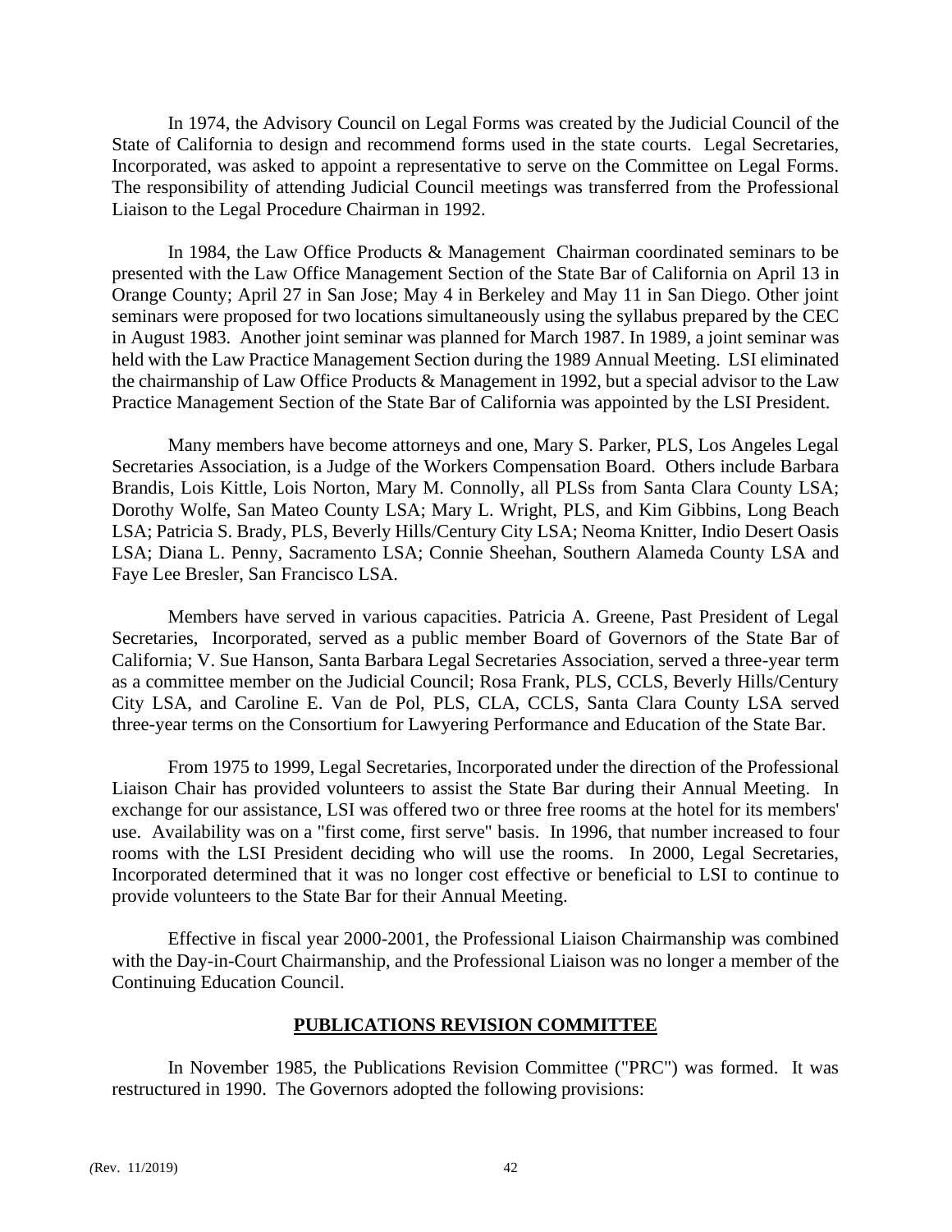In 1974, the Advisory Council on Legal Forms was created by the Judicial Council of the State of California to design and recommend forms used in the state courts. Legal Secretaries, Incorporated, was asked to appoint a representative to serve on the Committee on Legal Forms. The responsibility of attending Judicial Council meetings was transferred from the Professional Liaison to the Legal Procedure Chairman in 1992.

In 1984, the Law Office Products & Management Chairman coordinated seminars to be presented with the Law Office Management Section of the State Bar of California on April 13 in Orange County; April 27 in San Jose; May 4 in Berkeley and May 11 in San Diego. Other joint seminars were proposed for two locations simultaneously using the syllabus prepared by the CEC in August 1983. Another joint seminar was planned for March 1987. In 1989, a joint seminar was held with the Law Practice Management Section during the 1989 Annual Meeting. LSI eliminated the chairmanship of Law Office Products & Management in 1992, but a special advisor to the Law Practice Management Section of the State Bar of California was appointed by the LSI President.

Many members have become attorneys and one, Mary S. Parker, PLS, Los Angeles Legal Secretaries Association, is a Judge of the Workers Compensation Board. Others include Barbara Brandis, Lois Kittle, Lois Norton, Mary M. Connolly, all PLSs from Santa Clara County LSA; Dorothy Wolfe, San Mateo County LSA; Mary L. Wright, PLS, and Kim Gibbins, Long Beach LSA; Patricia S. Brady, PLS, Beverly Hills/Century City LSA; Neoma Knitter, Indio Desert Oasis LSA; Diana L. Penny, Sacramento LSA; Connie Sheehan, Southern Alameda County LSA and Faye Lee Bresler, San Francisco LSA.

Members have served in various capacities. Patricia A. Greene, Past President of Legal Secretaries, Incorporated, served as a public member Board of Governors of the State Bar of California; V. Sue Hanson, Santa Barbara Legal Secretaries Association, served a three-year term as a committee member on the Judicial Council; Rosa Frank, PLS, CCLS, Beverly Hills/Century City LSA, and Caroline E. Van de Pol, PLS, CLA, CCLS, Santa Clara County LSA served three-year terms on the Consortium for Lawyering Performance and Education of the State Bar.

From 1975 to 1999, Legal Secretaries, Incorporated under the direction of the Professional Liaison Chair has provided volunteers to assist the State Bar during their Annual Meeting. In exchange for our assistance, LSI was offered two or three free rooms at the hotel for its members' use. Availability was on a "first come, first serve" basis. In 1996, that number increased to four rooms with the LSI President deciding who will use the rooms. In 2000, Legal Secretaries, Incorporated determined that it was no longer cost effective or beneficial to LSI to continue to provide volunteers to the State Bar for their Annual Meeting.

Effective in fiscal year 2000-2001, the Professional Liaison Chairmanship was combined with the Day-in-Court Chairmanship, and the Professional Liaison was no longer a member of the Continuing Education Council.

## PUBLICATIONS REVISION COMMITTEE

In November 1985, the Publications Revision Committee ("PRC") was formed. It was restructured in 1990. The Governors adopted the following provisions: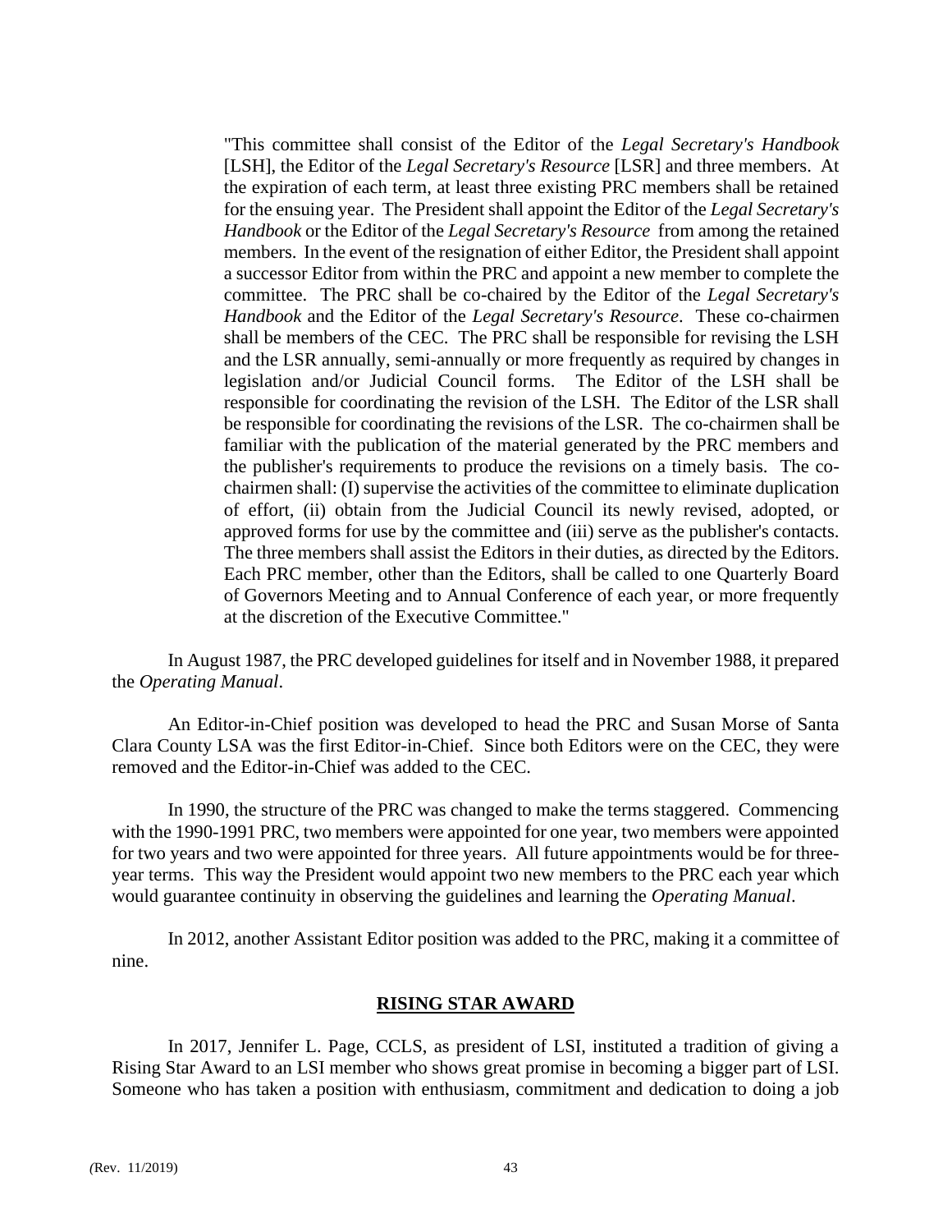> "This committee shall consist of the Editor of the *Legal Secretary's Handbook* [LSH], the Editor of the *Legal Secretary's Resource* [LSR] and three members. At the expiration of each term, at least three existing PRC members shall be retained for the ensuing year. The President shall appoint the Editor of the *Legal Secretary's Handbook* or the Editor of the *Legal Secretary's Resource* from among the retained members. In the event of the resignation of either Editor, the President shall appoint a successor Editor from within the PRC and appoint a new member to complete the committee. The PRC shall be co-chaired by the Editor of the *Legal Secretary's Handbook* and the Editor of the *Legal Secretary's Resource*. These co-chairmen shall be members of the CEC. The PRC shall be responsible for revising the LSH and the LSR annually, semi-annually or more frequently as required by changes in legislation and/or Judicial Council forms. The Editor of the LSH shall be responsible for coordinating the revision of the LSH. The Editor of the LSR shall be responsible for coordinating the revisions of the LSR. The co-chairmen shall be familiar with the publication of the material generated by the PRC members and the publisher's requirements to produce the revisions on a timely basis. The co-chairmen shall: (I) supervise the activities of the committee to eliminate duplication of effort, (ii) obtain from the Judicial Council its newly revised, adopted, or approved forms for use by the committee and (iii) serve as the publisher's contacts. The three members shall assist the Editors in their duties, as directed by the Editors. Each PRC member, other than the Editors, shall be called to one Quarterly Board of Governors Meeting and to Annual Conference of each year, or more frequently at the discretion of the Executive Committee."

In August 1987, the PRC developed guidelines for itself and in November 1988, it prepared the *Operating Manual*.

An Editor-in-Chief position was developed to head the PRC and Susan Morse of Santa Clara County LSA was the first Editor-in-Chief. Since both Editors were on the CEC, they were removed and the Editor-in-Chief was added to the CEC.

In 1990, the structure of the PRC was changed to make the terms staggered. Commencing with the 1990-1991 PRC, two members were appointed for one year, two members were appointed for two years and two were appointed for three years. All future appointments would be for three-year terms. This way the President would appoint two new members to the PRC each year which would guarantee continuity in observing the guidelines and learning the *Operating Manual*.

In 2012, another Assistant Editor position was added to the PRC, making it a committee of nine.

## RISING STAR AWARD

In 2017, Jennifer L. Page, CCLS, as president of LSI, instituted a tradition of giving a Rising Star Award to an LSI member who shows great promise in becoming a bigger part of LSI. Someone who has taken a position with enthusiasm, commitment and dedication to doing a job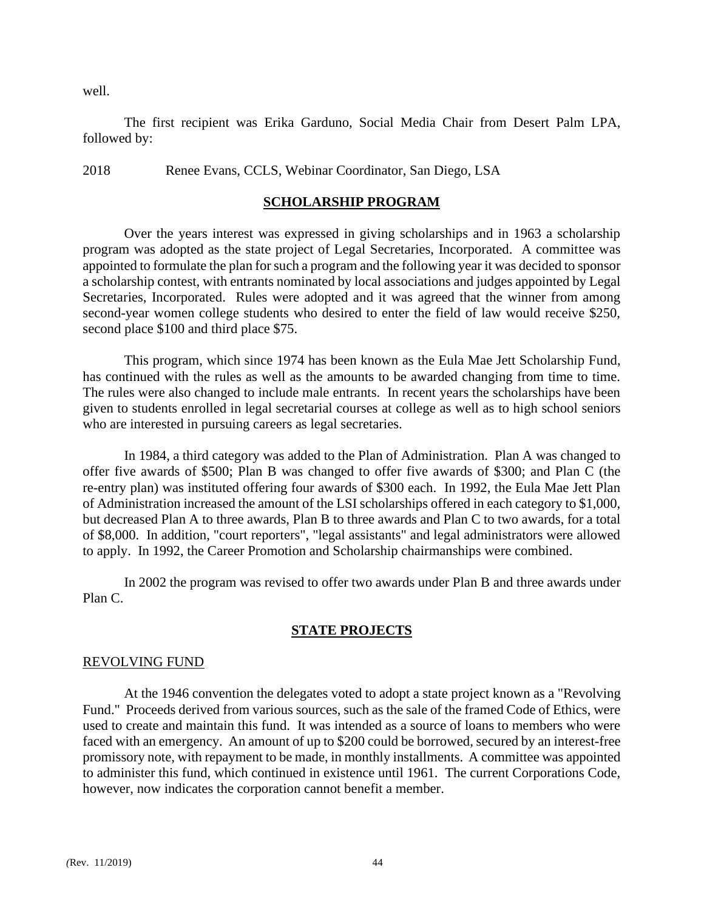well.

The first recipient was Erika Garduno, Social Media Chair from Desert Palm LPA, followed by:

2018 Renee Evans, CCLS, Webinar Coordinator, San Diego, LSA

## SCHOLARSHIP PROGRAM

Over the years interest was expressed in giving scholarships and in 1963 a scholarship program was adopted as the state project of Legal Secretaries, Incorporated. A committee was appointed to formulate the plan for such a program and the following year it was decided to sponsor a scholarship contest, with entrants nominated by local associations and judges appointed by Legal Secretaries, Incorporated. Rules were adopted and it was agreed that the winner from among second-year women college students who desired to enter the field of law would receive $250, second place $100 and third place $75.

This program, which since 1974 has been known as the Eula Mae Jett Scholarship Fund, has continued with the rules as well as the amounts to be awarded changing from time to time. The rules were also changed to include male entrants. In recent years the scholarships have been given to students enrolled in legal secretarial courses at college as well as to high school seniors who are interested in pursuing careers as legal secretaries.

In 1984, a third category was added to the Plan of Administration. Plan A was changed to offer five awards of $500; Plan B was changed to offer five awards of $300; and Plan C (the re-entry plan) was instituted offering four awards of $300 each. In 1992, the Eula Mae Jett Plan of Administration increased the amount of the LSI scholarships offered in each category to $1,000, but decreased Plan A to three awards, Plan B to three awards and Plan C to two awards, for a total of $8,000. In addition, "court reporters", "legal assistants" and legal administrators were allowed to apply. In 1992, the Career Promotion and Scholarship chairmanships were combined.

In 2002 the program was revised to offer two awards under Plan B and three awards under Plan C.

## STATE PROJECTS

### REVOLVING FUND

At the 1946 convention the delegates voted to adopt a state project known as a "Revolving Fund." Proceeds derived from various sources, such as the sale of the framed Code of Ethics, were used to create and maintain this fund. It was intended as a source of loans to members who were faced with an emergency. An amount of up to $200 could be borrowed, secured by an interest-free promissory note, with repayment to be made, in monthly installments. A committee was appointed to administer this fund, which continued in existence until 1961. The current Corporations Code, however, now indicates the corporation cannot benefit a member.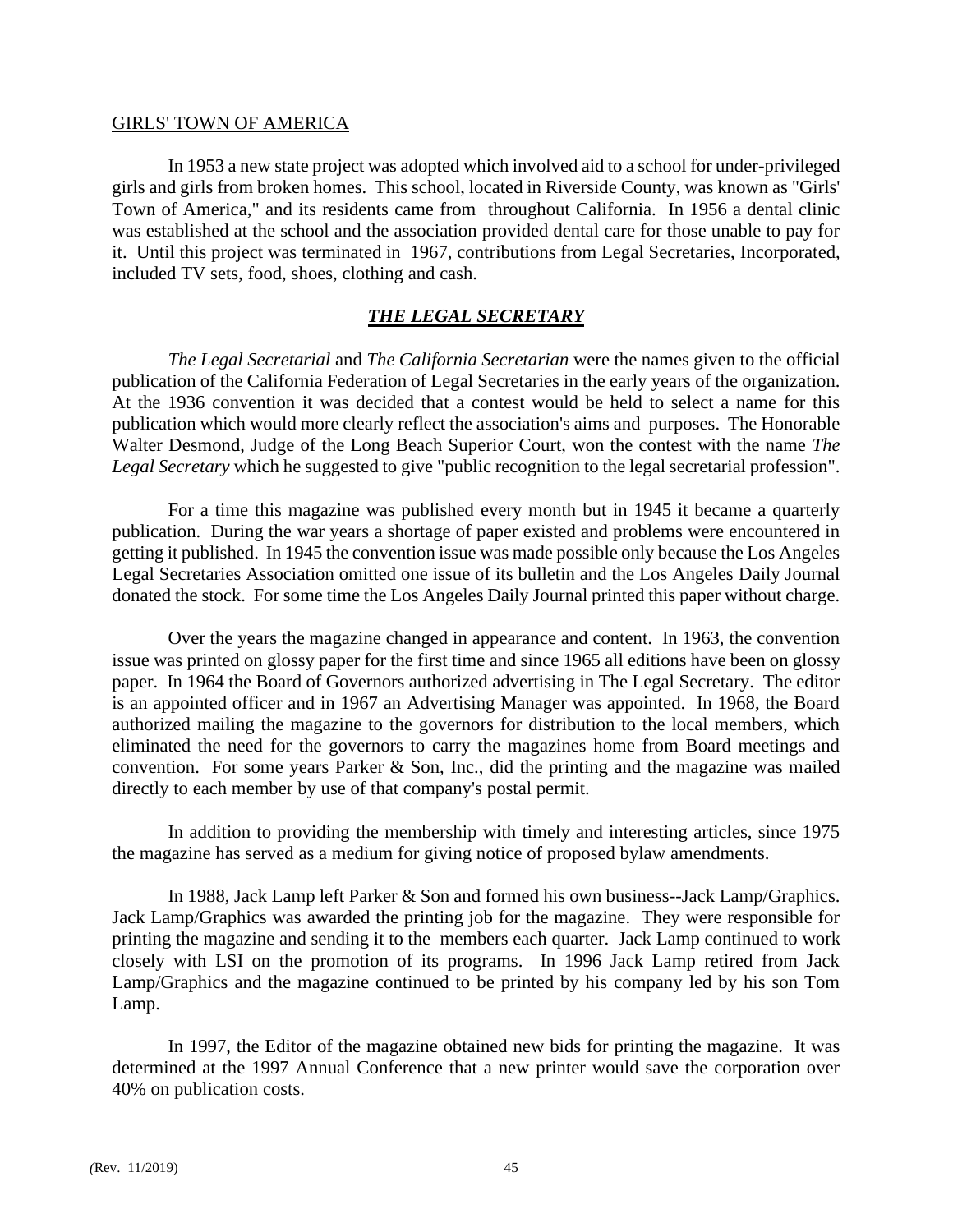GIRLS' TOWN OF AMERICA

In 1953 a new state project was adopted which involved aid to a school for under-privileged girls and girls from broken homes. This school, located in Riverside County, was known as "Girls' Town of America," and its residents came from throughout California. In 1956 a dental clinic was established at the school and the association provided dental care for those unable to pay for it. Until this project was terminated in 1967, contributions from Legal Secretaries, Incorporated, included TV sets, food, shoes, clothing and cash.

## ***THE LEGAL SECRETARY***

*The Legal Secretarial* and *The California Secretarian* were the names given to the official publication of the California Federation of Legal Secretaries in the early years of the organization. At the 1936 convention it was decided that a contest would be held to select a name for this publication which would more clearly reflect the association's aims and purposes. The Honorable Walter Desmond, Judge of the Long Beach Superior Court, won the contest with the name *The Legal Secretary* which he suggested to give "public recognition to the legal secretarial profession".

For a time this magazine was published every month but in 1945 it became a quarterly publication. During the war years a shortage of paper existed and problems were encountered in getting it published. In 1945 the convention issue was made possible only because the Los Angeles Legal Secretaries Association omitted one issue of its bulletin and the Los Angeles Daily Journal donated the stock. For some time the Los Angeles Daily Journal printed this paper without charge.

Over the years the magazine changed in appearance and content. In 1963, the convention issue was printed on glossy paper for the first time and since 1965 all editions have been on glossy paper. In 1964 the Board of Governors authorized advertising in The Legal Secretary. The editor is an appointed officer and in 1967 an Advertising Manager was appointed. In 1968, the Board authorized mailing the magazine to the governors for distribution to the local members, which eliminated the need for the governors to carry the magazines home from Board meetings and convention. For some years Parker & Son, Inc., did the printing and the magazine was mailed directly to each member by use of that company's postal permit.

In addition to providing the membership with timely and interesting articles, since 1975 the magazine has served as a medium for giving notice of proposed bylaw amendments.

In 1988, Jack Lamp left Parker & Son and formed his own business--Jack Lamp/Graphics. Jack Lamp/Graphics was awarded the printing job for the magazine. They were responsible for printing the magazine and sending it to the members each quarter. Jack Lamp continued to work closely with LSI on the promotion of its programs. In 1996 Jack Lamp retired from Jack Lamp/Graphics and the magazine continued to be printed by his company led by his son Tom Lamp.

In 1997, the Editor of the magazine obtained new bids for printing the magazine. It was determined at the 1997 Annual Conference that a new printer would save the corporation over 40% on publication costs.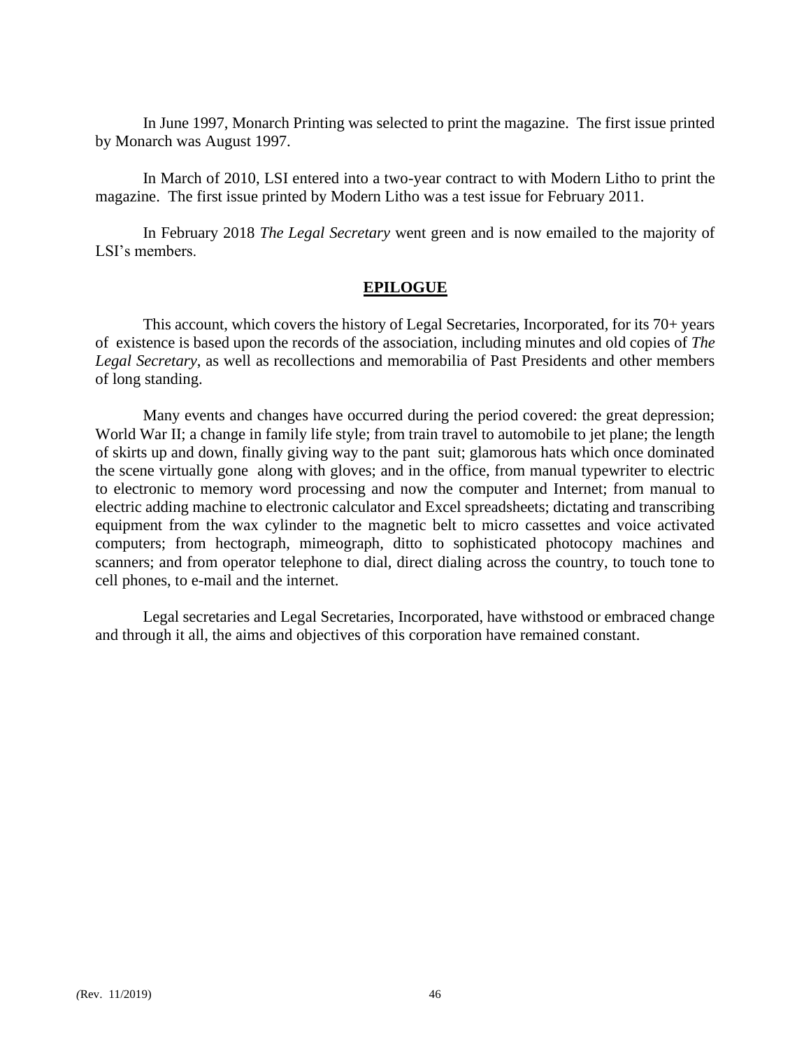In June 1997, Monarch Printing was selected to print the magazine. The first issue printed by Monarch was August 1997.

In March of 2010, LSI entered into a two-year contract to with Modern Litho to print the magazine. The first issue printed by Modern Litho was a test issue for February 2011.

In February 2018 *The Legal Secretary* went green and is now emailed to the majority of LSI's members.

## EPILOGUE

This account, which covers the history of Legal Secretaries, Incorporated, for its 70+ years of existence is based upon the records of the association, including minutes and old copies of *The Legal Secretary*, as well as recollections and memorabilia of Past Presidents and other members of long standing.

Many events and changes have occurred during the period covered: the great depression; World War II; a change in family life style; from train travel to automobile to jet plane; the length of skirts up and down, finally giving way to the pant suit; glamorous hats which once dominated the scene virtually gone along with gloves; and in the office, from manual typewriter to electric to electronic to memory word processing and now the computer and Internet; from manual to electric adding machine to electronic calculator and Excel spreadsheets; dictating and transcribing equipment from the wax cylinder to the magnetic belt to micro cassettes and voice activated computers; from hectograph, mimeograph, ditto to sophisticated photocopy machines and scanners; and from operator telephone to dial, direct dialing across the country, to touch tone to cell phones, to e-mail and the internet.

Legal secretaries and Legal Secretaries, Incorporated, have withstood or embraced change and through it all, the aims and objectives of this corporation have remained constant.

(Rev. 11/2019)